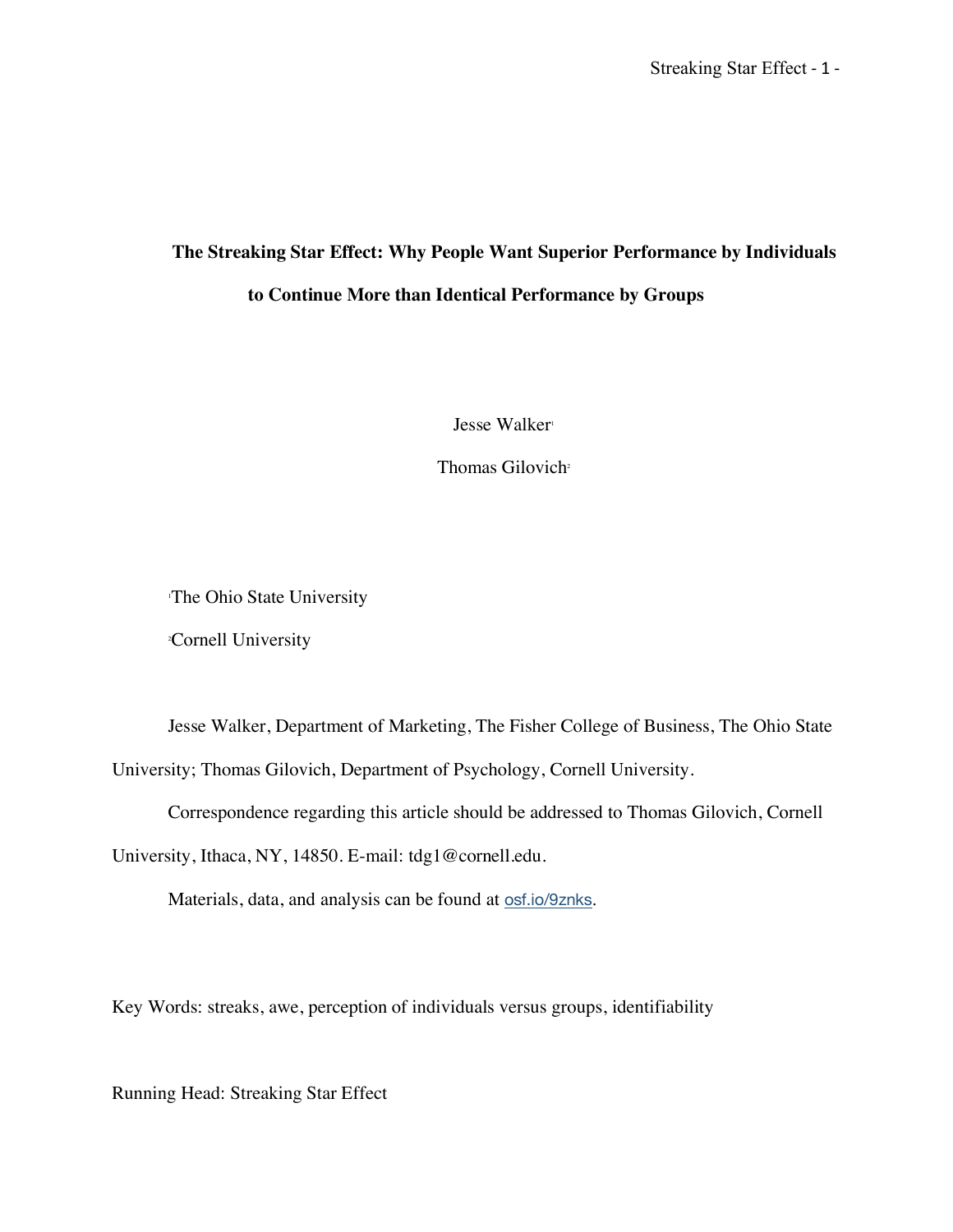# The Streaking Star Effect: Why People Want Superior Performance by Individuals to Continue More than Identical Performance by Groups

Jesse Walker[1]

Thomas Gilovich[2]

[1]The Ohio State University

[2]Cornell University

Jesse Walker, Department of Marketing, The Fisher College of Business, The Ohio State University; Thomas Gilovich, Department of Psychology, Cornell University.

Correspondence regarding this article should be addressed to Thomas Gilovich, Cornell University, Ithaca, NY, 14850. E-mail: tdg1@cornell.edu.

Materials, data, and analysis can be found at osf.io/9znks.

Key Words: streaks, awe, perception of individuals versus groups, identifiability

Running Head: Streaking Star Effect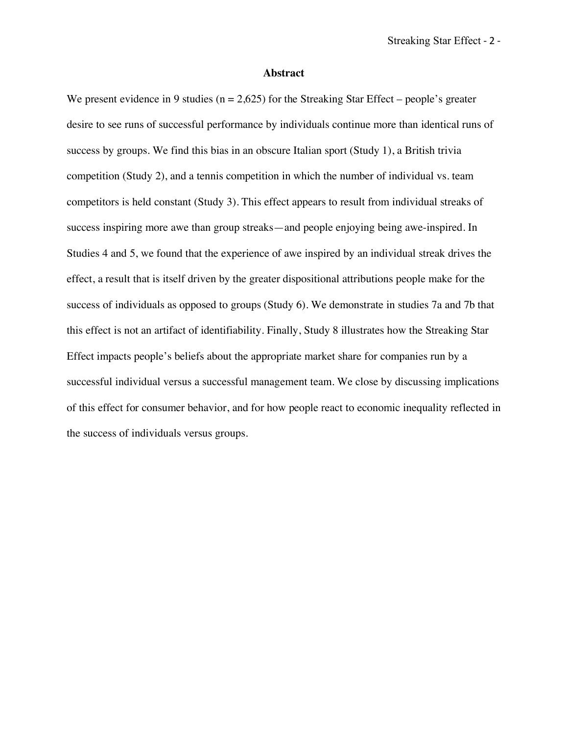## Abstract

We present evidence in 9 studies (n = 2,625) for the Streaking Star Effect – people's greater desire to see runs of successful performance by individuals continue more than identical runs of success by groups. We find this bias in an obscure Italian sport (Study 1), a British trivia competition (Study 2), and a tennis competition in which the number of individual vs. team competitors is held constant (Study 3). This effect appears to result from individual streaks of success inspiring more awe than group streaks—and people enjoying being awe-inspired. In Studies 4 and 5, we found that the experience of awe inspired by an individual streak drives the effect, a result that is itself driven by the greater dispositional attributions people make for the success of individuals as opposed to groups (Study 6). We demonstrate in studies 7a and 7b that this effect is not an artifact of identifiability. Finally, Study 8 illustrates how the Streaking Star Effect impacts people's beliefs about the appropriate market share for companies run by a successful individual versus a successful management team. We close by discussing implications of this effect for consumer behavior, and for how people react to economic inequality reflected in the success of individuals versus groups.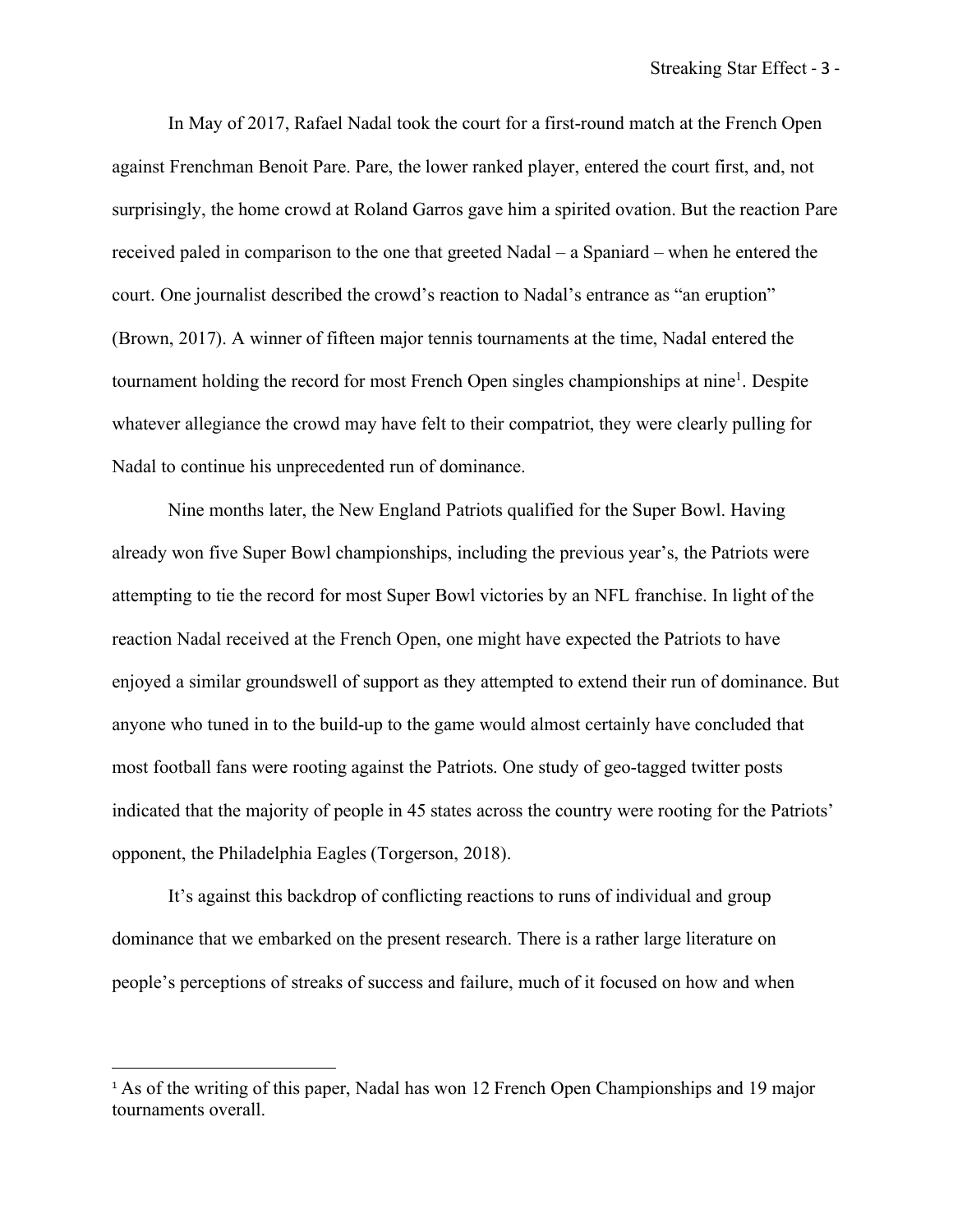In May of 2017, Rafael Nadal took the court for a first-round match at the French Open against Frenchman Benoit Pare. Pare, the lower ranked player, entered the court first, and, not surprisingly, the home crowd at Roland Garros gave him a spirited ovation. But the reaction Pare received paled in comparison to the one that greeted Nadal – a Spaniard – when he entered the court. One journalist described the crowd's reaction to Nadal's entrance as "an eruption" (Brown, 2017). A winner of fifteen major tennis tournaments at the time, Nadal entered the tournament holding the record for most French Open singles championships at nine[1]. Despite whatever allegiance the crowd may have felt to their compatriot, they were clearly pulling for Nadal to continue his unprecedented run of dominance.

Nine months later, the New England Patriots qualified for the Super Bowl. Having already won five Super Bowl championships, including the previous year's, the Patriots were attempting to tie the record for most Super Bowl victories by an NFL franchise. In light of the reaction Nadal received at the French Open, one might have expected the Patriots to have enjoyed a similar groundswell of support as they attempted to extend their run of dominance. But anyone who tuned in to the build-up to the game would almost certainly have concluded that most football fans were rooting against the Patriots. One study of geo-tagged twitter posts indicated that the majority of people in 45 states across the country were rooting for the Patriots' opponent, the Philadelphia Eagles (Torgerson, 2018).

It's against this backdrop of conflicting reactions to runs of individual and group dominance that we embarked on the present research. There is a rather large literature on people's perceptions of streaks of success and failure, much of it focused on how and when

[1] As of the writing of this paper, Nadal has won 12 French Open Championships and 19 major tournaments overall.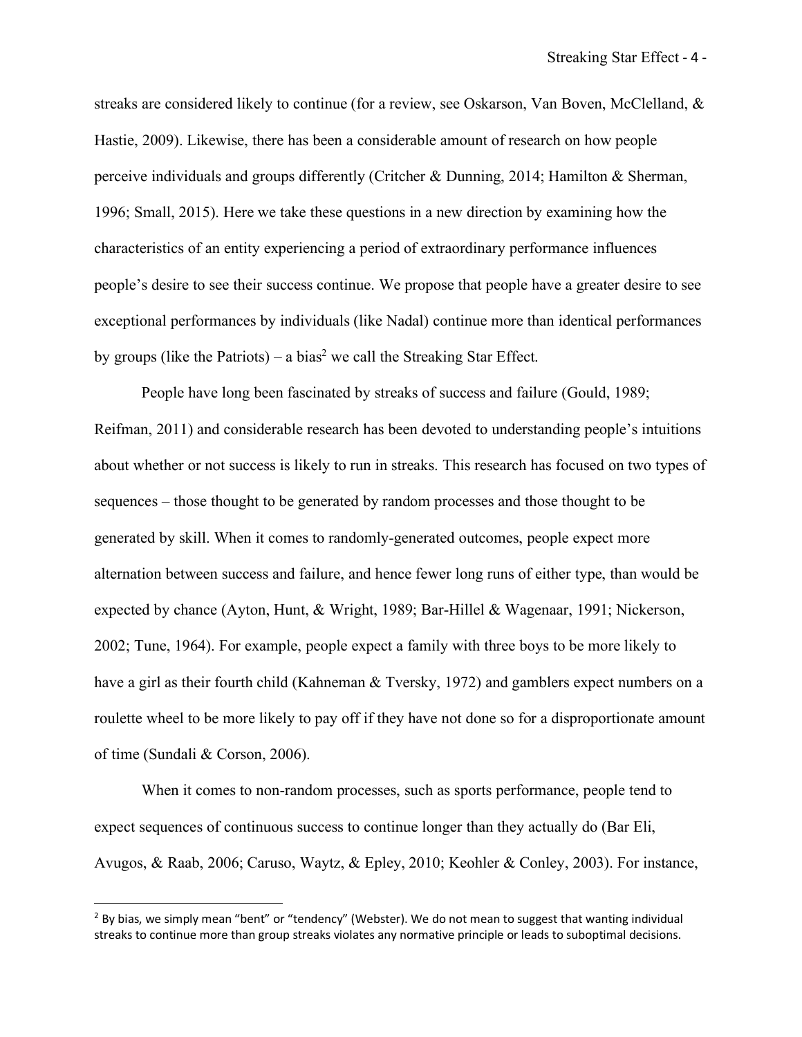streaks are considered likely to continue (for a review, see Oskarson, Van Boven, McClelland, & Hastie, 2009). Likewise, there has been a considerable amount of research on how people perceive individuals and groups differently (Critcher & Dunning, 2014; Hamilton & Sherman, 1996; Small, 2015). Here we take these questions in a new direction by examining how the characteristics of an entity experiencing a period of extraordinary performance influences people's desire to see their success continue. We propose that people have a greater desire to see exceptional performances by individuals (like Nadal) continue more than identical performances by groups (like the Patriots) – a bias[2] we call the Streaking Star Effect.

People have long been fascinated by streaks of success and failure (Gould, 1989; Reifman, 2011) and considerable research has been devoted to understanding people's intuitions about whether or not success is likely to run in streaks. This research has focused on two types of sequences – those thought to be generated by random processes and those thought to be generated by skill. When it comes to randomly-generated outcomes, people expect more alternation between success and failure, and hence fewer long runs of either type, than would be expected by chance (Ayton, Hunt, & Wright, 1989; Bar-Hillel & Wagenaar, 1991; Nickerson, 2002; Tune, 1964). For example, people expect a family with three boys to be more likely to have a girl as their fourth child (Kahneman & Tversky, 1972) and gamblers expect numbers on a roulette wheel to be more likely to pay off if they have not done so for a disproportionate amount of time (Sundali & Corson, 2006).

When it comes to non-random processes, such as sports performance, people tend to expect sequences of continuous success to continue longer than they actually do (Bar Eli, Avugos, & Raab, 2006; Caruso, Waytz, & Epley, 2010; Keohler & Conley, 2003). For instance,

---

[2] By bias, we simply mean "bent" or "tendency" (Webster). We do not mean to suggest that wanting individual streaks to continue more than group streaks violates any normative principle or leads to suboptimal decisions.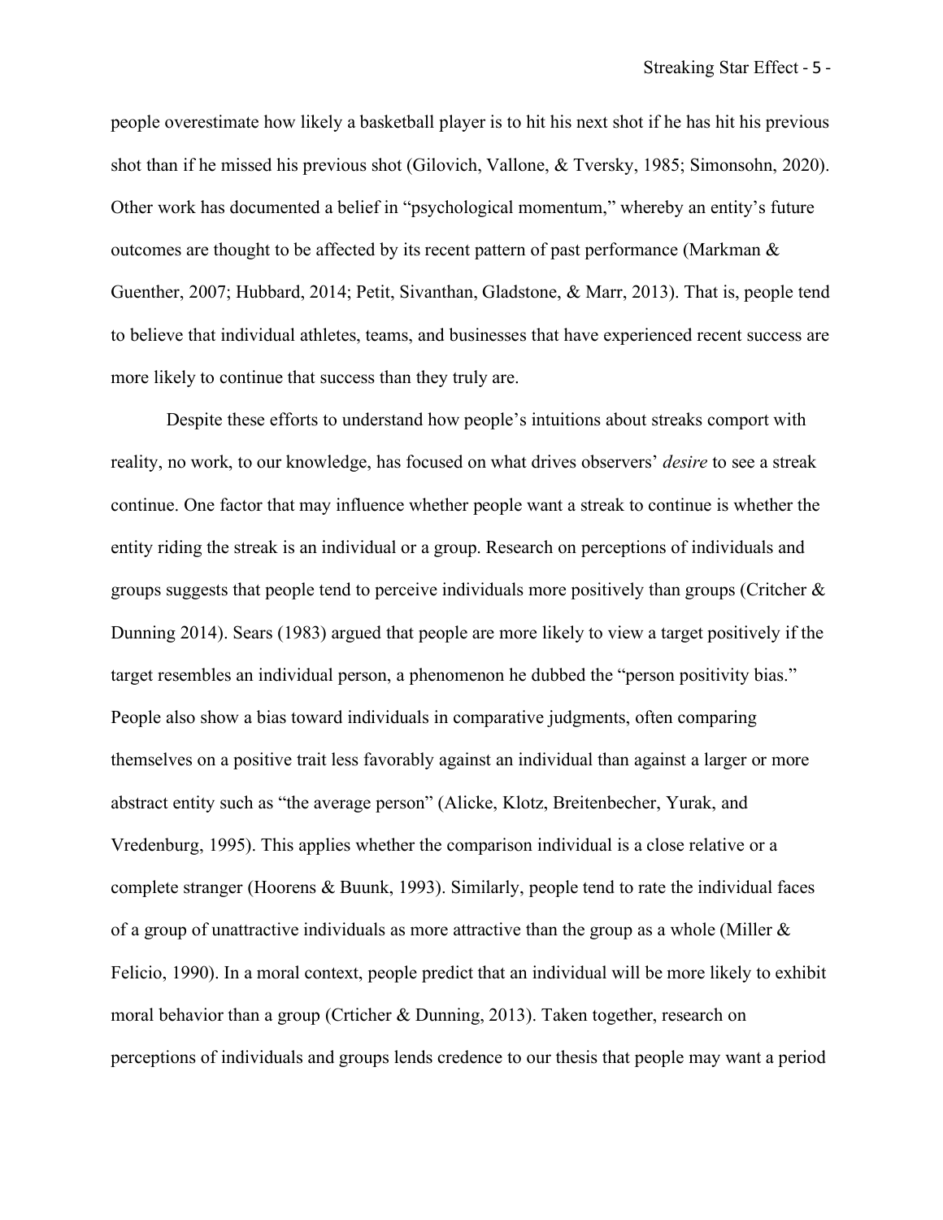people overestimate how likely a basketball player is to hit his next shot if he has hit his previous shot than if he missed his previous shot (Gilovich, Vallone, & Tversky, 1985; Simonsohn, 2020). Other work has documented a belief in "psychological momentum," whereby an entity's future outcomes are thought to be affected by its recent pattern of past performance (Markman & Guenther, 2007; Hubbard, 2014; Petit, Sivanthan, Gladstone, & Marr, 2013). That is, people tend to believe that individual athletes, teams, and businesses that have experienced recent success are more likely to continue that success than they truly are.

Despite these efforts to understand how people's intuitions about streaks comport with reality, no work, to our knowledge, has focused on what drives observers' *desire* to see a streak continue. One factor that may influence whether people want a streak to continue is whether the entity riding the streak is an individual or a group. Research on perceptions of individuals and groups suggests that people tend to perceive individuals more positively than groups (Critcher & Dunning 2014). Sears (1983) argued that people are more likely to view a target positively if the target resembles an individual person, a phenomenon he dubbed the "person positivity bias." People also show a bias toward individuals in comparative judgments, often comparing themselves on a positive trait less favorably against an individual than against a larger or more abstract entity such as "the average person" (Alicke, Klotz, Breitenbecher, Yurak, and Vredenburg, 1995). This applies whether the comparison individual is a close relative or a complete stranger (Hoorens & Buunk, 1993). Similarly, people tend to rate the individual faces of a group of unattractive individuals as more attractive than the group as a whole (Miller & Felicio, 1990). In a moral context, people predict that an individual will be more likely to exhibit moral behavior than a group (Crticher & Dunning, 2013). Taken together, research on perceptions of individuals and groups lends credence to our thesis that people may want a period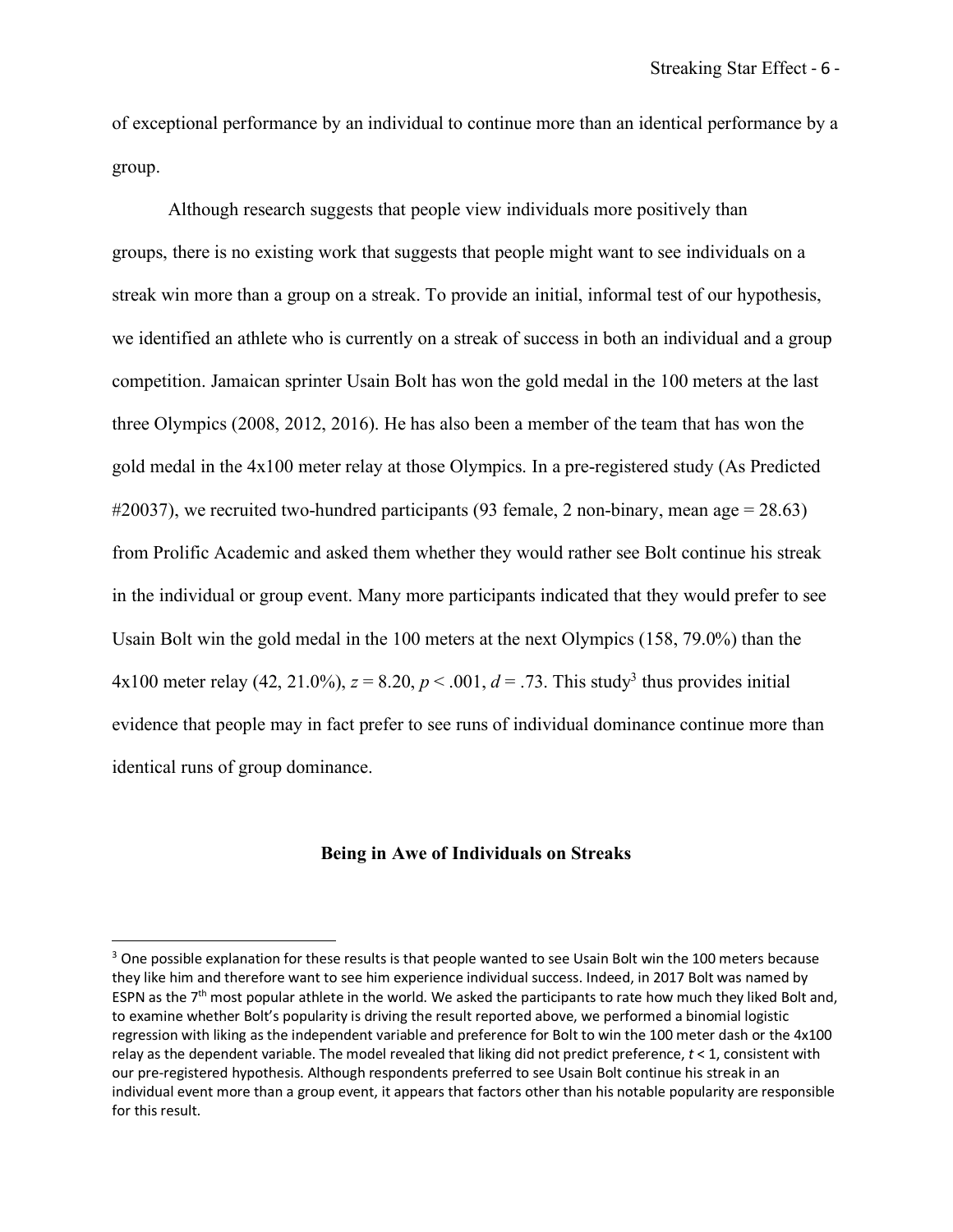of exceptional performance by an individual to continue more than an identical performance by a group.

Although research suggests that people view individuals more positively than groups, there is no existing work that suggests that people might want to see individuals on a streak win more than a group on a streak. To provide an initial, informal test of our hypothesis, we identified an athlete who is currently on a streak of success in both an individual and a group competition. Jamaican sprinter Usain Bolt has won the gold medal in the 100 meters at the last three Olympics (2008, 2012, 2016). He has also been a member of the team that has won the gold medal in the 4x100 meter relay at those Olympics. In a pre-registered study (As Predicted #20037), we recruited two-hundred participants (93 female, 2 non-binary, mean age = 28.63) from Prolific Academic and asked them whether they would rather see Bolt continue his streak in the individual or group event. Many more participants indicated that they would prefer to see Usain Bolt win the gold medal in the 100 meters at the next Olympics (158, 79.0%) than the 4x100 meter relay (42, 21.0%), $z = 8.20$, $p < .001$, $d = .73$. This study[3] thus provides initial evidence that people may in fact prefer to see runs of individual dominance continue more than identical runs of group dominance.

## Being in Awe of Individuals on Streaks

[3] One possible explanation for these results is that people wanted to see Usain Bolt win the 100 meters because they like him and therefore want to see him experience individual success. Indeed, in 2017 Bolt was named by ESPN as the 7th most popular athlete in the world. We asked the participants to rate how much they liked Bolt and, to examine whether Bolt's popularity is driving the result reported above, we performed a binomial logistic regression with liking as the independent variable and preference for Bolt to win the 100 meter dash or the 4x100 relay as the dependent variable. The model revealed that liking did not predict preference, $t < 1$, consistent with our pre-registered hypothesis. Although respondents preferred to see Usain Bolt continue his streak in an individual event more than a group event, it appears that factors other than his notable popularity are responsible for this result.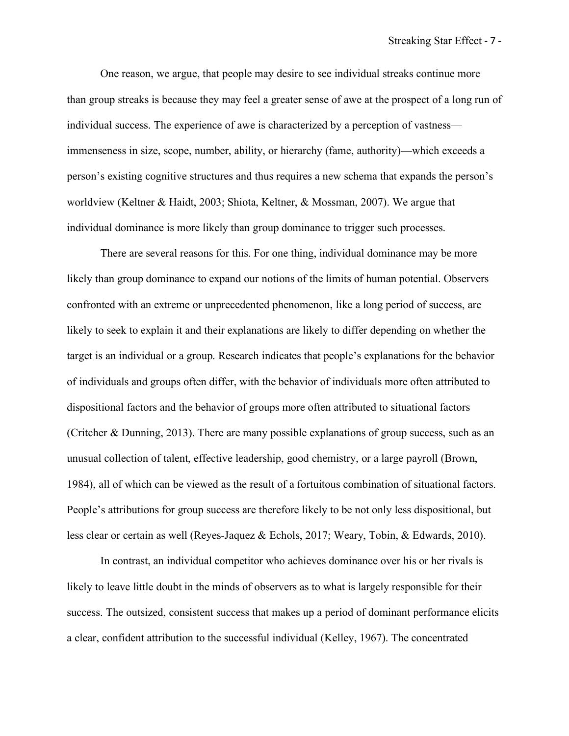One reason, we argue, that people may desire to see individual streaks continue more than group streaks is because they may feel a greater sense of awe at the prospect of a long run of individual success. The experience of awe is characterized by a perception of vastness—immenseness in size, scope, number, ability, or hierarchy (fame, authority)—which exceeds a person's existing cognitive structures and thus requires a new schema that expands the person's worldview (Keltner & Haidt, 2003; Shiota, Keltner, & Mossman, 2007). We argue that individual dominance is more likely than group dominance to trigger such processes.

There are several reasons for this. For one thing, individual dominance may be more likely than group dominance to expand our notions of the limits of human potential. Observers confronted with an extreme or unprecedented phenomenon, like a long period of success, are likely to seek to explain it and their explanations are likely to differ depending on whether the target is an individual or a group. Research indicates that people's explanations for the behavior of individuals and groups often differ, with the behavior of individuals more often attributed to dispositional factors and the behavior of groups more often attributed to situational factors (Critcher & Dunning, 2013). There are many possible explanations of group success, such as an unusual collection of talent, effective leadership, good chemistry, or a large payroll (Brown, 1984), all of which can be viewed as the result of a fortuitous combination of situational factors. People's attributions for group success are therefore likely to be not only less dispositional, but less clear or certain as well (Reyes-Jaquez & Echols, 2017; Weary, Tobin, & Edwards, 2010).

In contrast, an individual competitor who achieves dominance over his or her rivals is likely to leave little doubt in the minds of observers as to what is largely responsible for their success. The outsized, consistent success that makes up a period of dominant performance elicits a clear, confident attribution to the successful individual (Kelley, 1967). The concentrated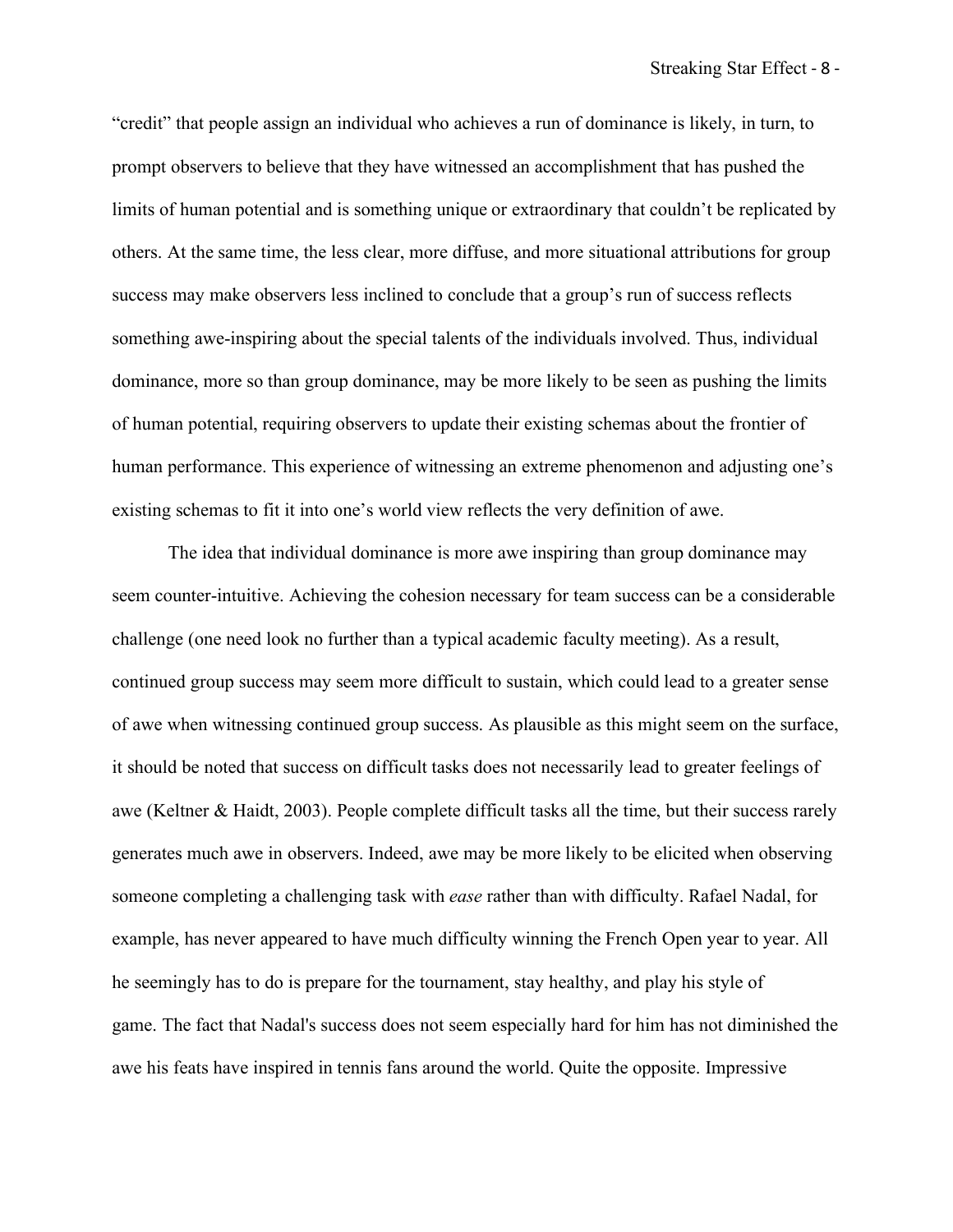"credit" that people assign an individual who achieves a run of dominance is likely, in turn, to prompt observers to believe that they have witnessed an accomplishment that has pushed the limits of human potential and is something unique or extraordinary that couldn't be replicated by others. At the same time, the less clear, more diffuse, and more situational attributions for group success may make observers less inclined to conclude that a group's run of success reflects something awe-inspiring about the special talents of the individuals involved. Thus, individual dominance, more so than group dominance, may be more likely to be seen as pushing the limits of human potential, requiring observers to update their existing schemas about the frontier of human performance. This experience of witnessing an extreme phenomenon and adjusting one's existing schemas to fit it into one's world view reflects the very definition of awe.

The idea that individual dominance is more awe inspiring than group dominance may seem counter-intuitive. Achieving the cohesion necessary for team success can be a considerable challenge (one need look no further than a typical academic faculty meeting). As a result, continued group success may seem more difficult to sustain, which could lead to a greater sense of awe when witnessing continued group success. As plausible as this might seem on the surface, it should be noted that success on difficult tasks does not necessarily lead to greater feelings of awe (Keltner & Haidt, 2003). People complete difficult tasks all the time, but their success rarely generates much awe in observers. Indeed, awe may be more likely to be elicited when observing someone completing a challenging task with *ease* rather than with difficulty. Rafael Nadal, for example, has never appeared to have much difficulty winning the French Open year to year. All he seemingly has to do is prepare for the tournament, stay healthy, and play his style of game. The fact that Nadal's success does not seem especially hard for him has not diminished the awe his feats have inspired in tennis fans around the world. Quite the opposite. Impressive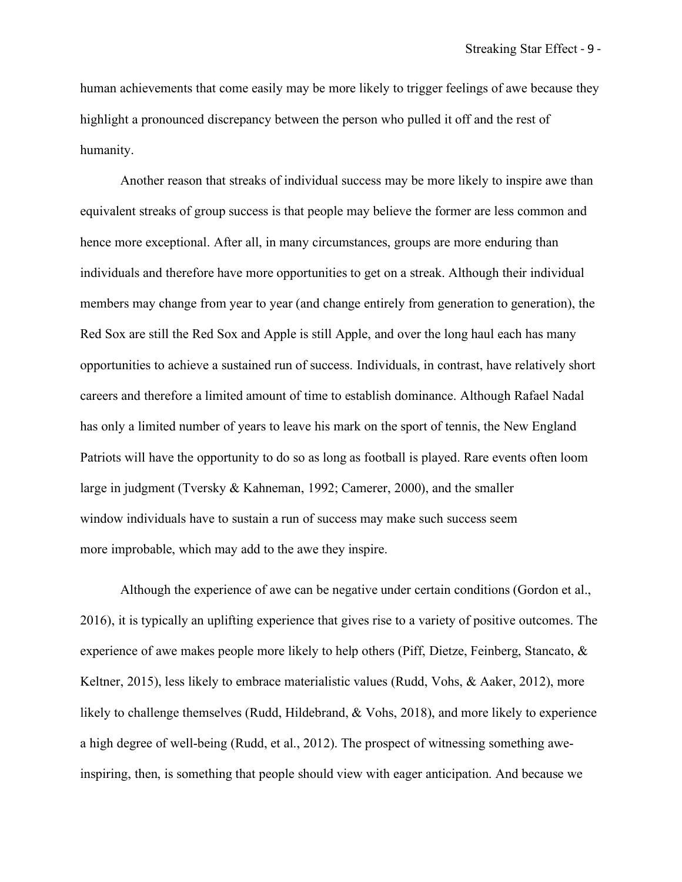human achievements that come easily may be more likely to trigger feelings of awe because they highlight a pronounced discrepancy between the person who pulled it off and the rest of humanity.

Another reason that streaks of individual success may be more likely to inspire awe than equivalent streaks of group success is that people may believe the former are less common and hence more exceptional. After all, in many circumstances, groups are more enduring than individuals and therefore have more opportunities to get on a streak. Although their individual members may change from year to year (and change entirely from generation to generation), the Red Sox are still the Red Sox and Apple is still Apple, and over the long haul each has many opportunities to achieve a sustained run of success. Individuals, in contrast, have relatively short careers and therefore a limited amount of time to establish dominance. Although Rafael Nadal has only a limited number of years to leave his mark on the sport of tennis, the New England Patriots will have the opportunity to do so as long as football is played. Rare events often loom large in judgment (Tversky & Kahneman, 1992; Camerer, 2000), and the smaller window individuals have to sustain a run of success may make such success seem more improbable, which may add to the awe they inspire.

Although the experience of awe can be negative under certain conditions (Gordon et al., 2016), it is typically an uplifting experience that gives rise to a variety of positive outcomes. The experience of awe makes people more likely to help others (Piff, Dietze, Feinberg, Stancato, & Keltner, 2015), less likely to embrace materialistic values (Rudd, Vohs, & Aaker, 2012), more likely to challenge themselves (Rudd, Hildebrand, & Vohs, 2018), and more likely to experience a high degree of well-being (Rudd, et al., 2012). The prospect of witnessing something awe-inspiring, then, is something that people should view with eager anticipation. And because we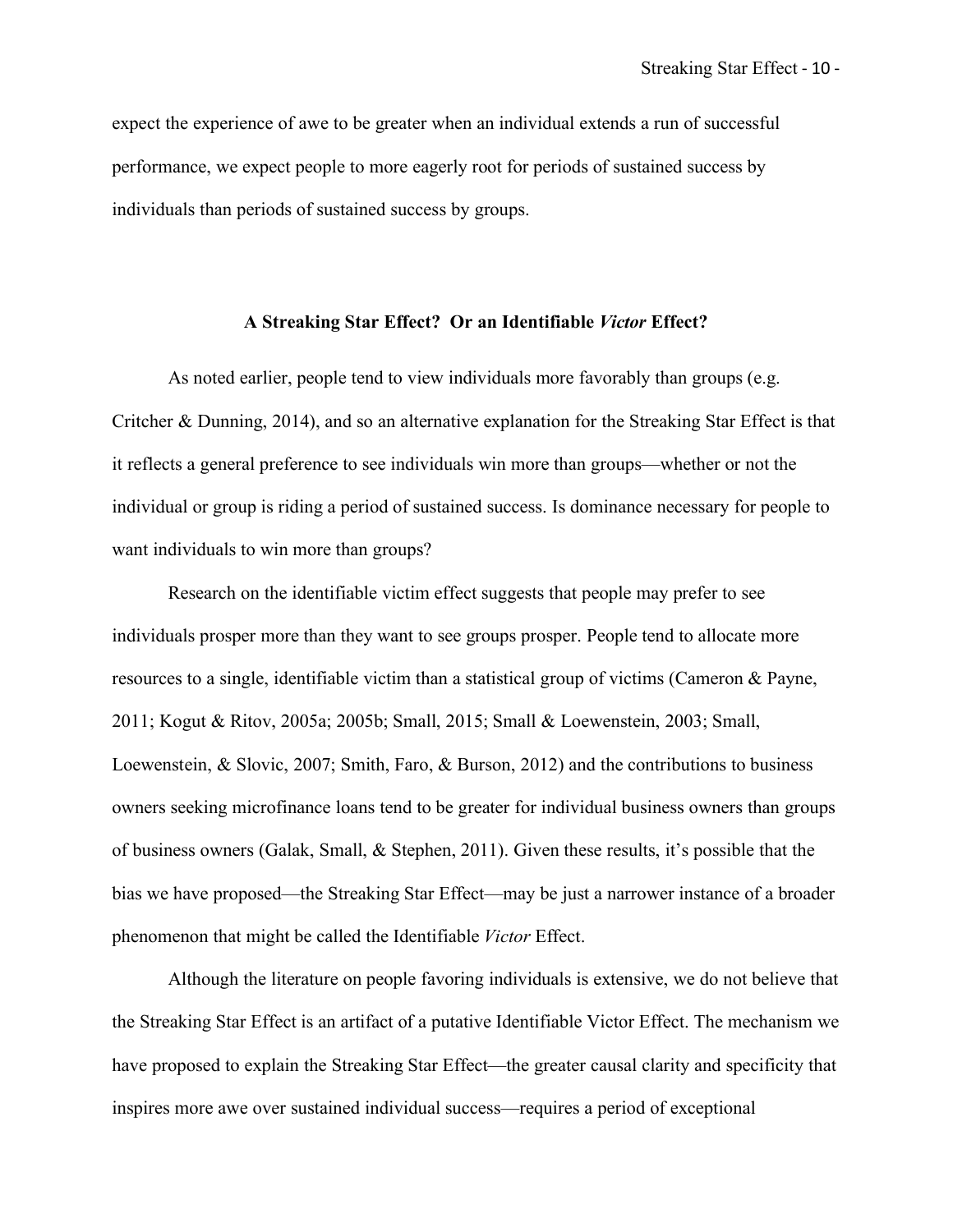expect the experience of awe to be greater when an individual extends a run of successful performance, we expect people to more eagerly root for periods of sustained success by individuals than periods of sustained success by groups.

## A Streaking Star Effect? Or an Identifiable *Victor* Effect?

As noted earlier, people tend to view individuals more favorably than groups (e.g. Critcher & Dunning, 2014), and so an alternative explanation for the Streaking Star Effect is that it reflects a general preference to see individuals win more than groups—whether or not the individual or group is riding a period of sustained success. Is dominance necessary for people to want individuals to win more than groups?

Research on the identifiable victim effect suggests that people may prefer to see individuals prosper more than they want to see groups prosper. People tend to allocate more resources to a single, identifiable victim than a statistical group of victims (Cameron & Payne, 2011; Kogut & Ritov, 2005a; 2005b; Small, 2015; Small & Loewenstein, 2003; Small, Loewenstein, & Slovic, 2007; Smith, Faro, & Burson, 2012) and the contributions to business owners seeking microfinance loans tend to be greater for individual business owners than groups of business owners (Galak, Small, & Stephen, 2011). Given these results, it's possible that the bias we have proposed—the Streaking Star Effect—may be just a narrower instance of a broader phenomenon that might be called the Identifiable *Victor* Effect.

Although the literature on people favoring individuals is extensive, we do not believe that the Streaking Star Effect is an artifact of a putative Identifiable Victor Effect. The mechanism we have proposed to explain the Streaking Star Effect—the greater causal clarity and specificity that inspires more awe over sustained individual success—requires a period of exceptional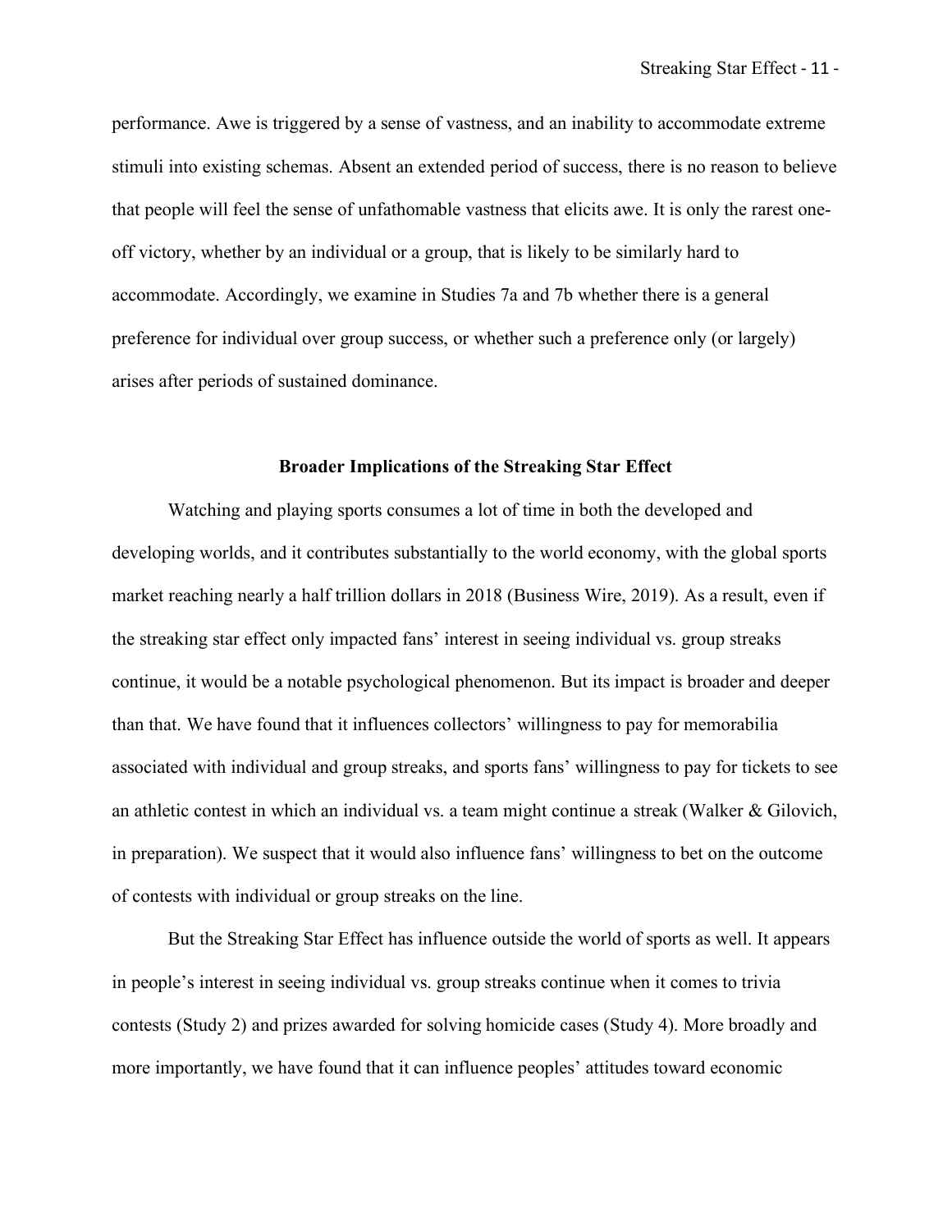performance. Awe is triggered by a sense of vastness, and an inability to accommodate extreme stimuli into existing schemas. Absent an extended period of success, there is no reason to believe that people will feel the sense of unfathomable vastness that elicits awe. It is only the rarest one-off victory, whether by an individual or a group, that is likely to be similarly hard to accommodate. Accordingly, we examine in Studies 7a and 7b whether there is a general preference for individual over group success, or whether such a preference only (or largely) arises after periods of sustained dominance.

## Broader Implications of the Streaking Star Effect

Watching and playing sports consumes a lot of time in both the developed and developing worlds, and it contributes substantially to the world economy, with the global sports market reaching nearly a half trillion dollars in 2018 (Business Wire, 2019). As a result, even if the streaking star effect only impacted fans' interest in seeing individual vs. group streaks continue, it would be a notable psychological phenomenon. But its impact is broader and deeper than that. We have found that it influences collectors' willingness to pay for memorabilia associated with individual and group streaks, and sports fans' willingness to pay for tickets to see an athletic contest in which an individual vs. a team might continue a streak (Walker & Gilovich, in preparation). We suspect that it would also influence fans' willingness to bet on the outcome of contests with individual or group streaks on the line.

But the Streaking Star Effect has influence outside the world of sports as well. It appears in people's interest in seeing individual vs. group streaks continue when it comes to trivia contests (Study 2) and prizes awarded for solving homicide cases (Study 4). More broadly and more importantly, we have found that it can influence peoples' attitudes toward economic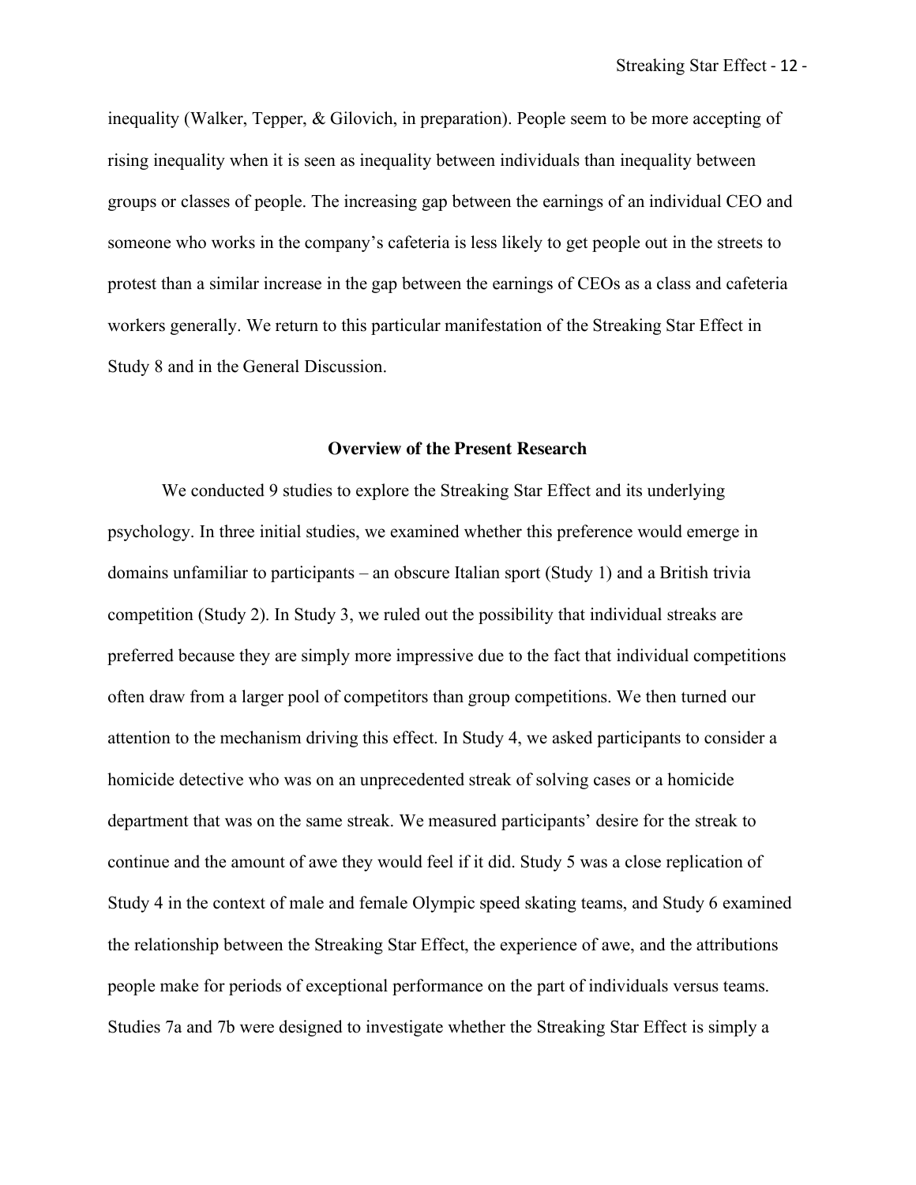inequality (Walker, Tepper, & Gilovich, in preparation). People seem to be more accepting of rising inequality when it is seen as inequality between individuals than inequality between groups or classes of people. The increasing gap between the earnings of an individual CEO and someone who works in the company's cafeteria is less likely to get people out in the streets to protest than a similar increase in the gap between the earnings of CEOs as a class and cafeteria workers generally. We return to this particular manifestation of the Streaking Star Effect in Study 8 and in the General Discussion.

## Overview of the Present Research

We conducted 9 studies to explore the Streaking Star Effect and its underlying psychology. In three initial studies, we examined whether this preference would emerge in domains unfamiliar to participants – an obscure Italian sport (Study 1) and a British trivia competition (Study 2). In Study 3, we ruled out the possibility that individual streaks are preferred because they are simply more impressive due to the fact that individual competitions often draw from a larger pool of competitors than group competitions. We then turned our attention to the mechanism driving this effect. In Study 4, we asked participants to consider a homicide detective who was on an unprecedented streak of solving cases or a homicide department that was on the same streak. We measured participants' desire for the streak to continue and the amount of awe they would feel if it did. Study 5 was a close replication of Study 4 in the context of male and female Olympic speed skating teams, and Study 6 examined the relationship between the Streaking Star Effect, the experience of awe, and the attributions people make for periods of exceptional performance on the part of individuals versus teams. Studies 7a and 7b were designed to investigate whether the Streaking Star Effect is simply a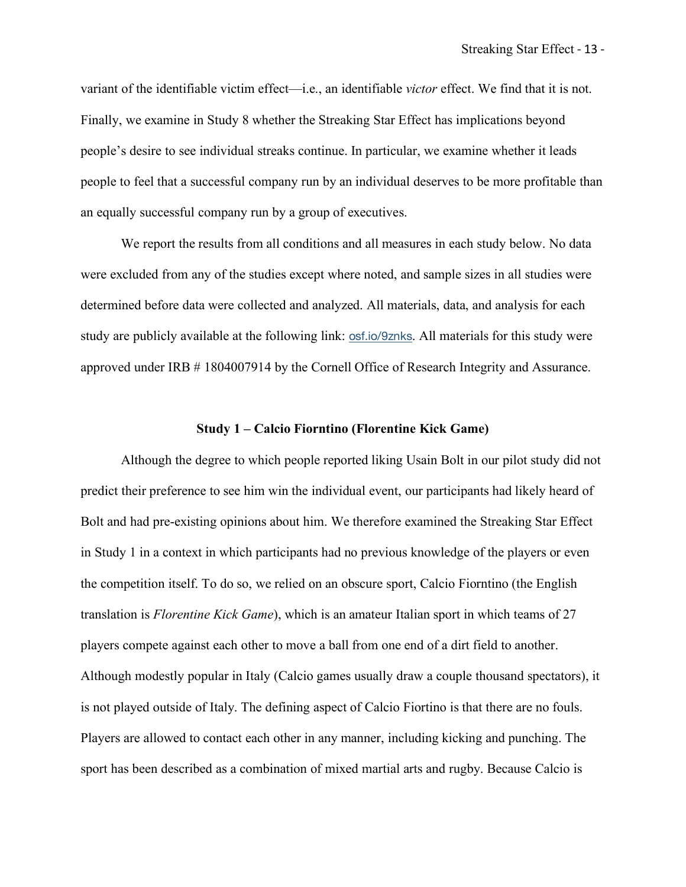variant of the identifiable victim effect—i.e., an identifiable *victor* effect. We find that it is not. Finally, we examine in Study 8 whether the Streaking Star Effect has implications beyond people's desire to see individual streaks continue. In particular, we examine whether it leads people to feel that a successful company run by an individual deserves to be more profitable than an equally successful company run by a group of executives.

We report the results from all conditions and all measures in each study below. No data were excluded from any of the studies except where noted, and sample sizes in all studies were determined before data were collected and analyzed. All materials, data, and analysis for each study are publicly available at the following link: osf.io/9znks. All materials for this study were approved under IRB # 1804007914 by the Cornell Office of Research Integrity and Assurance.

## Study 1 – Calcio Fiorntino (Florentine Kick Game)

Although the degree to which people reported liking Usain Bolt in our pilot study did not predict their preference to see him win the individual event, our participants had likely heard of Bolt and had pre-existing opinions about him. We therefore examined the Streaking Star Effect in Study 1 in a context in which participants had no previous knowledge of the players or even the competition itself. To do so, we relied on an obscure sport, Calcio Fiorntino (the English translation is *Florentine Kick Game*), which is an amateur Italian sport in which teams of 27 players compete against each other to move a ball from one end of a dirt field to another. Although modestly popular in Italy (Calcio games usually draw a couple thousand spectators), it is not played outside of Italy. The defining aspect of Calcio Fiortino is that there are no fouls. Players are allowed to contact each other in any manner, including kicking and punching. The sport has been described as a combination of mixed martial arts and rugby. Because Calcio is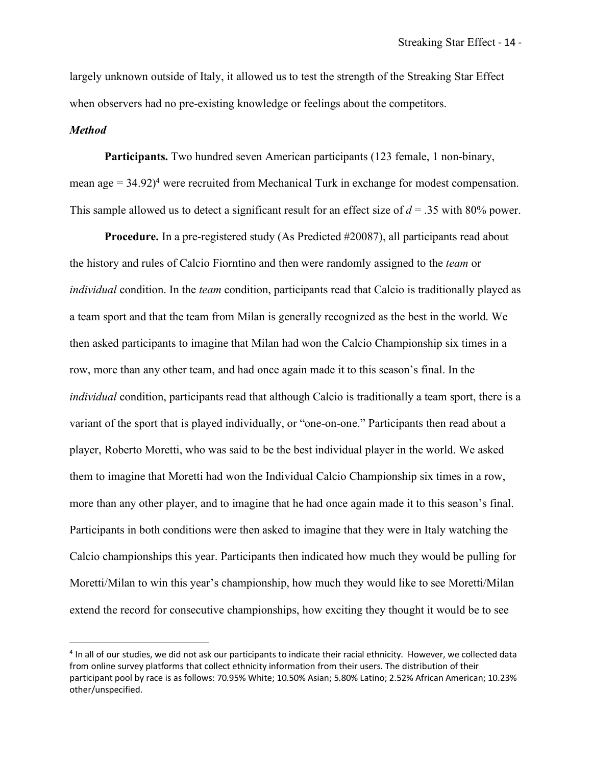largely unknown outside of Italy, it allowed us to test the strength of the Streaking Star Effect when observers had no pre-existing knowledge or feelings about the competitors.

### *Method*

**Participants.** Two hundred seven American participants (123 female, 1 non-binary, mean age = 34.92)[4] were recruited from Mechanical Turk in exchange for modest compensation. This sample allowed us to detect a significant result for an effect size of $d = .35$ with 80% power.

**Procedure.** In a pre-registered study (As Predicted #20087), all participants read about the history and rules of Calcio Fiorntino and then were randomly assigned to the *team* or *individual* condition. In the *team* condition, participants read that Calcio is traditionally played as a team sport and that the team from Milan is generally recognized as the best in the world. We then asked participants to imagine that Milan had won the Calcio Championship six times in a row, more than any other team, and had once again made it to this season's final. In the *individual* condition, participants read that although Calcio is traditionally a team sport, there is a variant of the sport that is played individually, or "one-on-one." Participants then read about a player, Roberto Moretti, who was said to be the best individual player in the world. We asked them to imagine that Moretti had won the Individual Calcio Championship six times in a row, more than any other player, and to imagine that he had once again made it to this season's final. Participants in both conditions were then asked to imagine that they were in Italy watching the Calcio championships this year. Participants then indicated how much they would be pulling for Moretti/Milan to win this year's championship, how much they would like to see Moretti/Milan extend the record for consecutive championships, how exciting they thought it would be to see

[4] In all of our studies, we did not ask our participants to indicate their racial ethnicity. However, we collected data from online survey platforms that collect ethnicity information from their users. The distribution of their participant pool by race is as follows: 70.95% White; 10.50% Asian; 5.80% Latino; 2.52% African American; 10.23% other/unspecified.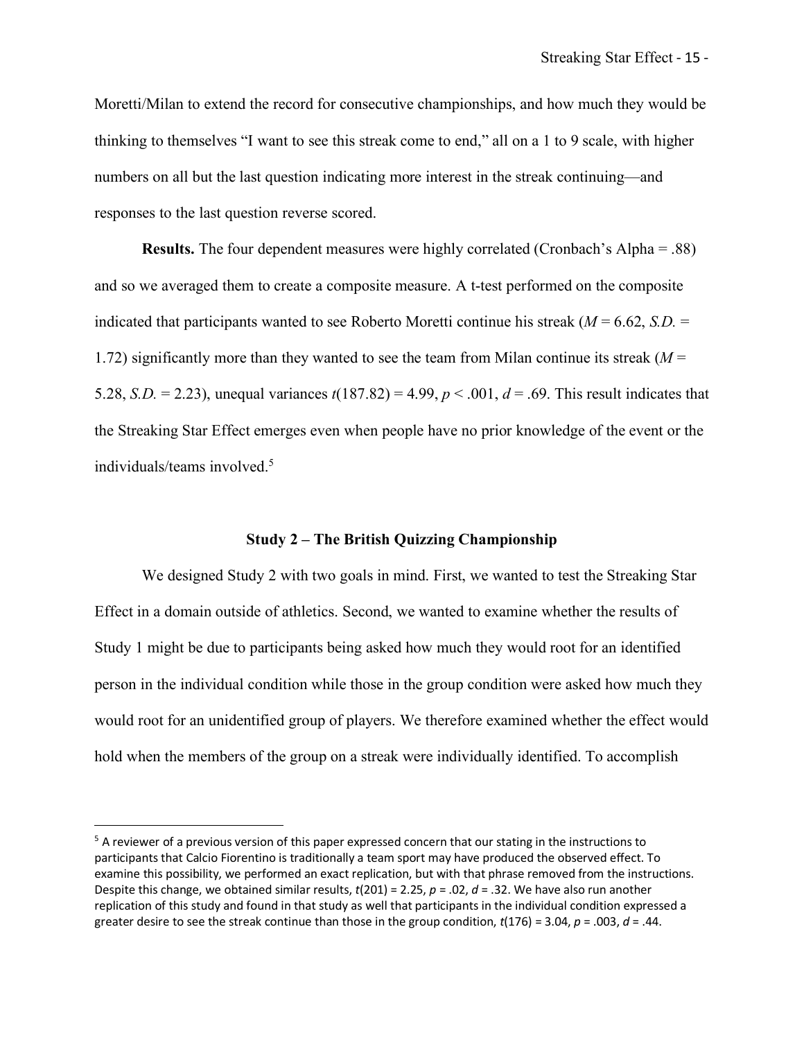Moretti/Milan to extend the record for consecutive championships, and how much they would be thinking to themselves "I want to see this streak come to end," all on a 1 to 9 scale, with higher numbers on all but the last question indicating more interest in the streak continuing—and responses to the last question reverse scored.

**Results.** The four dependent measures were highly correlated (Cronbach's Alpha = .88) and so we averaged them to create a composite measure. A t-test performed on the composite indicated that participants wanted to see Roberto Moretti continue his streak ($M$ = 6.62, *S.D.* = 1.72) significantly more than they wanted to see the team from Milan continue its streak ($M$ = 5.28, *S.D.* = 2.23), unequal variances $t(187.82) = 4.99$, $p < .001$, $d = .69$. This result indicates that the Streaking Star Effect emerges even when people have no prior knowledge of the event or the individuals/teams involved.[5]

## Study 2 – The British Quizzing Championship

We designed Study 2 with two goals in mind. First, we wanted to test the Streaking Star Effect in a domain outside of athletics. Second, we wanted to examine whether the results of Study 1 might be due to participants being asked how much they would root for an identified person in the individual condition while those in the group condition were asked how much they would root for an unidentified group of players. We therefore examined whether the effect would hold when the members of the group on a streak were individually identified. To accomplish

---

[5] A reviewer of a previous version of this paper expressed concern that our stating in the instructions to participants that Calcio Fiorentino is traditionally a team sport may have produced the observed effect. To examine this possibility, we performed an exact replication, but with that phrase removed from the instructions. Despite this change, we obtained similar results, $t(201) = 2.25$, $p = .02$, $d = .32$. We have also run another replication of this study and found in that study as well that participants in the individual condition expressed a greater desire to see the streak continue than those in the group condition, $t(176) = 3.04$, $p = .003$, $d = .44$.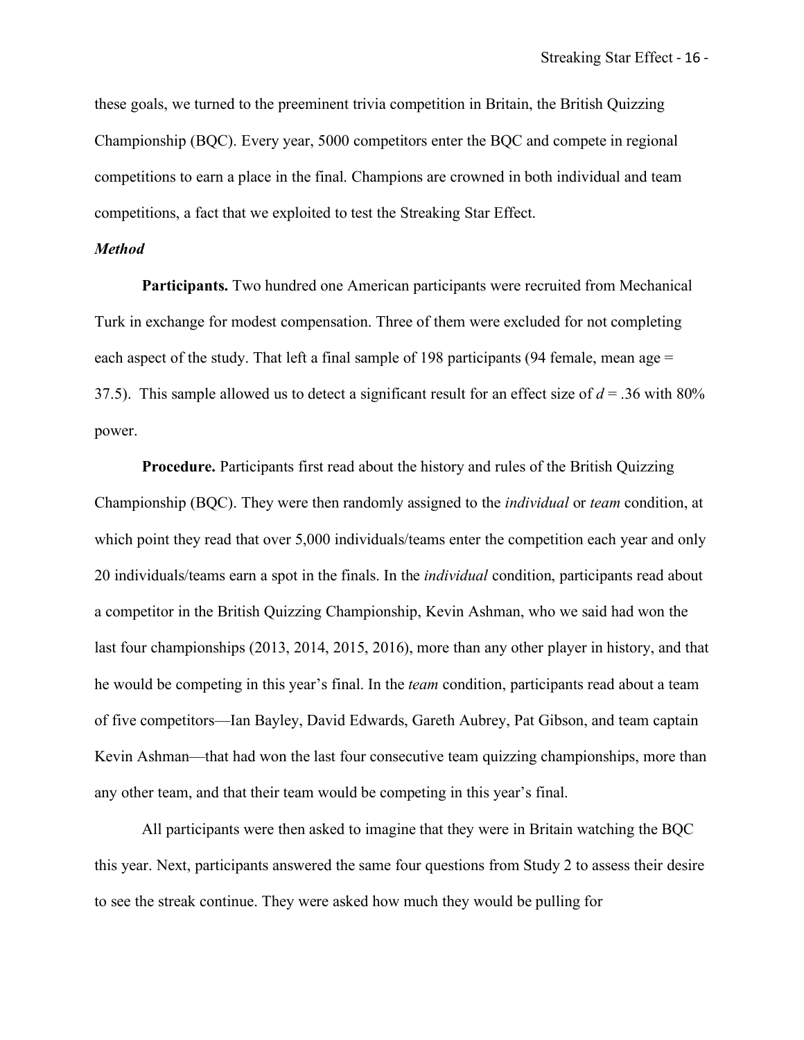these goals, we turned to the preeminent trivia competition in Britain, the British Quizzing Championship (BQC). Every year, 5000 competitors enter the BQC and compete in regional competitions to earn a place in the final. Champions are crowned in both individual and team competitions, a fact that we exploited to test the Streaking Star Effect.

### *Method*

**Participants.** Two hundred one American participants were recruited from Mechanical Turk in exchange for modest compensation. Three of them were excluded for not completing each aspect of the study. That left a final sample of 198 participants (94 female, mean age = 37.5). This sample allowed us to detect a significant result for an effect size of $d = .36$ with 80% power.

**Procedure.** Participants first read about the history and rules of the British Quizzing Championship (BQC). They were then randomly assigned to the *individual* or *team* condition, at which point they read that over 5,000 individuals/teams enter the competition each year and only 20 individuals/teams earn a spot in the finals. In the *individual* condition, participants read about a competitor in the British Quizzing Championship, Kevin Ashman, who we said had won the last four championships (2013, 2014, 2015, 2016), more than any other player in history, and that he would be competing in this year's final. In the *team* condition, participants read about a team of five competitors—Ian Bayley, David Edwards, Gareth Aubrey, Pat Gibson, and team captain Kevin Ashman—that had won the last four consecutive team quizzing championships, more than any other team, and that their team would be competing in this year's final.

All participants were then asked to imagine that they were in Britain watching the BQC this year. Next, participants answered the same four questions from Study 2 to assess their desire to see the streak continue. They were asked how much they would be pulling for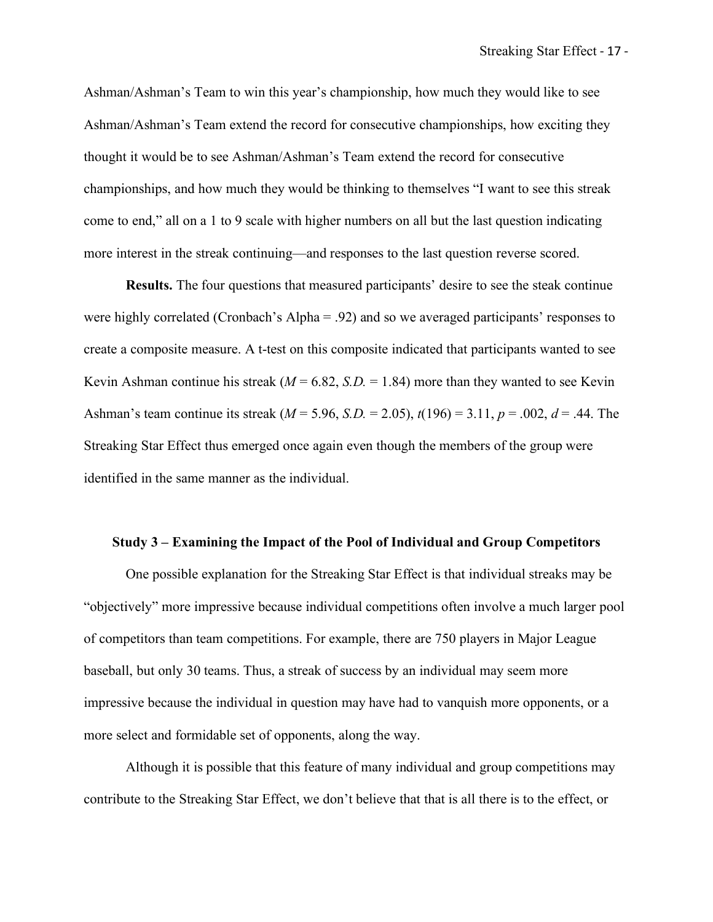Ashman/Ashman's Team to win this year's championship, how much they would like to see Ashman/Ashman's Team extend the record for consecutive championships, how exciting they thought it would be to see Ashman/Ashman's Team extend the record for consecutive championships, and how much they would be thinking to themselves "I want to see this streak come to end," all on a 1 to 9 scale with higher numbers on all but the last question indicating more interest in the streak continuing—and responses to the last question reverse scored.

**Results.** The four questions that measured participants' desire to see the steak continue were highly correlated (Cronbach's Alpha = .92) and so we averaged participants' responses to create a composite measure. A t-test on this composite indicated that participants wanted to see Kevin Ashman continue his streak ($M = 6.82$, $S.D. = 1.84$) more than they wanted to see Kevin Ashman's team continue its streak ($M = 5.96$, $S.D. = 2.05$), $t(196) = 3.11$, $p = .002$, $d = .44$. The Streaking Star Effect thus emerged once again even though the members of the group were identified in the same manner as the individual.

### Study 3 – Examining the Impact of the Pool of Individual and Group Competitors

One possible explanation for the Streaking Star Effect is that individual streaks may be "objectively" more impressive because individual competitions often involve a much larger pool of competitors than team competitions. For example, there are 750 players in Major League baseball, but only 30 teams. Thus, a streak of success by an individual may seem more impressive because the individual in question may have had to vanquish more opponents, or a more select and formidable set of opponents, along the way.

Although it is possible that this feature of many individual and group competitions may contribute to the Streaking Star Effect, we don't believe that that is all there is to the effect, or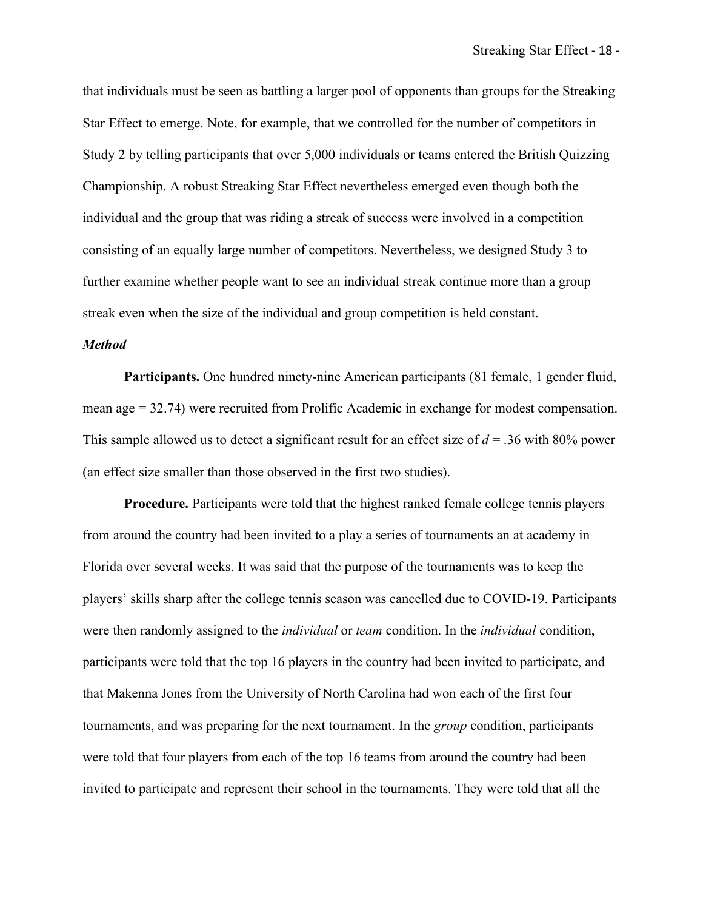that individuals must be seen as battling a larger pool of opponents than groups for the Streaking Star Effect to emerge. Note, for example, that we controlled for the number of competitors in Study 2 by telling participants that over 5,000 individuals or teams entered the British Quizzing Championship. A robust Streaking Star Effect nevertheless emerged even though both the individual and the group that was riding a streak of success were involved in a competition consisting of an equally large number of competitors. Nevertheless, we designed Study 3 to further examine whether people want to see an individual streak continue more than a group streak even when the size of the individual and group competition is held constant.

### *Method*

**Participants.** One hundred ninety-nine American participants (81 female, 1 gender fluid, mean age = 32.74) were recruited from Prolific Academic in exchange for modest compensation. This sample allowed us to detect a significant result for an effect size of $d = .36$ with 80% power (an effect size smaller than those observed in the first two studies).

**Procedure.** Participants were told that the highest ranked female college tennis players from around the country had been invited to a play a series of tournaments an at academy in Florida over several weeks. It was said that the purpose of the tournaments was to keep the players' skills sharp after the college tennis season was cancelled due to COVID-19. Participants were then randomly assigned to the *individual* or *team* condition. In the *individual* condition, participants were told that the top 16 players in the country had been invited to participate, and that Makenna Jones from the University of North Carolina had won each of the first four tournaments, and was preparing for the next tournament. In the *group* condition, participants were told that four players from each of the top 16 teams from around the country had been invited to participate and represent their school in the tournaments. They were told that all the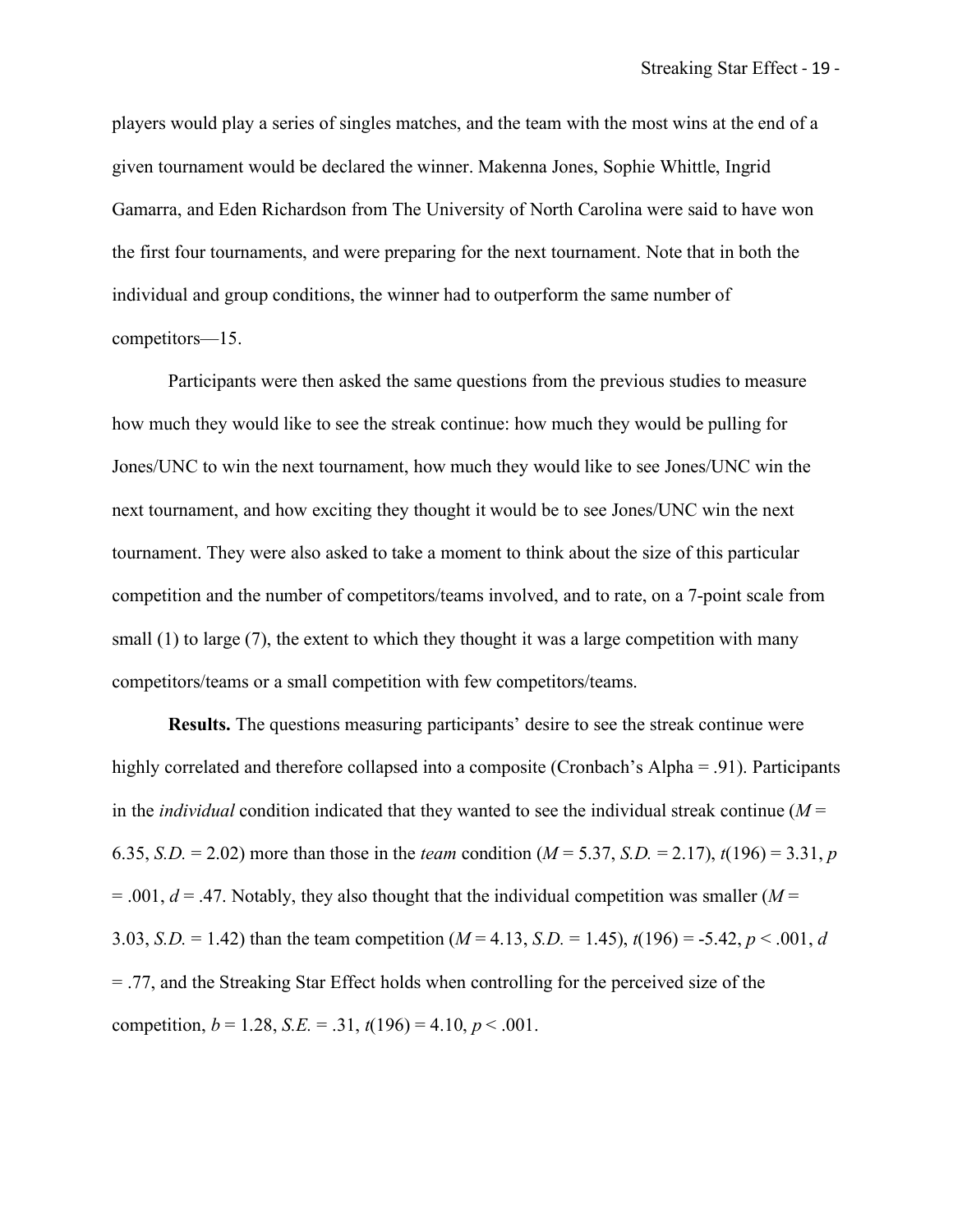players would play a series of singles matches, and the team with the most wins at the end of a given tournament would be declared the winner. Makenna Jones, Sophie Whittle, Ingrid Gamarra, and Eden Richardson from The University of North Carolina were said to have won the first four tournaments, and were preparing for the next tournament. Note that in both the individual and group conditions, the winner had to outperform the same number of competitors—15.

Participants were then asked the same questions from the previous studies to measure how much they would like to see the streak continue: how much they would be pulling for Jones/UNC to win the next tournament, how much they would like to see Jones/UNC win the next tournament, and how exciting they thought it would be to see Jones/UNC win the next tournament. They were also asked to take a moment to think about the size of this particular competition and the number of competitors/teams involved, and to rate, on a 7-point scale from small (1) to large (7), the extent to which they thought it was a large competition with many competitors/teams or a small competition with few competitors/teams.

**Results.** The questions measuring participants' desire to see the streak continue were highly correlated and therefore collapsed into a composite (Cronbach's Alpha = .91). Participants in the *individual* condition indicated that they wanted to see the individual streak continue ($M$ = 6.35, $S.D.$ = 2.02) more than those in the *team* condition ($M$ = 5.37, $S.D.$ = 2.17), $t(196) = 3.31$, $p = .001$, $d = .47$. Notably, they also thought that the individual competition was smaller ($M$ = 3.03, $S.D.$ = 1.42) than the team competition ($M$ = 4.13, $S.D.$ = 1.45), $t(196) = -5.42$, $p < .001$, $d = .77$, and the Streaking Star Effect holds when controlling for the perceived size of the competition, $b = 1.28$, $S.E.$ = .31, $t(196) = 4.10$, $p < .001$.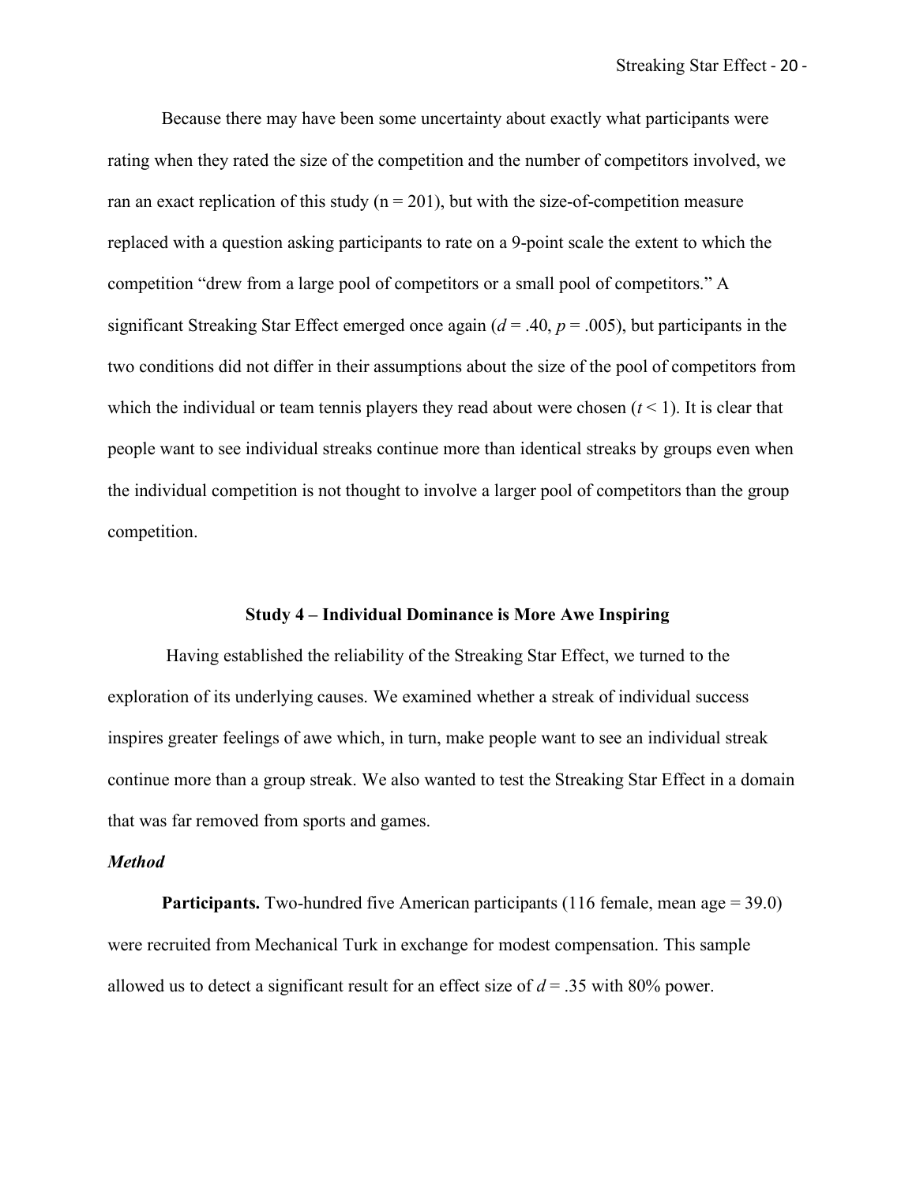Because there may have been some uncertainty about exactly what participants were rating when they rated the size of the competition and the number of competitors involved, we ran an exact replication of this study (n = 201), but with the size-of-competition measure replaced with a question asking participants to rate on a 9-point scale the extent to which the competition "drew from a large pool of competitors or a small pool of competitors." A significant Streaking Star Effect emerged once again ($d = .40$, $p = .005$), but participants in the two conditions did not differ in their assumptions about the size of the pool of competitors from which the individual or team tennis players they read about were chosen ($t < 1$). It is clear that people want to see individual streaks continue more than identical streaks by groups even when the individual competition is not thought to involve a larger pool of competitors than the group competition.

## Study 4 – Individual Dominance is More Awe Inspiring

Having established the reliability of the Streaking Star Effect, we turned to the exploration of its underlying causes. We examined whether a streak of individual success inspires greater feelings of awe which, in turn, make people want to see an individual streak continue more than a group streak. We also wanted to test the Streaking Star Effect in a domain that was far removed from sports and games.

### *Method*

**Participants.** Two-hundred five American participants (116 female, mean age = 39.0) were recruited from Mechanical Turk in exchange for modest compensation. This sample allowed us to detect a significant result for an effect size of $d = .35$ with 80% power.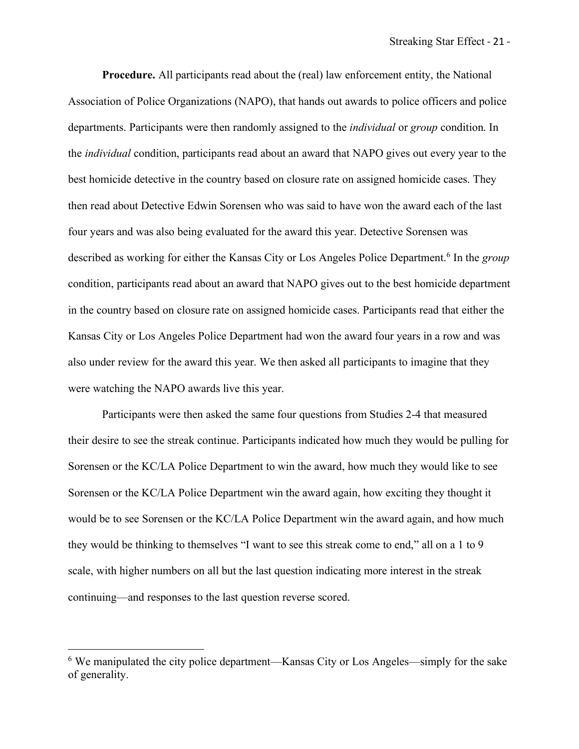**Procedure.** All participants read about the (real) law enforcement entity, the National Association of Police Organizations (NAPO), that hands out awards to police officers and police departments. Participants were then randomly assigned to the *individual* or *group* condition. In the *individual* condition, participants read about an award that NAPO gives out every year to the best homicide detective in the country based on closure rate on assigned homicide cases. They then read about Detective Edwin Sorensen who was said to have won the award each of the last four years and was also being evaluated for the award this year. Detective Sorensen was described as working for either the Kansas City or Los Angeles Police Department.[6] In the *group* condition, participants read about an award that NAPO gives out to the best homicide department in the country based on closure rate on assigned homicide cases. Participants read that either the Kansas City or Los Angeles Police Department had won the award four years in a row and was also under review for the award this year. We then asked all participants to imagine that they were watching the NAPO awards live this year.

Participants were then asked the same four questions from Studies 2-4 that measured their desire to see the streak continue. Participants indicated how much they would be pulling for Sorensen or the KC/LA Police Department to win the award, how much they would like to see Sorensen or the KC/LA Police Department win the award again, how exciting they thought it would be to see Sorensen or the KC/LA Police Department win the award again, and how much they would be thinking to themselves "I want to see this streak come to end," all on a 1 to 9 scale, with higher numbers on all but the last question indicating more interest in the streak continuing—and responses to the last question reverse scored.

---

[6] We manipulated the city police department—Kansas City or Los Angeles—simply for the sake of generality.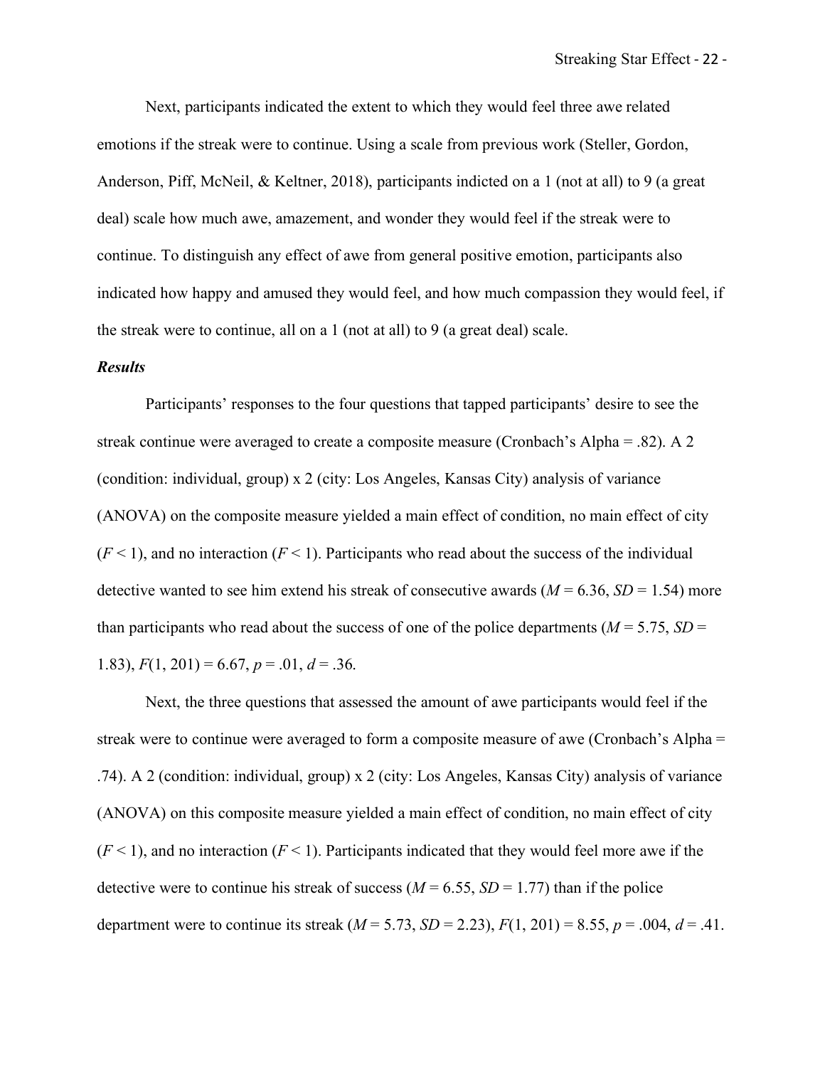Next, participants indicated the extent to which they would feel three awe related emotions if the streak were to continue. Using a scale from previous work (Steller, Gordon, Anderson, Piff, McNeil, & Keltner, 2018), participants indicted on a 1 (not at all) to 9 (a great deal) scale how much awe, amazement, and wonder they would feel if the streak were to continue. To distinguish any effect of awe from general positive emotion, participants also indicated how happy and amused they would feel, and how much compassion they would feel, if the streak were to continue, all on a 1 (not at all) to 9 (a great deal) scale.

***Results***

Participants' responses to the four questions that tapped participants' desire to see the streak continue were averaged to create a composite measure (Cronbach's Alpha = .82). A 2 (condition: individual, group) x 2 (city: Los Angeles, Kansas City) analysis of variance (ANOVA) on the composite measure yielded a main effect of condition, no main effect of city ($F < 1$), and no interaction ($F < 1$). Participants who read about the success of the individual detective wanted to see him extend his streak of consecutive awards ($M = 6.36$, $SD = 1.54$) more than participants who read about the success of one of the police departments ($M = 5.75$, $SD = 1.83$), $F(1, 201) = 6.67$, $p = .01$, $d = .36$.

Next, the three questions that assessed the amount of awe participants would feel if the streak were to continue were averaged to form a composite measure of awe (Cronbach's Alpha = .74). A 2 (condition: individual, group) x 2 (city: Los Angeles, Kansas City) analysis of variance (ANOVA) on this composite measure yielded a main effect of condition, no main effect of city ($F < 1$), and no interaction ($F < 1$). Participants indicated that they would feel more awe if the detective were to continue his streak of success ($M = 6.55$, $SD = 1.77$) than if the police department were to continue its streak ($M = 5.73$, $SD = 2.23$), $F(1, 201) = 8.55$, $p = .004$, $d = .41$.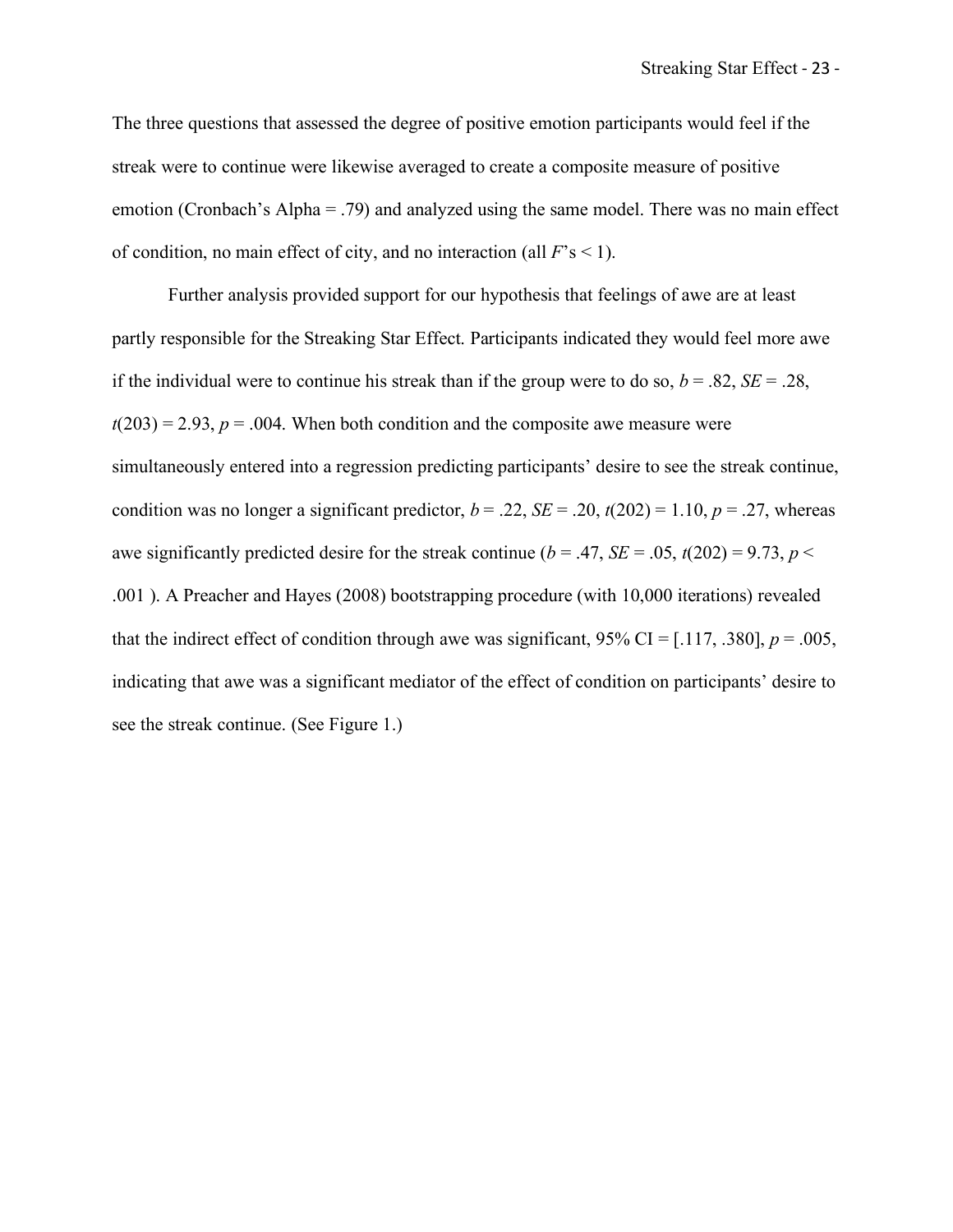The three questions that assessed the degree of positive emotion participants would feel if the streak were to continue were likewise averaged to create a composite measure of positive emotion (Cronbach's Alpha = .79) and analyzed using the same model. There was no main effect of condition, no main effect of city, and no interaction (all $F$'s $< 1$).

Further analysis provided support for our hypothesis that feelings of awe are at least partly responsible for the Streaking Star Effect. Participants indicated they would feel more awe if the individual were to continue his streak than if the group were to do so, $b = .82$, $SE = .28$, $t(203) = 2.93$, $p = .004$. When both condition and the composite awe measure were simultaneously entered into a regression predicting participants' desire to see the streak continue, condition was no longer a significant predictor, $b = .22$, $SE = .20$, $t(202) = 1.10$, $p = .27$, whereas awe significantly predicted desire for the streak continue ($b = .47$, $SE = .05$, $t(202) = 9.73$, $p < .001$ ). A Preacher and Hayes (2008) bootstrapping procedure (with 10,000 iterations) revealed that the indirect effect of condition through awe was significant, 95% CI = [.117, .380], $p = .005$, indicating that awe was a significant mediator of the effect of condition on participants' desire to see the streak continue. (See Figure 1.)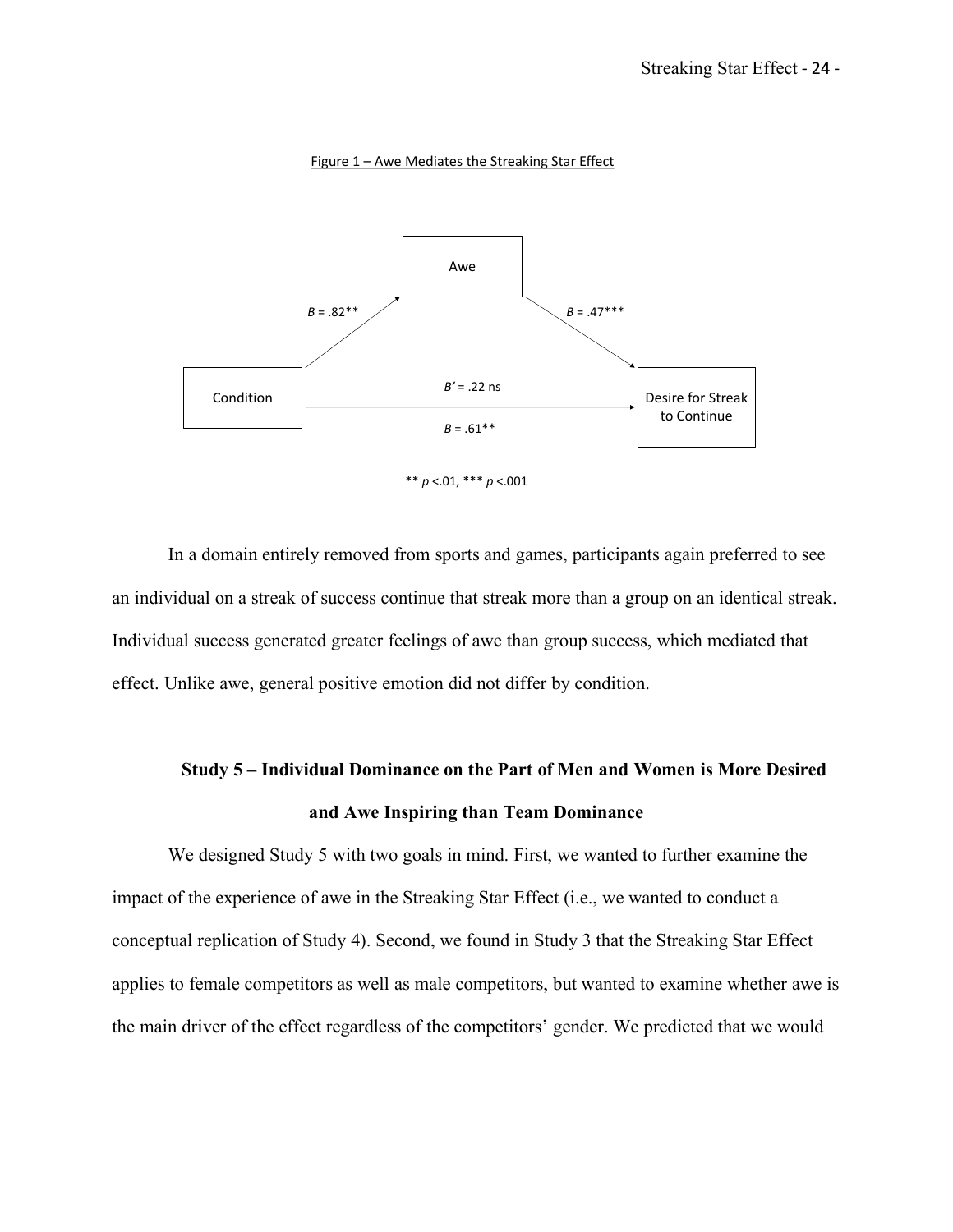Figure 1 – Awe Mediates the Streaking Star Effect

Awe

$B = .82^{**}$

$B = .47^{***}$

Condition

$B' = .22$ ns

$B = .61^{**}$

Desire for Streak to Continue

** $p < .01$, *** $p < .001$

In a domain entirely removed from sports and games, participants again preferred to see an individual on a streak of success continue that streak more than a group on an identical streak. Individual success generated greater feelings of awe than group success, which mediated that effect. Unlike awe, general positive emotion did not differ by condition.

## Study 5 – Individual Dominance on the Part of Men and Women is More Desired and Awe Inspiring than Team Dominance

We designed Study 5 with two goals in mind. First, we wanted to further examine the impact of the experience of awe in the Streaking Star Effect (i.e., we wanted to conduct a conceptual replication of Study 4). Second, we found in Study 3 that the Streaking Star Effect applies to female competitors as well as male competitors, but wanted to examine whether awe is the main driver of the effect regardless of the competitors' gender. We predicted that we would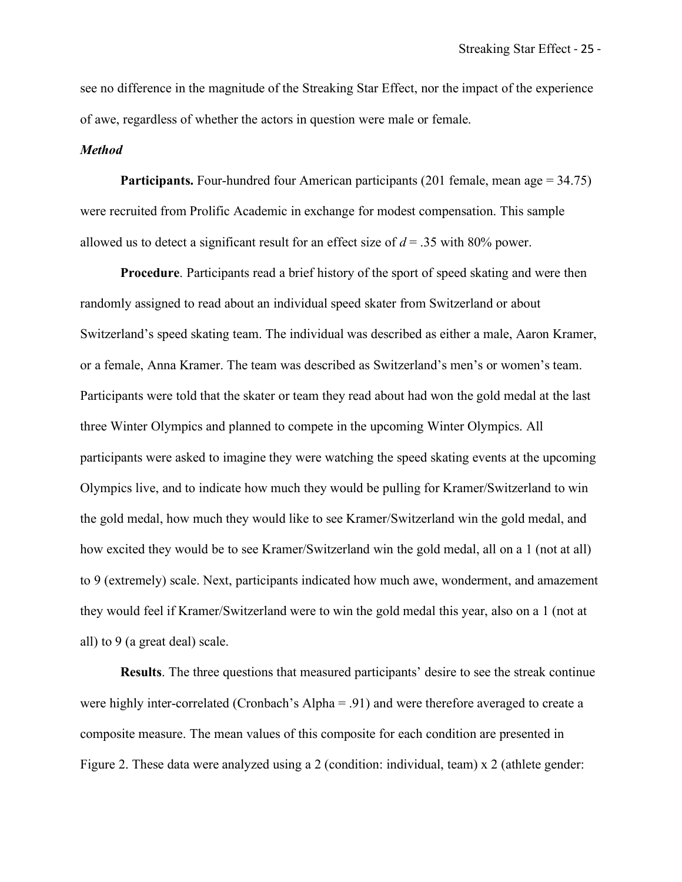see no difference in the magnitude of the Streaking Star Effect, nor the impact of the experience of awe, regardless of whether the actors in question were male or female.

### *Method*

**Participants.** Four-hundred four American participants (201 female, mean age = 34.75) were recruited from Prolific Academic in exchange for modest compensation. This sample allowed us to detect a significant result for an effect size of $d = .35$ with 80% power.

**Procedure**. Participants read a brief history of the sport of speed skating and were then randomly assigned to read about an individual speed skater from Switzerland or about Switzerland's speed skating team. The individual was described as either a male, Aaron Kramer, or a female, Anna Kramer. The team was described as Switzerland's men's or women's team. Participants were told that the skater or team they read about had won the gold medal at the last three Winter Olympics and planned to compete in the upcoming Winter Olympics. All participants were asked to imagine they were watching the speed skating events at the upcoming Olympics live, and to indicate how much they would be pulling for Kramer/Switzerland to win the gold medal, how much they would like to see Kramer/Switzerland win the gold medal, and how excited they would be to see Kramer/Switzerland win the gold medal, all on a 1 (not at all) to 9 (extremely) scale. Next, participants indicated how much awe, wonderment, and amazement they would feel if Kramer/Switzerland were to win the gold medal this year, also on a 1 (not at all) to 9 (a great deal) scale.

**Results**. The three questions that measured participants' desire to see the streak continue were highly inter-correlated (Cronbach's Alpha = .91) and were therefore averaged to create a composite measure. The mean values of this composite for each condition are presented in Figure 2. These data were analyzed using a 2 (condition: individual, team) x 2 (athlete gender: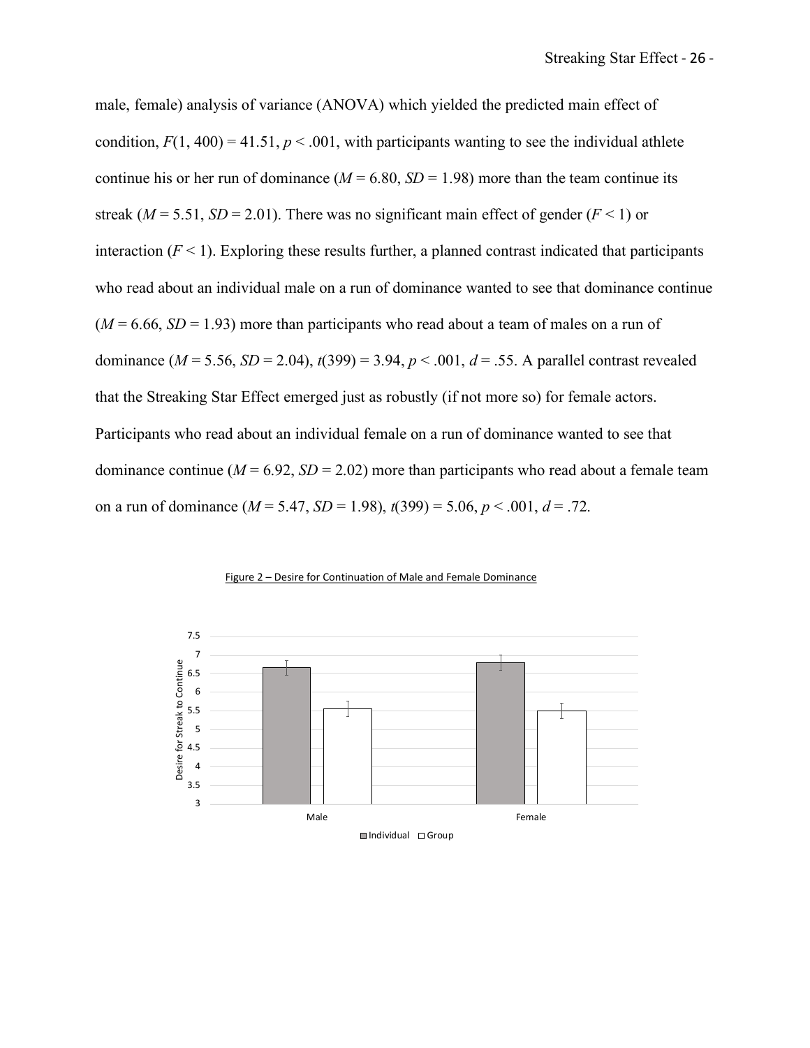male, female) analysis of variance (ANOVA) which yielded the predicted main effect of condition, $F(1, 400) = 41.51$, $p < .001$, with participants wanting to see the individual athlete continue his or her run of dominance ($M = 6.80$, $SD = 1.98$) more than the team continue its streak ($M = 5.51$, $SD = 2.01$). There was no significant main effect of gender ($F < 1$) or interaction ($F < 1$). Exploring these results further, a planned contrast indicated that participants who read about an individual male on a run of dominance wanted to see that dominance continue ($M = 6.66$, $SD = 1.93$) more than participants who read about a team of males on a run of dominance ($M = 5.56$, $SD = 2.04$), $t(399) = 3.94$, $p < .001$, $d = .55$. A parallel contrast revealed that the Streaking Star Effect emerged just as robustly (if not more so) for female actors. Participants who read about an individual female on a run of dominance wanted to see that dominance continue ($M = 6.92$, $SD = 2.02$) more than participants who read about a female team on a run of dominance ($M = 5.47$, $SD = 1.98$), $t(399) = 5.06$, $p < .001$, $d = .72$.

Figure 2 – Desire for Continuation of Male and Female Dominance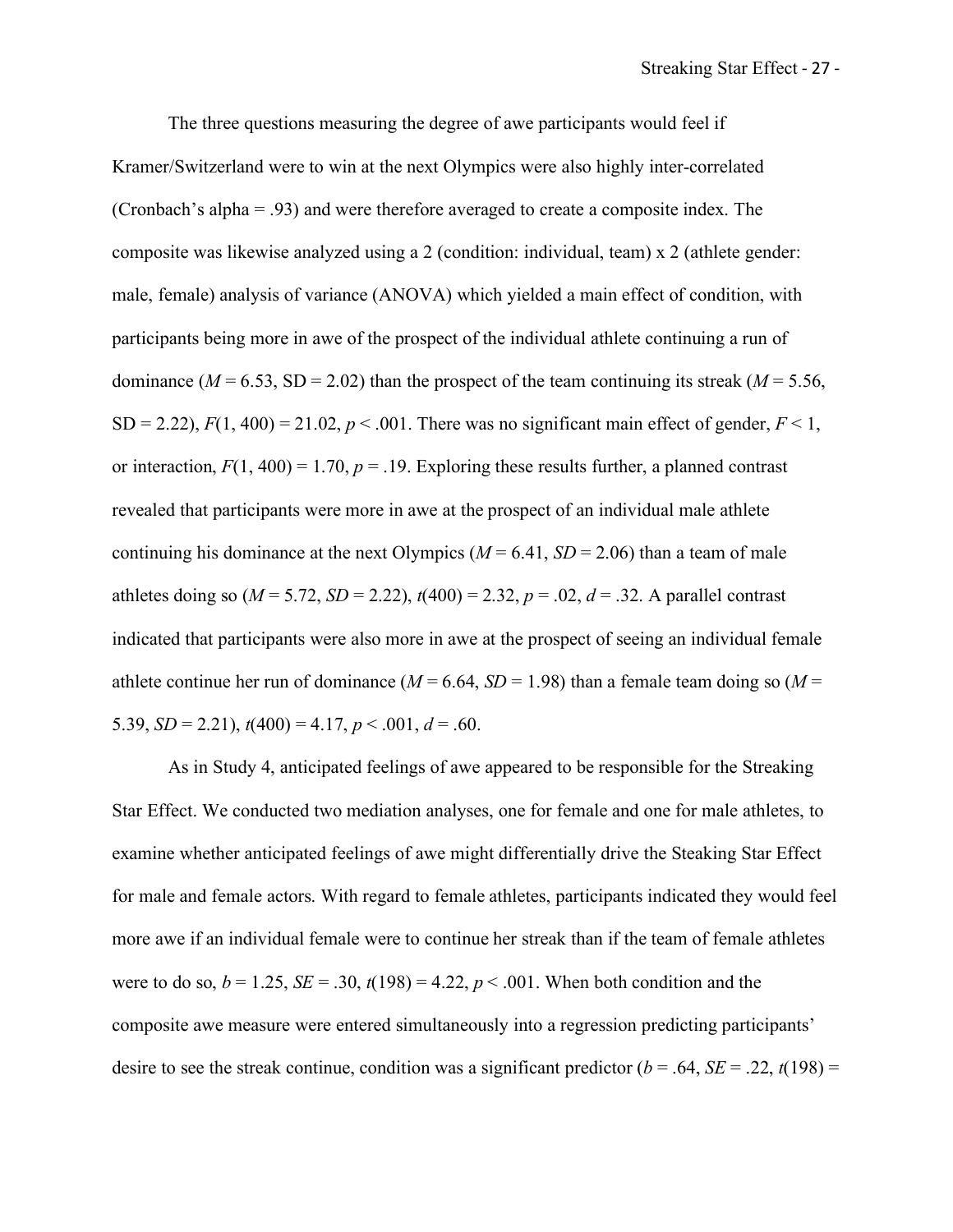The three questions measuring the degree of awe participants would feel if Kramer/Switzerland were to win at the next Olympics were also highly inter-correlated (Cronbach's alpha = .93) and were therefore averaged to create a composite index. The composite was likewise analyzed using a 2 (condition: individual, team) x 2 (athlete gender: male, female) analysis of variance (ANOVA) which yielded a main effect of condition, with participants being more in awe of the prospect of the individual athlete continuing a run of dominance ($M = 6.53$, SD = 2.02) than the prospect of the team continuing its streak ($M = 5.56$, SD = 2.22), $F(1, 400) = 21.02$, $p < .001$. There was no significant main effect of gender, $F < 1$, or interaction, $F(1, 400) = 1.70$, $p = .19$. Exploring these results further, a planned contrast revealed that participants were more in awe at the prospect of an individual male athlete continuing his dominance at the next Olympics ($M = 6.41$, $SD = 2.06$) than a team of male athletes doing so ($M = 5.72$, $SD = 2.22$), $t(400) = 2.32$, $p = .02$, $d = .32$. A parallel contrast indicated that participants were also more in awe at the prospect of seeing an individual female athlete continue her run of dominance ($M = 6.64$, $SD = 1.98$) than a female team doing so ($M = 5.39$, $SD = 2.21$), $t(400) = 4.17$, $p < .001$, $d = .60$.

As in Study 4, anticipated feelings of awe appeared to be responsible for the Streaking Star Effect. We conducted two mediation analyses, one for female and one for male athletes, to examine whether anticipated feelings of awe might differentially drive the Steaking Star Effect for male and female actors. With regard to female athletes, participants indicated they would feel more awe if an individual female were to continue her streak than if the team of female athletes were to do so, $b = 1.25$, $SE = .30$, $t(198) = 4.22$, $p < .001$. When both condition and the composite awe measure were entered simultaneously into a regression predicting participants' desire to see the streak continue, condition was a significant predictor ($b = .64$, $SE = .22$, $t(198) =$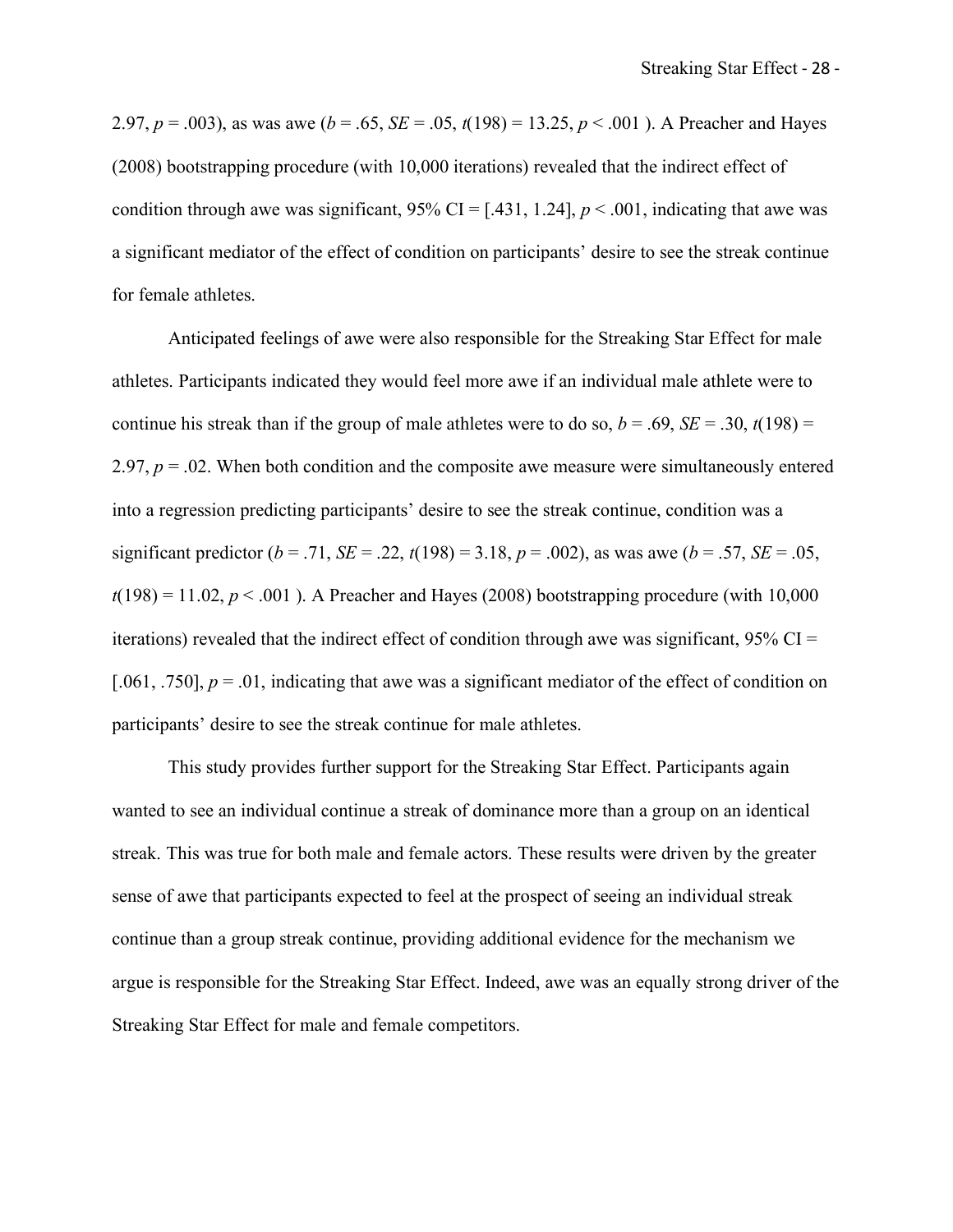2.97, $p = .003$), as was awe ($b = .65$, $SE = .05$, $t(198) = 13.25$, $p < .001$ ). A Preacher and Hayes (2008) bootstrapping procedure (with 10,000 iterations) revealed that the indirect effect of condition through awe was significant, 95% CI = [.431, 1.24], $p < .001$, indicating that awe was a significant mediator of the effect of condition on participants' desire to see the streak continue for female athletes.

Anticipated feelings of awe were also responsible for the Streaking Star Effect for male athletes. Participants indicated they would feel more awe if an individual male athlete were to continue his streak than if the group of male athletes were to do so, $b = .69$, $SE = .30$, $t(198) = 2.97$, $p = .02$. When both condition and the composite awe measure were simultaneously entered into a regression predicting participants' desire to see the streak continue, condition was a significant predictor ($b = .71$, $SE = .22$, $t(198) = 3.18$, $p = .002$), as was awe ($b = .57$, $SE = .05$, $t(198) = 11.02$, $p < .001$ ). A Preacher and Hayes (2008) bootstrapping procedure (with 10,000 iterations) revealed that the indirect effect of condition through awe was significant, 95% CI = [.061, .750], $p = .01$, indicating that awe was a significant mediator of the effect of condition on participants' desire to see the streak continue for male athletes.

This study provides further support for the Streaking Star Effect. Participants again wanted to see an individual continue a streak of dominance more than a group on an identical streak. This was true for both male and female actors. These results were driven by the greater sense of awe that participants expected to feel at the prospect of seeing an individual streak continue than a group streak continue, providing additional evidence for the mechanism we argue is responsible for the Streaking Star Effect. Indeed, awe was an equally strong driver of the Streaking Star Effect for male and female competitors.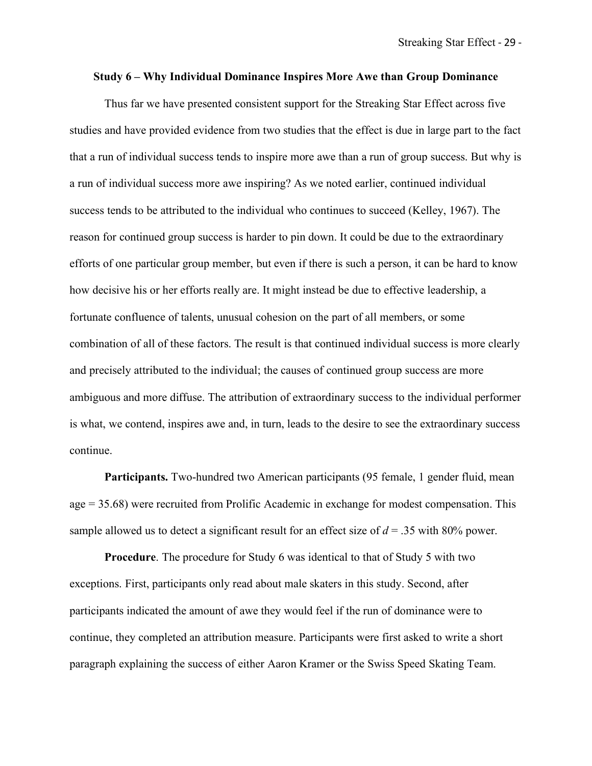### Study 6 – Why Individual Dominance Inspires More Awe than Group Dominance

Thus far we have presented consistent support for the Streaking Star Effect across five studies and have provided evidence from two studies that the effect is due in large part to the fact that a run of individual success tends to inspire more awe than a run of group success. But why is a run of individual success more awe inspiring? As we noted earlier, continued individual success tends to be attributed to the individual who continues to succeed (Kelley, 1967). The reason for continued group success is harder to pin down. It could be due to the extraordinary efforts of one particular group member, but even if there is such a person, it can be hard to know how decisive his or her efforts really are. It might instead be due to effective leadership, a fortunate confluence of talents, unusual cohesion on the part of all members, or some combination of all of these factors. The result is that continued individual success is more clearly and precisely attributed to the individual; the causes of continued group success are more ambiguous and more diffuse. The attribution of extraordinary success to the individual performer is what, we contend, inspires awe and, in turn, leads to the desire to see the extraordinary success continue.

**Participants.** Two-hundred two American participants (95 female, 1 gender fluid, mean age = 35.68) were recruited from Prolific Academic in exchange for modest compensation. This sample allowed us to detect a significant result for an effect size of $d = .35$ with 80% power.

**Procedure**. The procedure for Study 6 was identical to that of Study 5 with two exceptions. First, participants only read about male skaters in this study. Second, after participants indicated the amount of awe they would feel if the run of dominance were to continue, they completed an attribution measure. Participants were first asked to write a short paragraph explaining the success of either Aaron Kramer or the Swiss Speed Skating Team.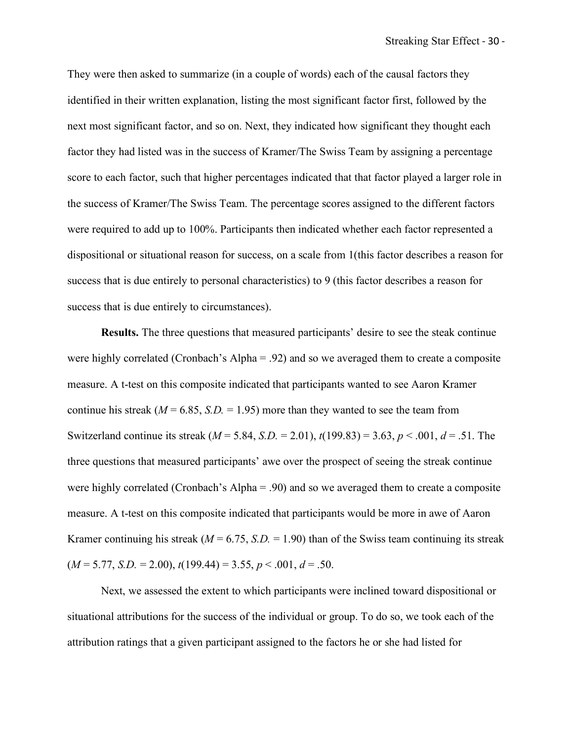They were then asked to summarize (in a couple of words) each of the causal factors they identified in their written explanation, listing the most significant factor first, followed by the next most significant factor, and so on. Next, they indicated how significant they thought each factor they had listed was in the success of Kramer/The Swiss Team by assigning a percentage score to each factor, such that higher percentages indicated that that factor played a larger role in the success of Kramer/The Swiss Team. The percentage scores assigned to the different factors were required to add up to 100%. Participants then indicated whether each factor represented a dispositional or situational reason for success, on a scale from 1(this factor describes a reason for success that is due entirely to personal characteristics) to 9 (this factor describes a reason for success that is due entirely to circumstances).

**Results.** The three questions that measured participants' desire to see the steak continue were highly correlated (Cronbach's Alpha = .92) and so we averaged them to create a composite measure. A t-test on this composite indicated that participants wanted to see Aaron Kramer continue his streak ($M = 6.85$, $S.D. = 1.95$) more than they wanted to see the team from Switzerland continue its streak ($M = 5.84$, $S.D. = 2.01$), $t(199.83) = 3.63$, $p < .001$, $d = .51$. The three questions that measured participants' awe over the prospect of seeing the streak continue were highly correlated (Cronbach's Alpha = .90) and so we averaged them to create a composite measure. A t-test on this composite indicated that participants would be more in awe of Aaron Kramer continuing his streak ($M = 6.75$, $S.D. = 1.90$) than of the Swiss team continuing its streak ($M = 5.77$, $S.D. = 2.00$), $t(199.44) = 3.55$, $p < .001$, $d = .50$.

Next, we assessed the extent to which participants were inclined toward dispositional or situational attributions for the success of the individual or group. To do so, we took each of the attribution ratings that a given participant assigned to the factors he or she had listed for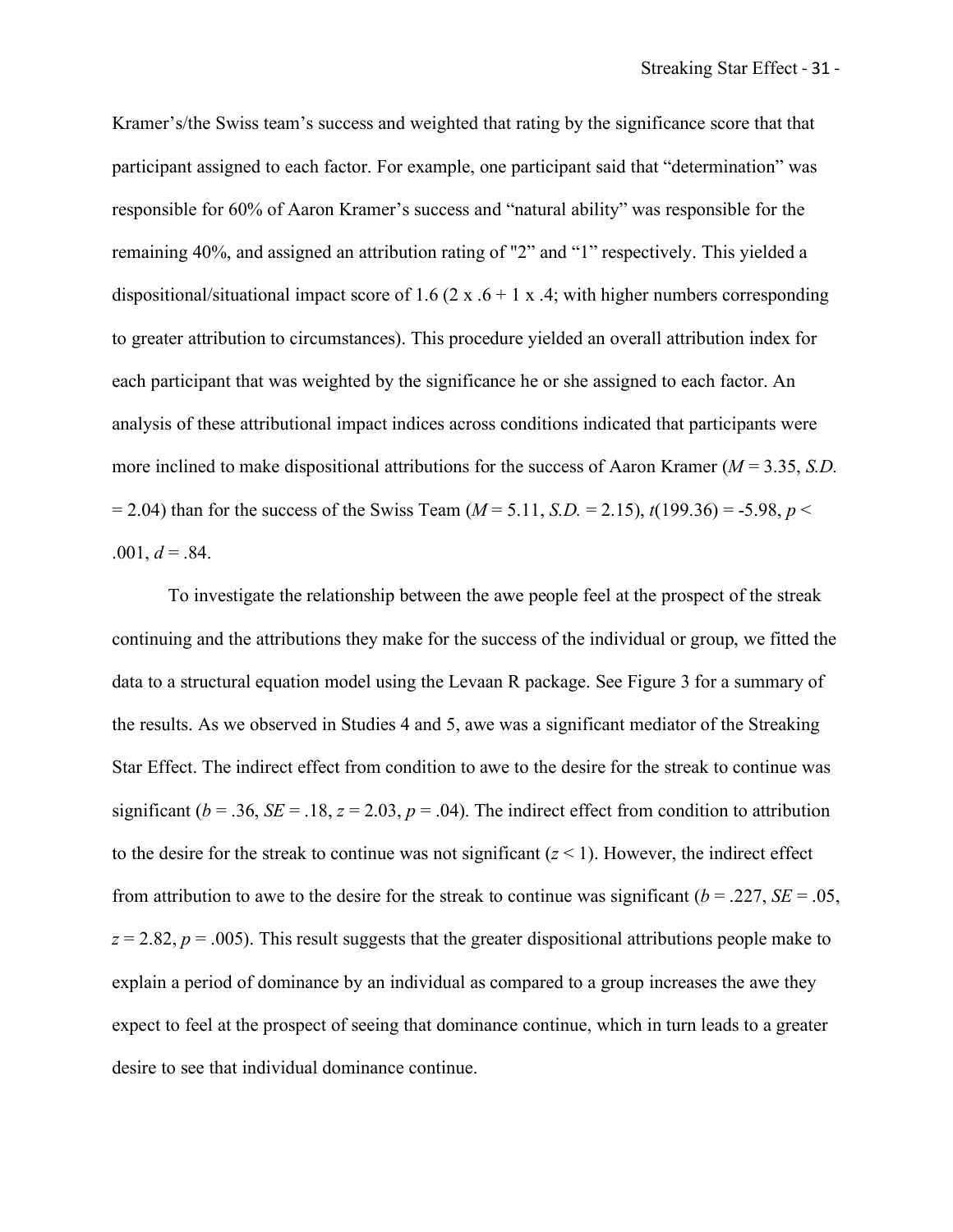Kramer's/the Swiss team's success and weighted that rating by the significance score that that participant assigned to each factor. For example, one participant said that "determination" was responsible for 60% of Aaron Kramer's success and "natural ability" was responsible for the remaining 40%, and assigned an attribution rating of "2" and "1" respectively. This yielded a dispositional/situational impact score of 1.6 ($2 \times .6 + 1 \times .4$; with higher numbers corresponding to greater attribution to circumstances). This procedure yielded an overall attribution index for each participant that was weighted by the significance he or she assigned to each factor. An analysis of these attributional impact indices across conditions indicated that participants were more inclined to make dispositional attributions for the success of Aaron Kramer ($M = 3.35$, $S.D. = 2.04$) than for the success of the Swiss Team ($M = 5.11$, $S.D. = 2.15$), $t(199.36) = -5.98$, $p < .001$, $d = .84$.

To investigate the relationship between the awe people feel at the prospect of the streak continuing and the attributions they make for the success of the individual or group, we fitted the data to a structural equation model using the Levaan R package. See Figure 3 for a summary of the results. As we observed in Studies 4 and 5, awe was a significant mediator of the Streaking Star Effect. The indirect effect from condition to awe to the desire for the streak to continue was significant ($b = .36$, $SE = .18$, $z = 2.03$, $p = .04$). The indirect effect from condition to attribution to the desire for the streak to continue was not significant ($z < 1$). However, the indirect effect from attribution to awe to the desire for the streak to continue was significant ($b = .227$, $SE = .05$, $z = 2.82$, $p = .005$). This result suggests that the greater dispositional attributions people make to explain a period of dominance by an individual as compared to a group increases the awe they expect to feel at the prospect of seeing that dominance continue, which in turn leads to a greater desire to see that individual dominance continue.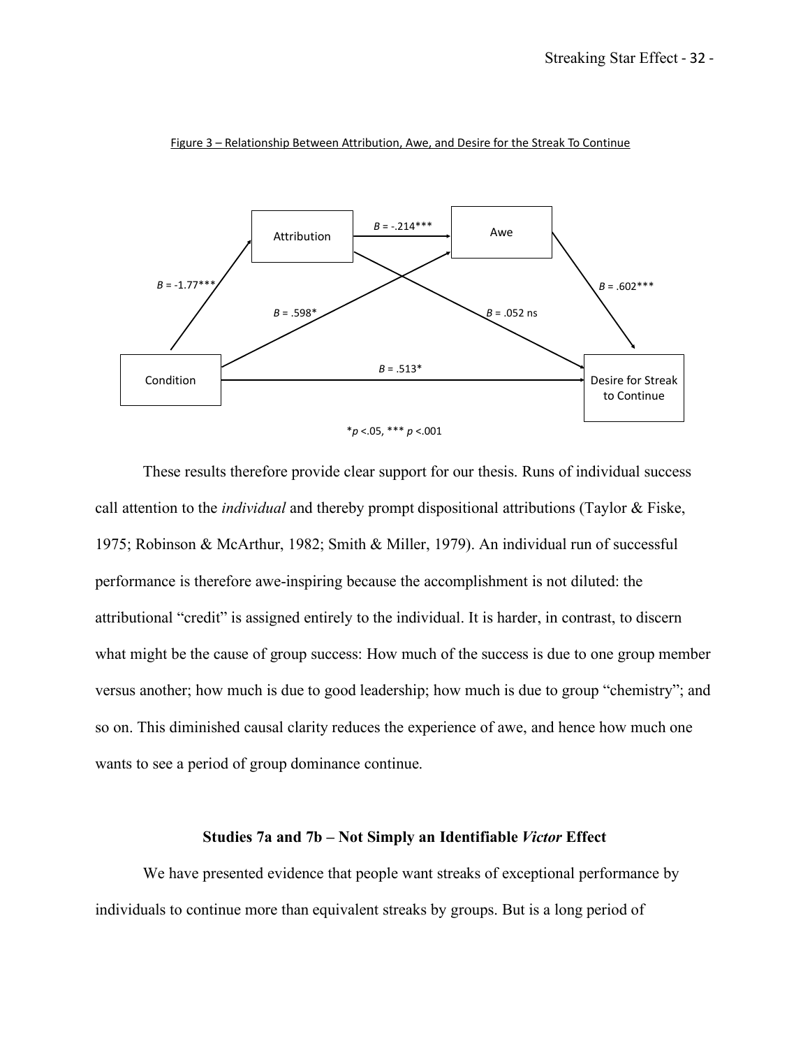Figure 3 – Relationship Between Attribution, Awe, and Desire for the Streak To Continue

Attribution → Awe: $B$ = -.214***

Condition → Attribution: $B$ = -1.77***

Condition → Awe: $B$ = .598*

Attribution → Desire for Streak to Continue: $B$ = .052 ns

Awe → Desire for Streak to Continue: $B$ = .602***

Condition → Desire for Streak to Continue: $B$ = .513*

*$p$ <.05, *** $p$ <.001

These results therefore provide clear support for our thesis. Runs of individual success call attention to the *individual* and thereby prompt dispositional attributions (Taylor & Fiske, 1975; Robinson & McArthur, 1982; Smith & Miller, 1979). An individual run of successful performance is therefore awe-inspiring because the accomplishment is not diluted: the attributional "credit" is assigned entirely to the individual. It is harder, in contrast, to discern what might be the cause of group success: How much of the success is due to one group member versus another; how much is due to good leadership; how much is due to group "chemistry"; and so on. This diminished causal clarity reduces the experience of awe, and hence how much one wants to see a period of group dominance continue.

### Studies 7a and 7b – Not Simply an Identifiable *Victor* Effect

We have presented evidence that people want streaks of exceptional performance by individuals to continue more than equivalent streaks by groups. But is a long period of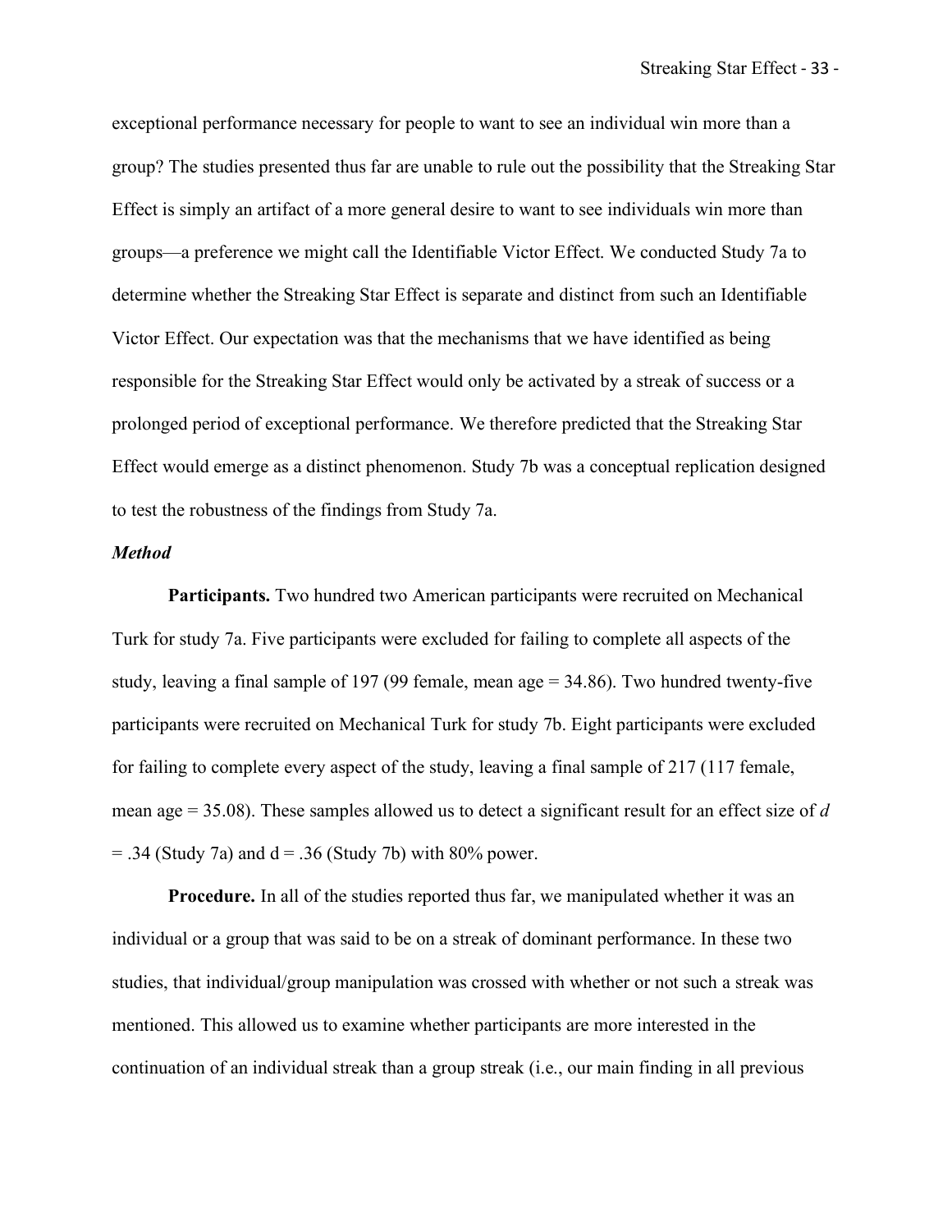exceptional performance necessary for people to want to see an individual win more than a group? The studies presented thus far are unable to rule out the possibility that the Streaking Star Effect is simply an artifact of a more general desire to want to see individuals win more than groups—a preference we might call the Identifiable Victor Effect. We conducted Study 7a to determine whether the Streaking Star Effect is separate and distinct from such an Identifiable Victor Effect. Our expectation was that the mechanisms that we have identified as being responsible for the Streaking Star Effect would only be activated by a streak of success or a prolonged period of exceptional performance. We therefore predicted that the Streaking Star Effect would emerge as a distinct phenomenon. Study 7b was a conceptual replication designed to test the robustness of the findings from Study 7a.

### *Method*

**Participants.** Two hundred two American participants were recruited on Mechanical Turk for study 7a. Five participants were excluded for failing to complete all aspects of the study, leaving a final sample of 197 (99 female, mean age = 34.86). Two hundred twenty-five participants were recruited on Mechanical Turk for study 7b. Eight participants were excluded for failing to complete every aspect of the study, leaving a final sample of 217 (117 female, mean age = 35.08). These samples allowed us to detect a significant result for an effect size of $d = .34$ (Study 7a) and $d = .36$ (Study 7b) with 80% power.

**Procedure.** In all of the studies reported thus far, we manipulated whether it was an individual or a group that was said to be on a streak of dominant performance. In these two studies, that individual/group manipulation was crossed with whether or not such a streak was mentioned. This allowed us to examine whether participants are more interested in the continuation of an individual streak than a group streak (i.e., our main finding in all previous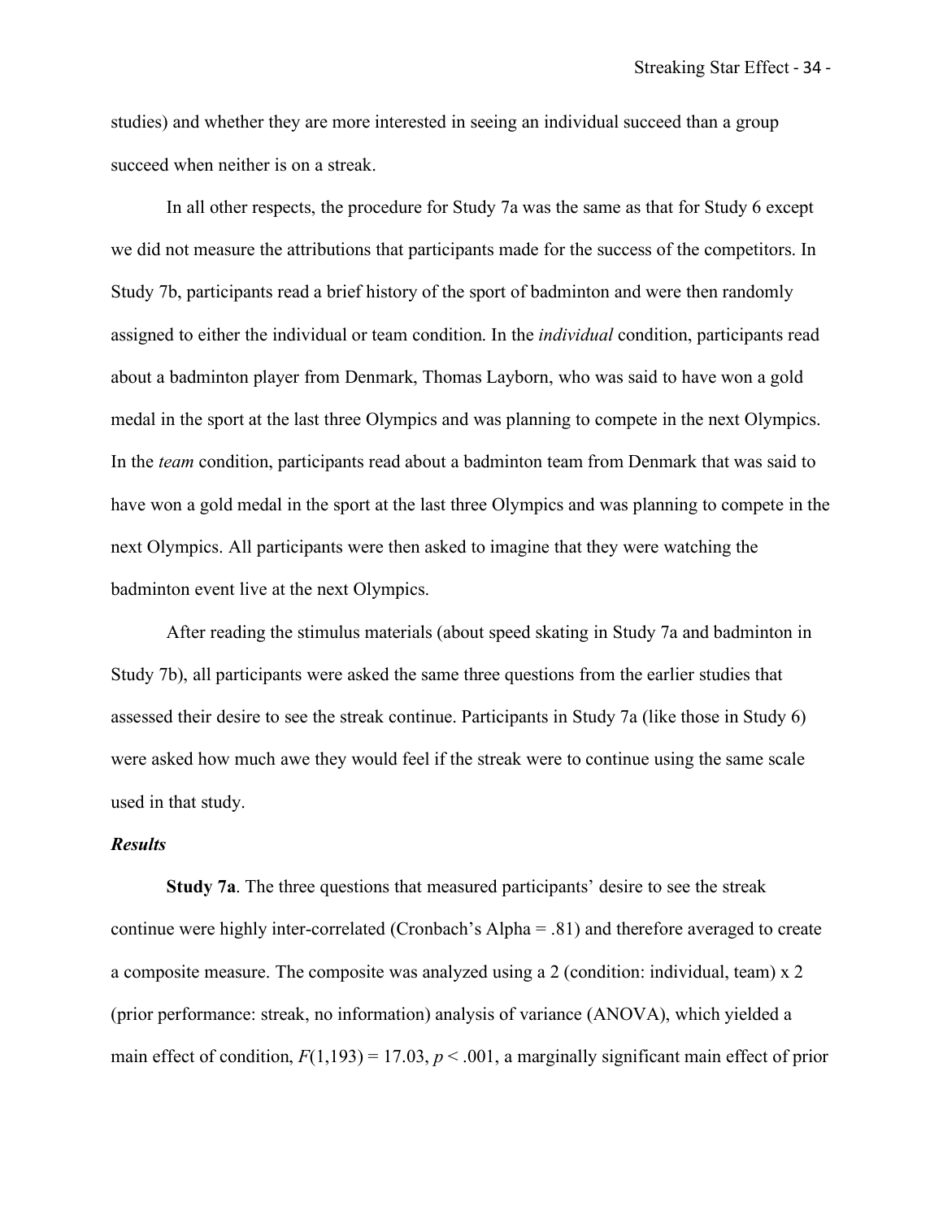studies) and whether they are more interested in seeing an individual succeed than a group succeed when neither is on a streak.

In all other respects, the procedure for Study 7a was the same as that for Study 6 except we did not measure the attributions that participants made for the success of the competitors. In Study 7b, participants read a brief history of the sport of badminton and were then randomly assigned to either the individual or team condition. In the *individual* condition, participants read about a badminton player from Denmark, Thomas Layborn, who was said to have won a gold medal in the sport at the last three Olympics and was planning to compete in the next Olympics. In the *team* condition, participants read about a badminton team from Denmark that was said to have won a gold medal in the sport at the last three Olympics and was planning to compete in the next Olympics. All participants were then asked to imagine that they were watching the badminton event live at the next Olympics.

After reading the stimulus materials (about speed skating in Study 7a and badminton in Study 7b), all participants were asked the same three questions from the earlier studies that assessed their desire to see the streak continue. Participants in Study 7a (like those in Study 6) were asked how much awe they would feel if the streak were to continue using the same scale used in that study.

### *Results*

**Study 7a**. The three questions that measured participants' desire to see the streak continue were highly inter-correlated (Cronbach's Alpha = .81) and therefore averaged to create a composite measure. The composite was analyzed using a 2 (condition: individual, team) x 2 (prior performance: streak, no information) analysis of variance (ANOVA), which yielded a main effect of condition, $F(1,193) = 17.03$, $p < .001$, a marginally significant main effect of prior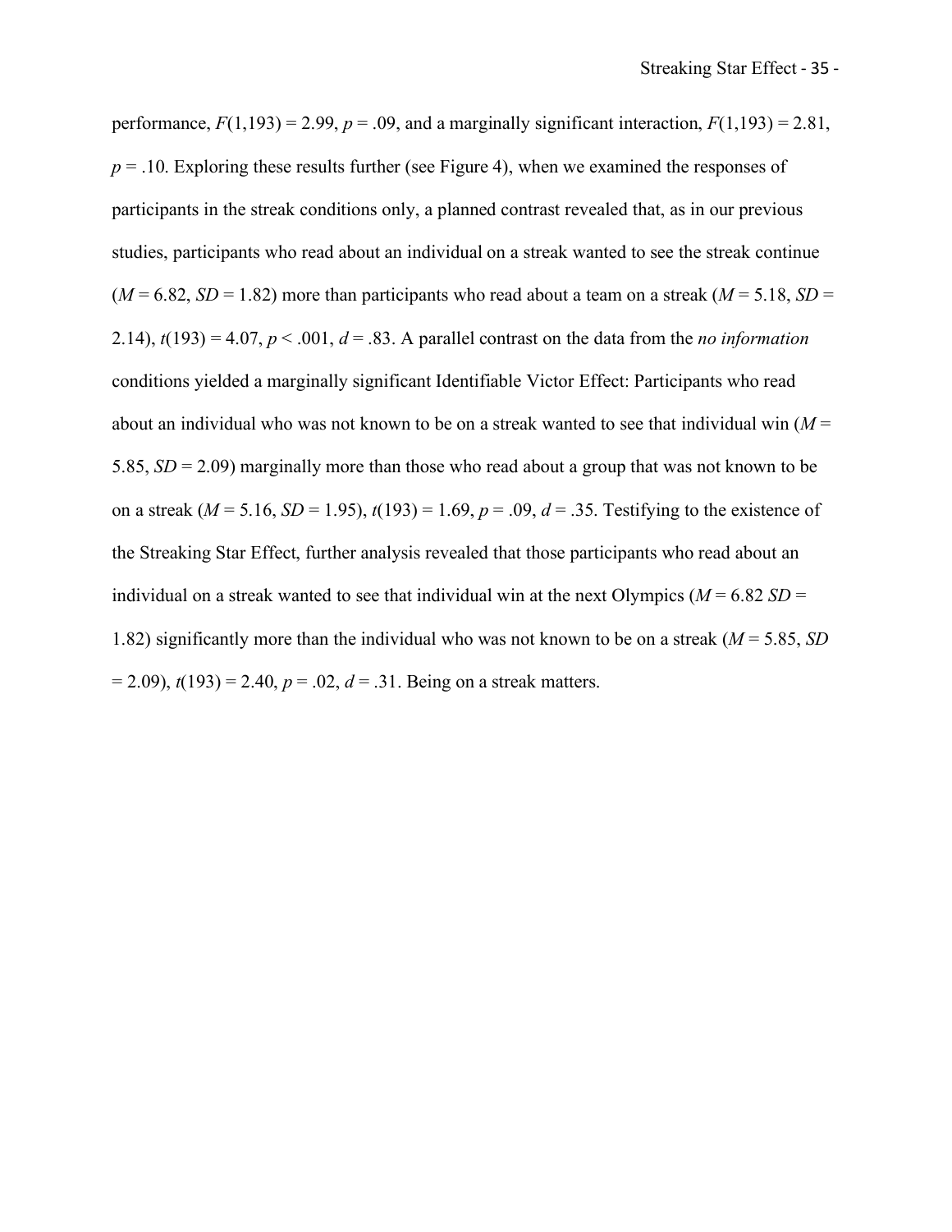performance, $F(1,193) = 2.99$, $p = .09$, and a marginally significant interaction, $F(1,193) = 2.81$, $p = .10$. Exploring these results further (see Figure 4), when we examined the responses of participants in the streak conditions only, a planned contrast revealed that, as in our previous studies, participants who read about an individual on a streak wanted to see the streak continue ($M = 6.82$, $SD = 1.82$) more than participants who read about a team on a streak ($M = 5.18$, $SD = 2.14$), $t(193) = 4.07$, $p < .001$, $d = .83$. A parallel contrast on the data from the *no information* conditions yielded a marginally significant Identifiable Victor Effect: Participants who read about an individual who was not known to be on a streak wanted to see that individual win ($M = 5.85$, $SD = 2.09$) marginally more than those who read about a group that was not known to be on a streak ($M = 5.16$, $SD = 1.95$), $t(193) = 1.69$, $p = .09$, $d = .35$. Testifying to the existence of the Streaking Star Effect, further analysis revealed that those participants who read about an individual on a streak wanted to see that individual win at the next Olympics ($M = 6.82$ $SD = 1.82$) significantly more than the individual who was not known to be on a streak ($M = 5.85$, $SD = 2.09$), $t(193) = 2.40$, $p = .02$, $d = .31$. Being on a streak matters.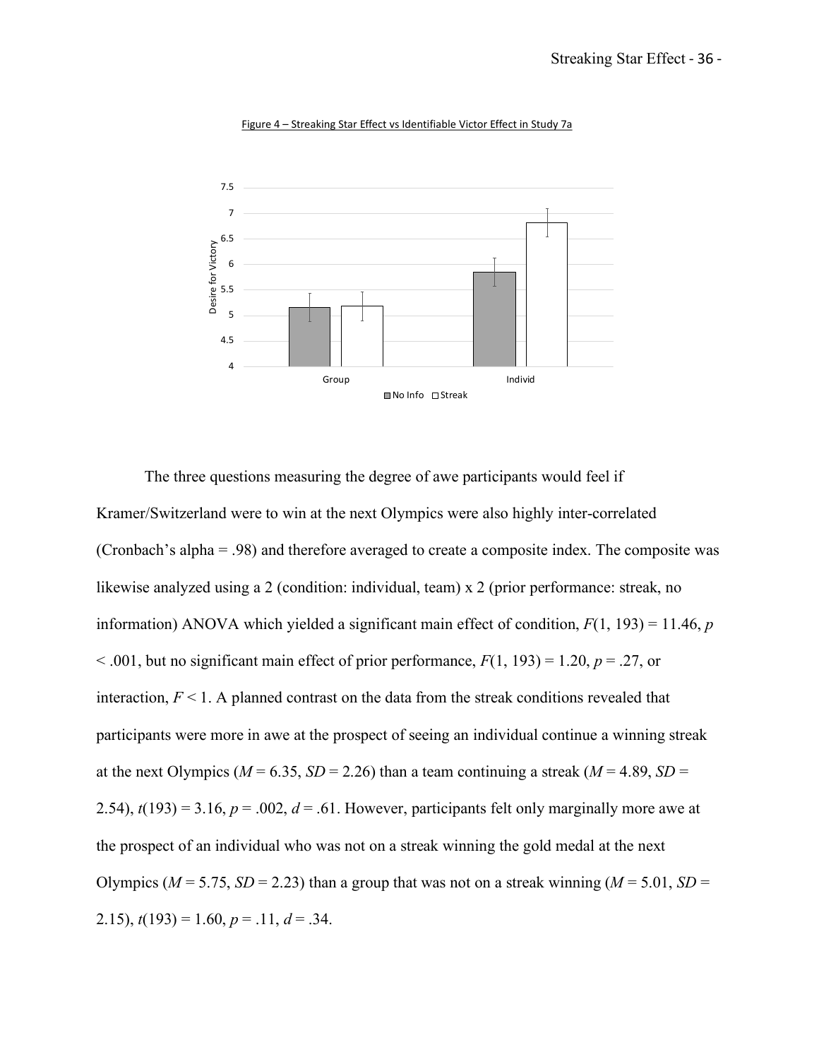Figure 4 – Streaking Star Effect vs Identifiable Victor Effect in Study 7a

The three questions measuring the degree of awe participants would feel if Kramer/Switzerland were to win at the next Olympics were also highly inter-correlated (Cronbach's alpha = .98) and therefore averaged to create a composite index. The composite was likewise analyzed using a 2 (condition: individual, team) x 2 (prior performance: streak, no information) ANOVA which yielded a significant main effect of condition, $F(1, 193) = 11.46$, $p < .001$, but no significant main effect of prior performance, $F(1, 193) = 1.20$, $p = .27$, or interaction, $F < 1$. A planned contrast on the data from the streak conditions revealed that participants were more in awe at the prospect of seeing an individual continue a winning streak at the next Olympics ($M = 6.35$, $SD = 2.26$) than a team continuing a streak ($M = 4.89$, $SD = 2.54$), $t(193) = 3.16$, $p = .002$, $d = .61$. However, participants felt only marginally more awe at the prospect of an individual who was not on a streak winning the gold medal at the next Olympics ($M = 5.75$, $SD = 2.23$) than a group that was not on a streak winning ($M = 5.01$, $SD = 2.15$), $t(193) = 1.60$, $p = .11$, $d = .34$.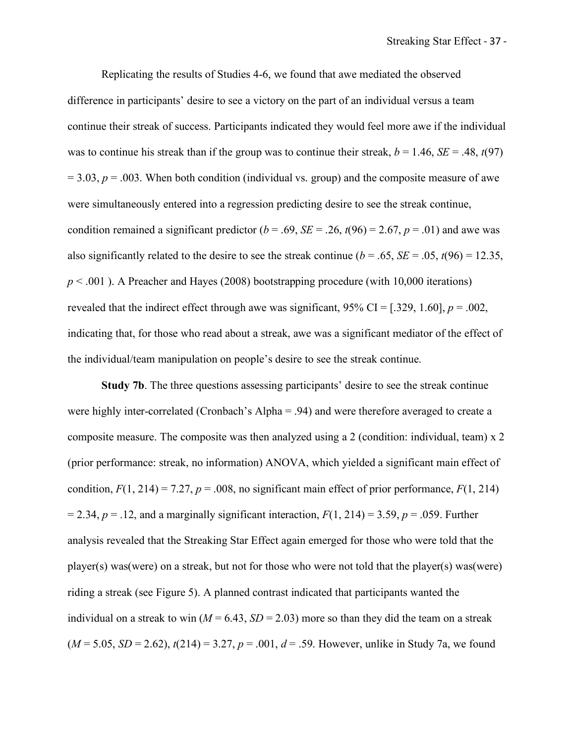Replicating the results of Studies 4-6, we found that awe mediated the observed difference in participants' desire to see a victory on the part of an individual versus a team continue their streak of success. Participants indicated they would feel more awe if the individual was to continue his streak than if the group was to continue their streak, $b = 1.46$, $SE = .48$, $t(97) = 3.03$, $p = .003$. When both condition (individual vs. group) and the composite measure of awe were simultaneously entered into a regression predicting desire to see the streak continue, condition remained a significant predictor ($b = .69$, $SE = .26$, $t(96) = 2.67$, $p = .01$) and awe was also significantly related to the desire to see the streak continue ($b = .65$, $SE = .05$, $t(96) = 12.35$, $p < .001$ ). A Preacher and Hayes (2008) bootstrapping procedure (with 10,000 iterations) revealed that the indirect effect through awe was significant, 95% CI = [.329, 1.60], $p = .002$, indicating that, for those who read about a streak, awe was a significant mediator of the effect of the individual/team manipulation on people's desire to see the streak continue.

**Study 7b**. The three questions assessing participants' desire to see the streak continue were highly inter-correlated (Cronbach's Alpha = .94) and were therefore averaged to create a composite measure. The composite was then analyzed using a 2 (condition: individual, team) x 2 (prior performance: streak, no information) ANOVA, which yielded a significant main effect of condition, $F(1, 214) = 7.27$, $p = .008$, no significant main effect of prior performance, $F(1, 214) = 2.34$, $p = .12$, and a marginally significant interaction, $F(1, 214) = 3.59$, $p = .059$. Further analysis revealed that the Streaking Star Effect again emerged for those who were told that the player(s) was(were) on a streak, but not for those who were not told that the player(s) was(were) riding a streak (see Figure 5). A planned contrast indicated that participants wanted the individual on a streak to win ($M = 6.43$, $SD = 2.03$) more so than they did the team on a streak ($M = 5.05$, $SD = 2.62$), $t(214) = 3.27$, $p = .001$, $d = .59$. However, unlike in Study 7a, we found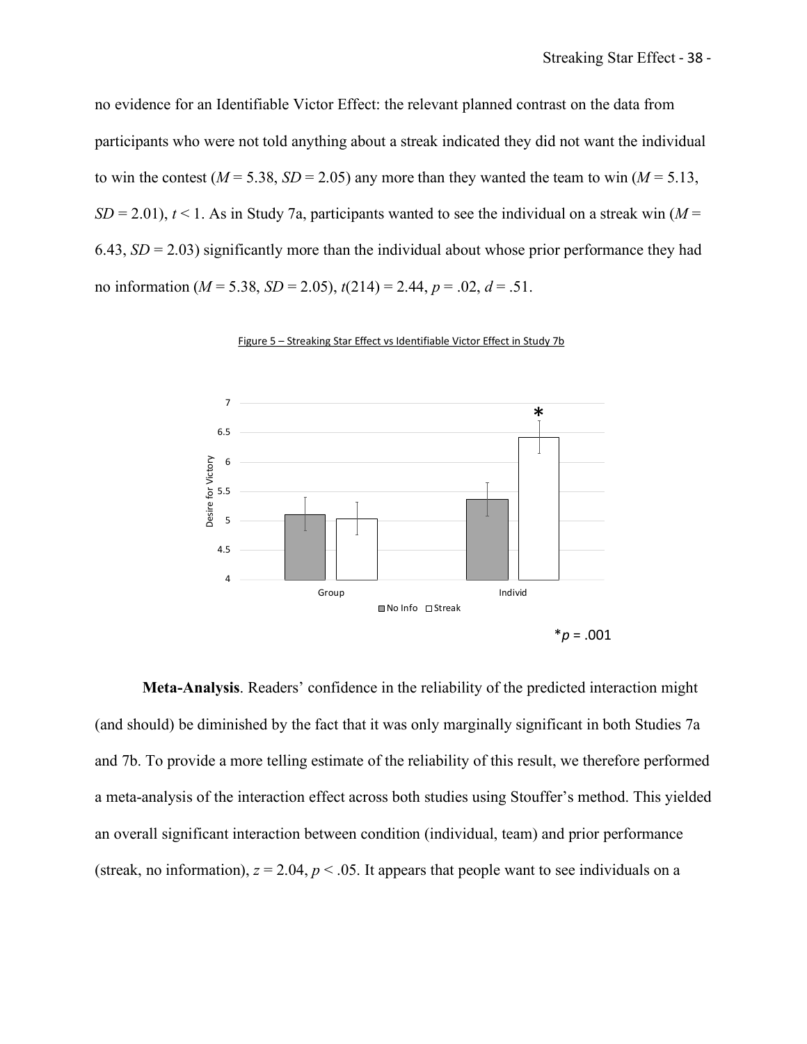no evidence for an Identifiable Victor Effect: the relevant planned contrast on the data from participants who were not told anything about a streak indicated they did not want the individual to win the contest ($M = 5.38$, $SD = 2.05$) any more than they wanted the team to win ($M = 5.13$, $SD = 2.01$), $t < 1$. As in Study 7a, participants wanted to see the individual on a streak win ($M = 6.43$, $SD = 2.03$) significantly more than the individual about whose prior performance they had no information ($M = 5.38$, $SD = 2.05$), $t(214) = 2.44$, $p = .02$, $d = .51$.

Figure 5 – Streaking Star Effect vs Identifiable Victor Effect in Study 7b

*$p = .001$

**Meta-Analysis**. Readers' confidence in the reliability of the predicted interaction might (and should) be diminished by the fact that it was only marginally significant in both Studies 7a and 7b. To provide a more telling estimate of the reliability of this result, we therefore performed a meta-analysis of the interaction effect across both studies using Stouffer's method. This yielded an overall significant interaction between condition (individual, team) and prior performance (streak, no information), $z = 2.04$, $p < .05$. It appears that people want to see individuals on a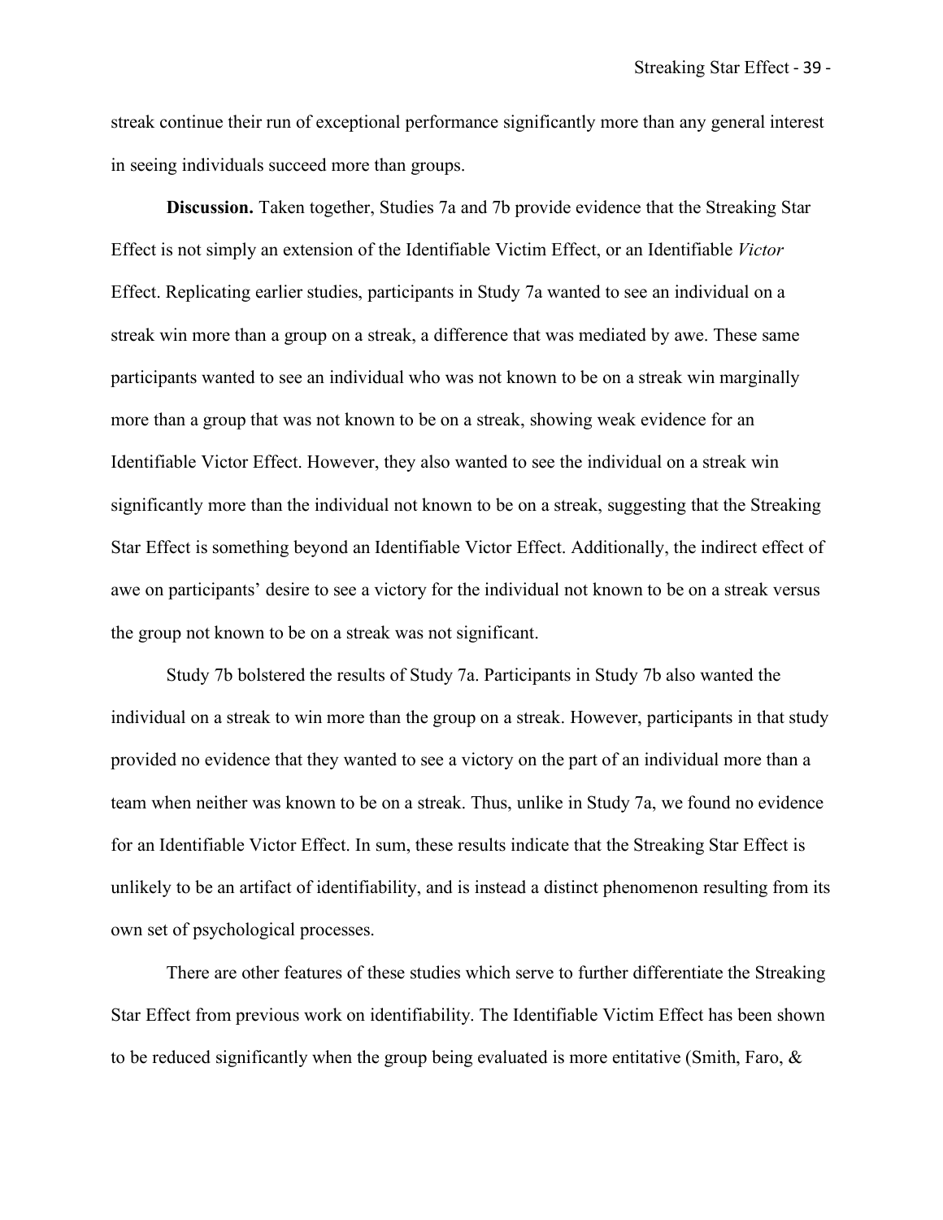streak continue their run of exceptional performance significantly more than any general interest in seeing individuals succeed more than groups.

**Discussion.** Taken together, Studies 7a and 7b provide evidence that the Streaking Star Effect is not simply an extension of the Identifiable Victim Effect, or an Identifiable *Victor* Effect. Replicating earlier studies, participants in Study 7a wanted to see an individual on a streak win more than a group on a streak, a difference that was mediated by awe. These same participants wanted to see an individual who was not known to be on a streak win marginally more than a group that was not known to be on a streak, showing weak evidence for an Identifiable Victor Effect. However, they also wanted to see the individual on a streak win significantly more than the individual not known to be on a streak, suggesting that the Streaking Star Effect is something beyond an Identifiable Victor Effect. Additionally, the indirect effect of awe on participants' desire to see a victory for the individual not known to be on a streak versus the group not known to be on a streak was not significant.

Study 7b bolstered the results of Study 7a. Participants in Study 7b also wanted the individual on a streak to win more than the group on a streak. However, participants in that study provided no evidence that they wanted to see a victory on the part of an individual more than a team when neither was known to be on a streak. Thus, unlike in Study 7a, we found no evidence for an Identifiable Victor Effect. In sum, these results indicate that the Streaking Star Effect is unlikely to be an artifact of identifiability, and is instead a distinct phenomenon resulting from its own set of psychological processes.

There are other features of these studies which serve to further differentiate the Streaking Star Effect from previous work on identifiability. The Identifiable Victim Effect has been shown to be reduced significantly when the group being evaluated is more entitative (Smith, Faro, &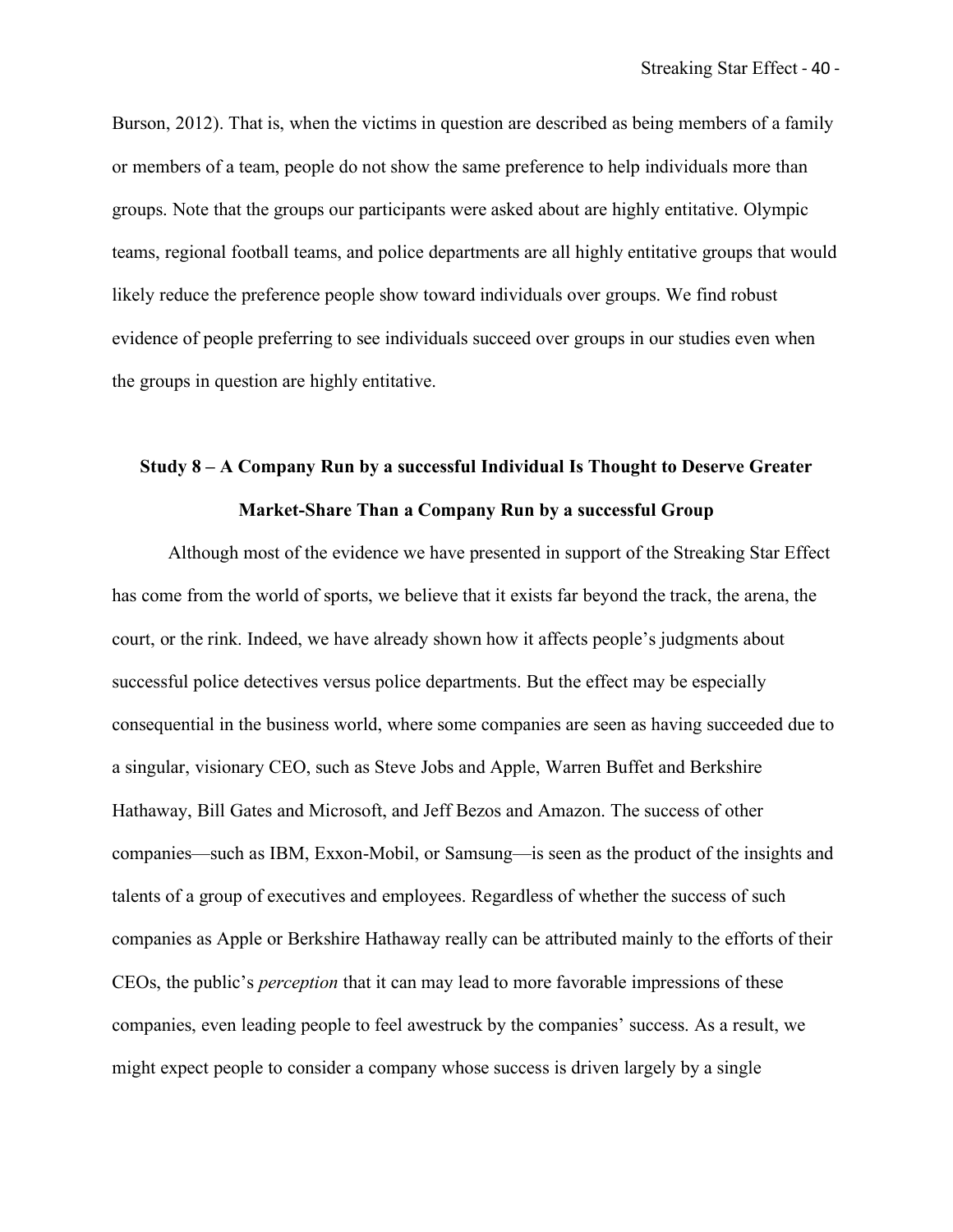Burson, 2012). That is, when the victims in question are described as being members of a family or members of a team, people do not show the same preference to help individuals more than groups. Note that the groups our participants were asked about are highly entitative. Olympic teams, regional football teams, and police departments are all highly entitative groups that would likely reduce the preference people show toward individuals over groups. We find robust evidence of people preferring to see individuals succeed over groups in our studies even when the groups in question are highly entitative.

## Study 8 – A Company Run by a successful Individual Is Thought to Deserve Greater Market-Share Than a Company Run by a successful Group

Although most of the evidence we have presented in support of the Streaking Star Effect has come from the world of sports, we believe that it exists far beyond the track, the arena, the court, or the rink. Indeed, we have already shown how it affects people's judgments about successful police detectives versus police departments. But the effect may be especially consequential in the business world, where some companies are seen as having succeeded due to a singular, visionary CEO, such as Steve Jobs and Apple, Warren Buffet and Berkshire Hathaway, Bill Gates and Microsoft, and Jeff Bezos and Amazon. The success of other companies—such as IBM, Exxon-Mobil, or Samsung—is seen as the product of the insights and talents of a group of executives and employees. Regardless of whether the success of such companies as Apple or Berkshire Hathaway really can be attributed mainly to the efforts of their CEOs, the public's *perception* that it can may lead to more favorable impressions of these companies, even leading people to feel awestruck by the companies' success. As a result, we might expect people to consider a company whose success is driven largely by a single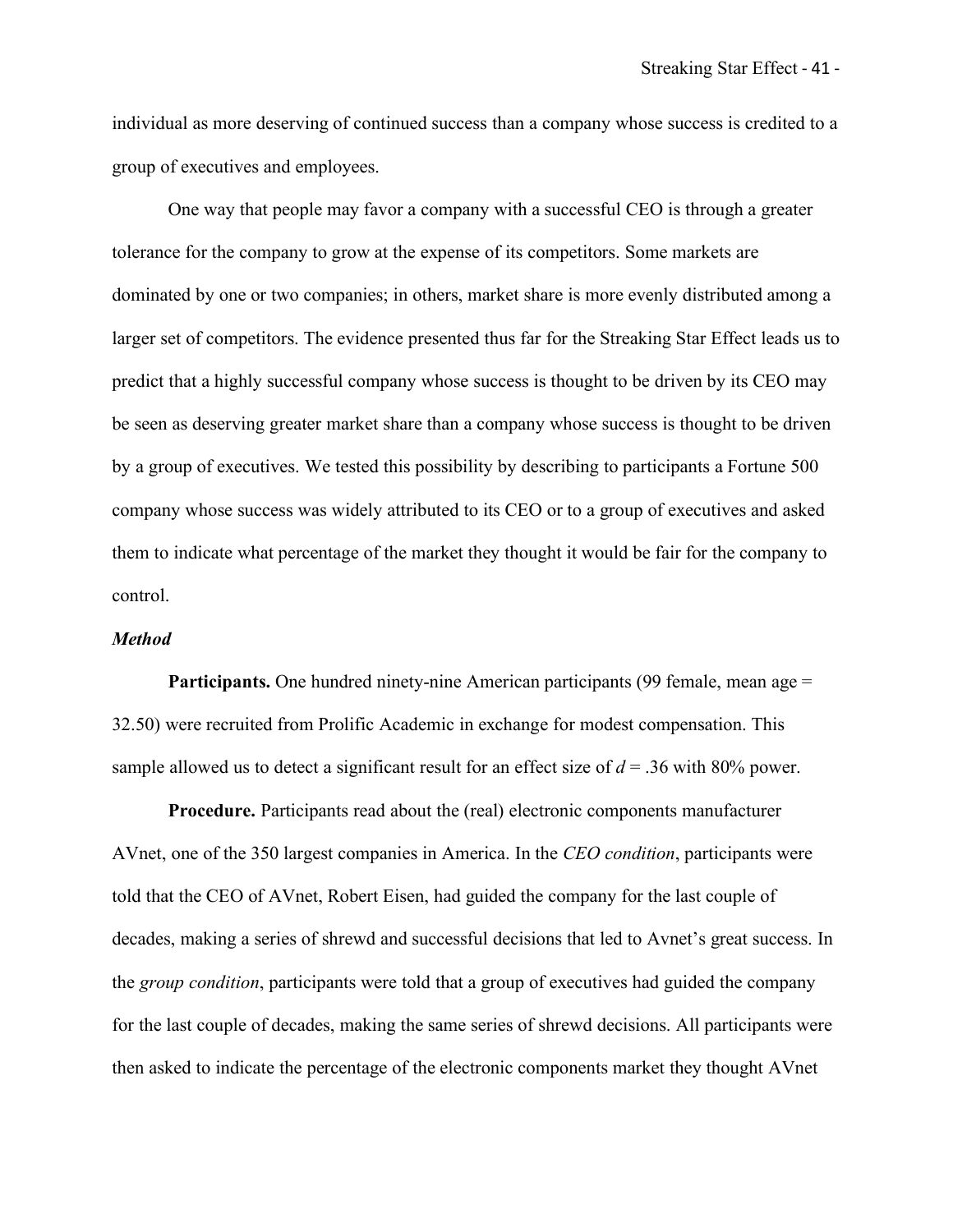individual as more deserving of continued success than a company whose success is credited to a group of executives and employees.

One way that people may favor a company with a successful CEO is through a greater tolerance for the company to grow at the expense of its competitors. Some markets are dominated by one or two companies; in others, market share is more evenly distributed among a larger set of competitors. The evidence presented thus far for the Streaking Star Effect leads us to predict that a highly successful company whose success is thought to be driven by its CEO may be seen as deserving greater market share than a company whose success is thought to be driven by a group of executives. We tested this possibility by describing to participants a Fortune 500 company whose success was widely attributed to its CEO or to a group of executives and asked them to indicate what percentage of the market they thought it would be fair for the company to control.

### *Method*

**Participants.** One hundred ninety-nine American participants (99 female, mean age = 32.50) were recruited from Prolific Academic in exchange for modest compensation. This sample allowed us to detect a significant result for an effect size of $d = .36$ with 80% power.

**Procedure.** Participants read about the (real) electronic components manufacturer AVnet, one of the 350 largest companies in America. In the *CEO condition*, participants were told that the CEO of AVnet, Robert Eisen, had guided the company for the last couple of decades, making a series of shrewd and successful decisions that led to Avnet's great success. In the *group condition*, participants were told that a group of executives had guided the company for the last couple of decades, making the same series of shrewd decisions. All participants were then asked to indicate the percentage of the electronic components market they thought AVnet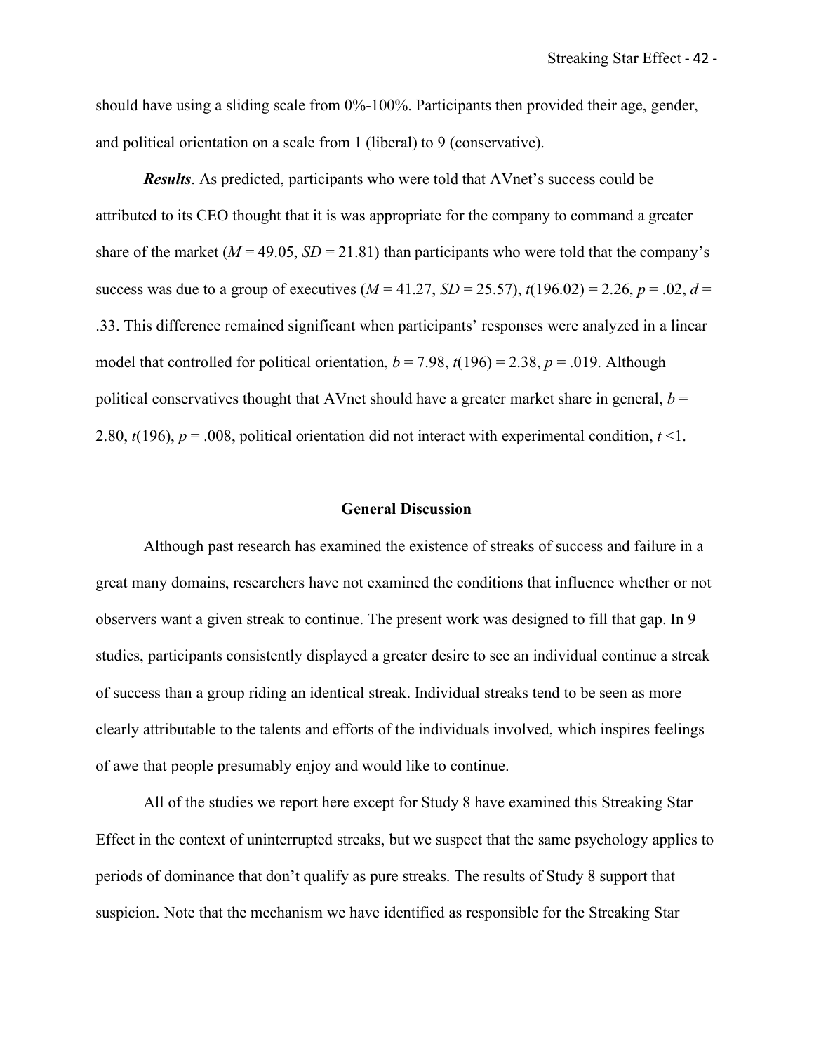should have using a sliding scale from 0%-100%. Participants then provided their age, gender, and political orientation on a scale from 1 (liberal) to 9 (conservative).

***Results***. As predicted, participants who were told that AVnet's success could be attributed to its CEO thought that it is was appropriate for the company to command a greater share of the market ($M$ = 49.05, $SD$ = 21.81) than participants who were told that the company's success was due to a group of executives ($M$ = 41.27, $SD$ = 25.57), $t(196.02) = 2.26$, $p = .02$, $d = .33$. This difference remained significant when participants' responses were analyzed in a linear model that controlled for political orientation, $b = 7.98$, $t(196) = 2.38$, $p = .019$. Although political conservatives thought that AVnet should have a greater market share in general, $b = 2.80$, $t(196)$, $p = .008$, political orientation did not interact with experimental condition, $t < 1$.

## General Discussion

Although past research has examined the existence of streaks of success and failure in a great many domains, researchers have not examined the conditions that influence whether or not observers want a given streak to continue. The present work was designed to fill that gap. In 9 studies, participants consistently displayed a greater desire to see an individual continue a streak of success than a group riding an identical streak. Individual streaks tend to be seen as more clearly attributable to the talents and efforts of the individuals involved, which inspires feelings of awe that people presumably enjoy and would like to continue.

All of the studies we report here except for Study 8 have examined this Streaking Star Effect in the context of uninterrupted streaks, but we suspect that the same psychology applies to periods of dominance that don't qualify as pure streaks. The results of Study 8 support that suspicion. Note that the mechanism we have identified as responsible for the Streaking Star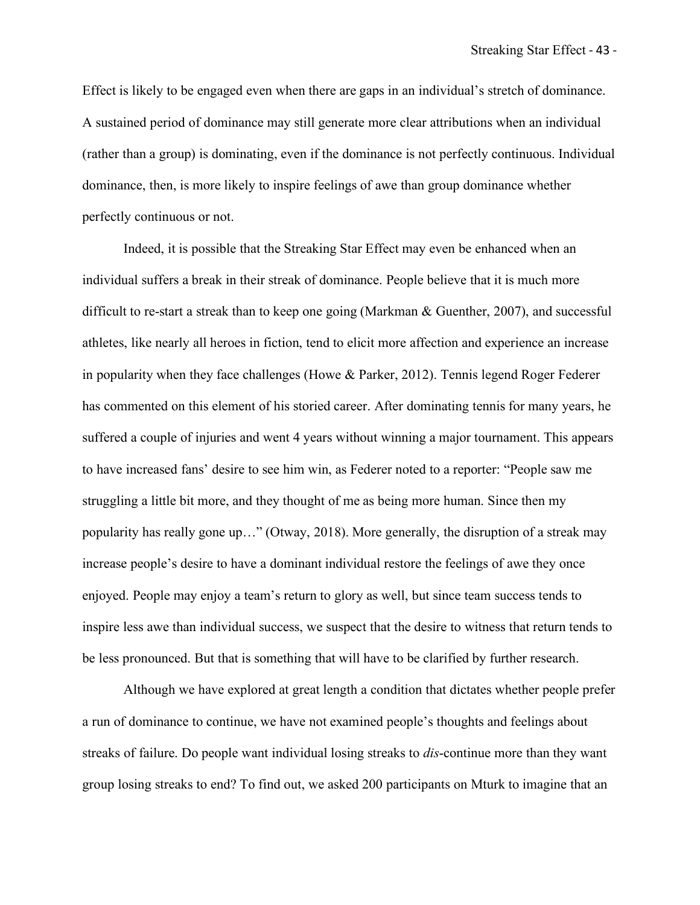Effect is likely to be engaged even when there are gaps in an individual's stretch of dominance. A sustained period of dominance may still generate more clear attributions when an individual (rather than a group) is dominating, even if the dominance is not perfectly continuous. Individual dominance, then, is more likely to inspire feelings of awe than group dominance whether perfectly continuous or not.

Indeed, it is possible that the Streaking Star Effect may even be enhanced when an individual suffers a break in their streak of dominance. People believe that it is much more difficult to re-start a streak than to keep one going (Markman & Guenther, 2007), and successful athletes, like nearly all heroes in fiction, tend to elicit more affection and experience an increase in popularity when they face challenges (Howe & Parker, 2012). Tennis legend Roger Federer has commented on this element of his storied career. After dominating tennis for many years, he suffered a couple of injuries and went 4 years without winning a major tournament. This appears to have increased fans' desire to see him win, as Federer noted to a reporter: "People saw me struggling a little bit more, and they thought of me as being more human. Since then my popularity has really gone up…" (Otway, 2018). More generally, the disruption of a streak may increase people's desire to have a dominant individual restore the feelings of awe they once enjoyed. People may enjoy a team's return to glory as well, but since team success tends to inspire less awe than individual success, we suspect that the desire to witness that return tends to be less pronounced. But that is something that will have to be clarified by further research.

Although we have explored at great length a condition that dictates whether people prefer a run of dominance to continue, we have not examined people's thoughts and feelings about streaks of failure. Do people want individual losing streaks to *dis*-continue more than they want group losing streaks to end? To find out, we asked 200 participants on Mturk to imagine that an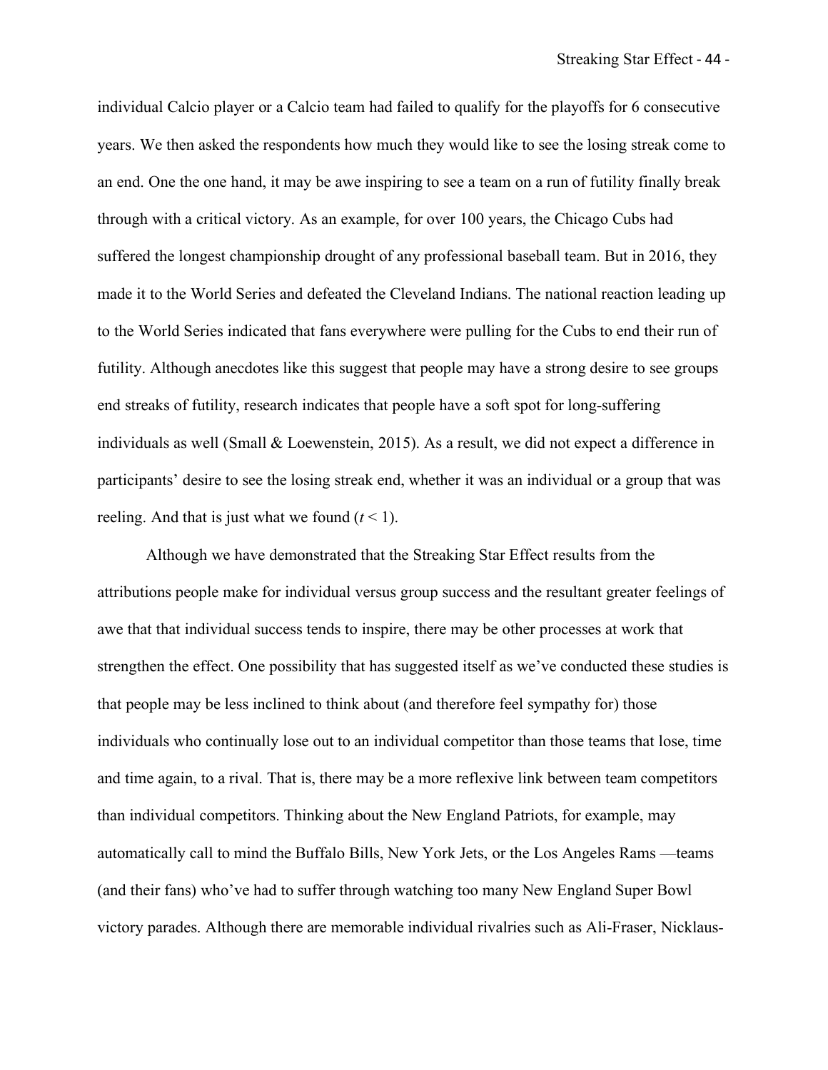individual Calcio player or a Calcio team had failed to qualify for the playoffs for 6 consecutive years. We then asked the respondents how much they would like to see the losing streak come to an end. One the one hand, it may be awe inspiring to see a team on a run of futility finally break through with a critical victory. As an example, for over 100 years, the Chicago Cubs had suffered the longest championship drought of any professional baseball team. But in 2016, they made it to the World Series and defeated the Cleveland Indians. The national reaction leading up to the World Series indicated that fans everywhere were pulling for the Cubs to end their run of futility. Although anecdotes like this suggest that people may have a strong desire to see groups end streaks of futility, research indicates that people have a soft spot for long-suffering individuals as well (Small & Loewenstein, 2015). As a result, we did not expect a difference in participants' desire to see the losing streak end, whether it was an individual or a group that was reeling. And that is just what we found ($t < 1$).

Although we have demonstrated that the Streaking Star Effect results from the attributions people make for individual versus group success and the resultant greater feelings of awe that that individual success tends to inspire, there may be other processes at work that strengthen the effect. One possibility that has suggested itself as we've conducted these studies is that people may be less inclined to think about (and therefore feel sympathy for) those individuals who continually lose out to an individual competitor than those teams that lose, time and time again, to a rival. That is, there may be a more reflexive link between team competitors than individual competitors. Thinking about the New England Patriots, for example, may automatically call to mind the Buffalo Bills, New York Jets, or the Los Angeles Rams —teams (and their fans) who've had to suffer through watching too many New England Super Bowl victory parades. Although there are memorable individual rivalries such as Ali-Fraser, Nicklaus-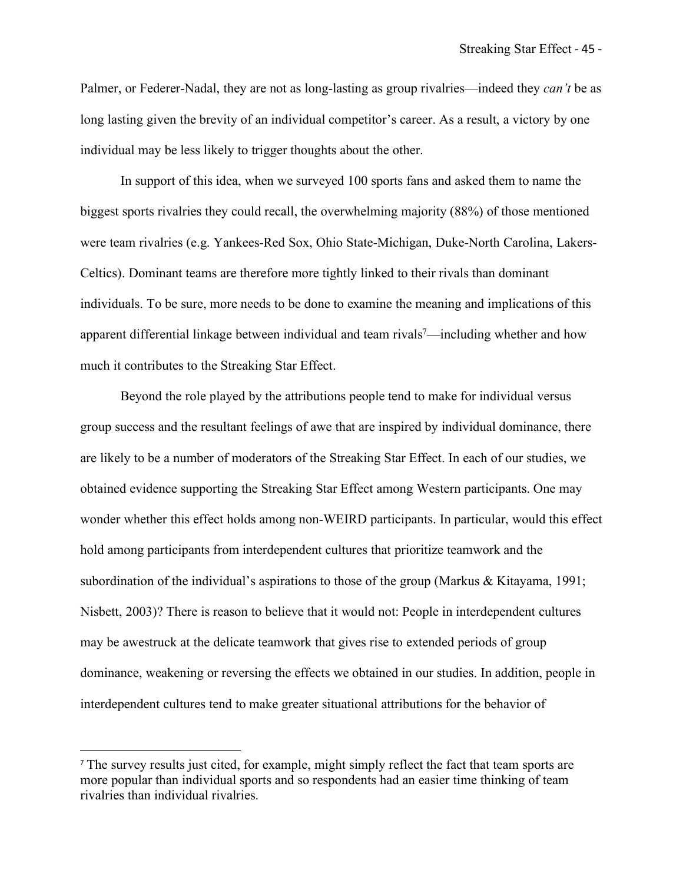Palmer, or Federer-Nadal, they are not as long-lasting as group rivalries—indeed they *can't* be as long lasting given the brevity of an individual competitor's career. As a result, a victory by one individual may be less likely to trigger thoughts about the other.

In support of this idea, when we surveyed 100 sports fans and asked them to name the biggest sports rivalries they could recall, the overwhelming majority (88%) of those mentioned were team rivalries (e.g. Yankees-Red Sox, Ohio State-Michigan, Duke-North Carolina, Lakers-Celtics). Dominant teams are therefore more tightly linked to their rivals than dominant individuals. To be sure, more needs to be done to examine the meaning and implications of this apparent differential linkage between individual and team rivals[7]—including whether and how much it contributes to the Streaking Star Effect.

Beyond the role played by the attributions people tend to make for individual versus group success and the resultant feelings of awe that are inspired by individual dominance, there are likely to be a number of moderators of the Streaking Star Effect. In each of our studies, we obtained evidence supporting the Streaking Star Effect among Western participants. One may wonder whether this effect holds among non-WEIRD participants. In particular, would this effect hold among participants from interdependent cultures that prioritize teamwork and the subordination of the individual's aspirations to those of the group (Markus & Kitayama, 1991; Nisbett, 2003)? There is reason to believe that it would not: People in interdependent cultures may be awestruck at the delicate teamwork that gives rise to extended periods of group dominance, weakening or reversing the effects we obtained in our studies. In addition, people in interdependent cultures tend to make greater situational attributions for the behavior of

---

[7] The survey results just cited, for example, might simply reflect the fact that team sports are more popular than individual sports and so respondents had an easier time thinking of team rivalries than individual rivalries.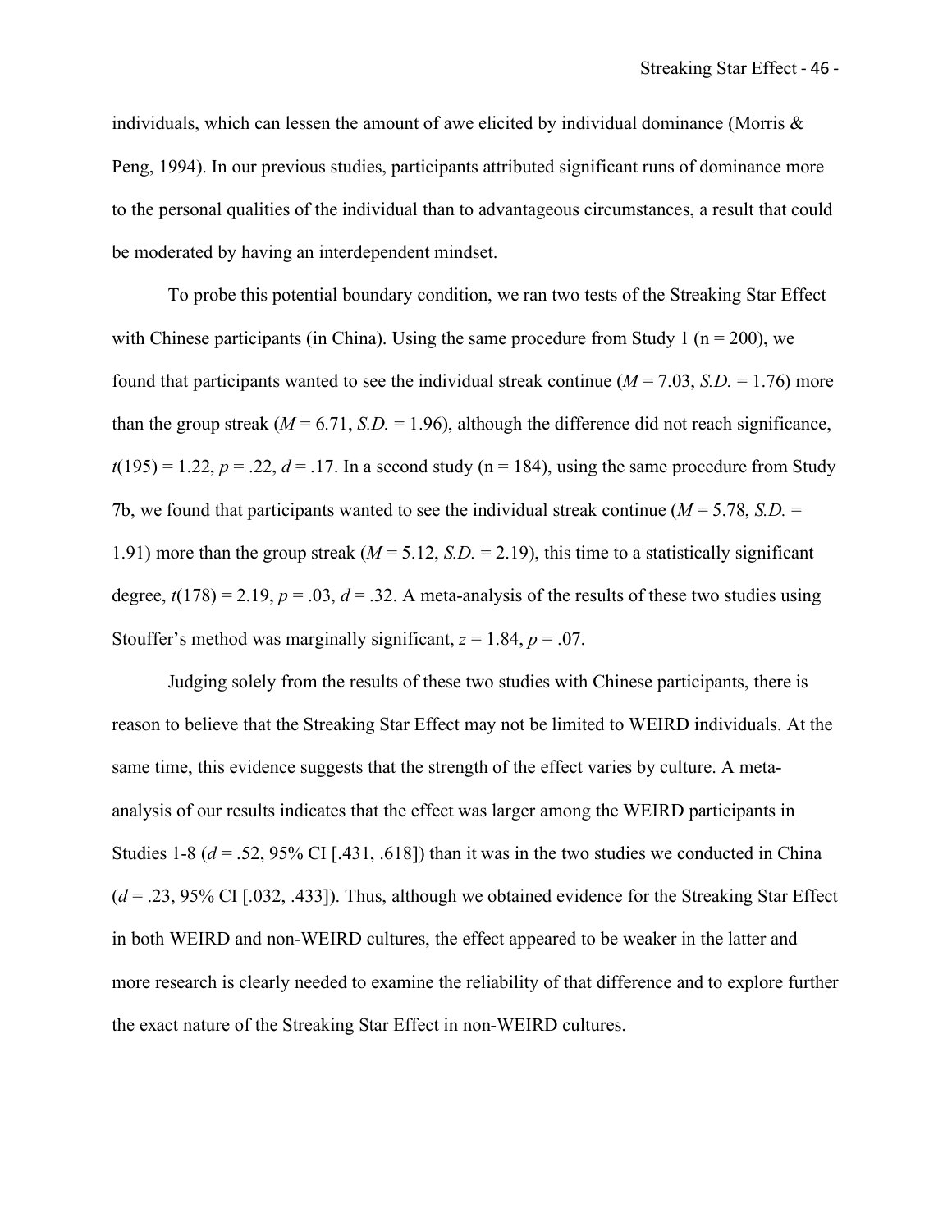individuals, which can lessen the amount of awe elicited by individual dominance (Morris & Peng, 1994). In our previous studies, participants attributed significant runs of dominance more to the personal qualities of the individual than to advantageous circumstances, a result that could be moderated by having an interdependent mindset.

To probe this potential boundary condition, we ran two tests of the Streaking Star Effect with Chinese participants (in China). Using the same procedure from Study 1 ($n = 200$), we found that participants wanted to see the individual streak continue ($M = 7.03$, $S.D. = 1.76$) more than the group streak ($M = 6.71$, $S.D. = 1.96$), although the difference did not reach significance, $t(195) = 1.22$, $p = .22$, $d = .17$. In a second study ($n = 184$), using the same procedure from Study 7b, we found that participants wanted to see the individual streak continue ($M = 5.78$, $S.D. = 1.91$) more than the group streak ($M = 5.12$, $S.D. = 2.19$), this time to a statistically significant degree, $t(178) = 2.19$, $p = .03$, $d = .32$. A meta-analysis of the results of these two studies using Stouffer's method was marginally significant, $z = 1.84$, $p = .07$.

Judging solely from the results of these two studies with Chinese participants, there is reason to believe that the Streaking Star Effect may not be limited to WEIRD individuals. At the same time, this evidence suggests that the strength of the effect varies by culture. A meta-analysis of our results indicates that the effect was larger among the WEIRD participants in Studies 1-8 ($d = .52$, 95% CI [.431, .618]) than it was in the two studies we conducted in China ($d = .23$, 95% CI [.032, .433]). Thus, although we obtained evidence for the Streaking Star Effect in both WEIRD and non-WEIRD cultures, the effect appeared to be weaker in the latter and more research is clearly needed to examine the reliability of that difference and to explore further the exact nature of the Streaking Star Effect in non-WEIRD cultures.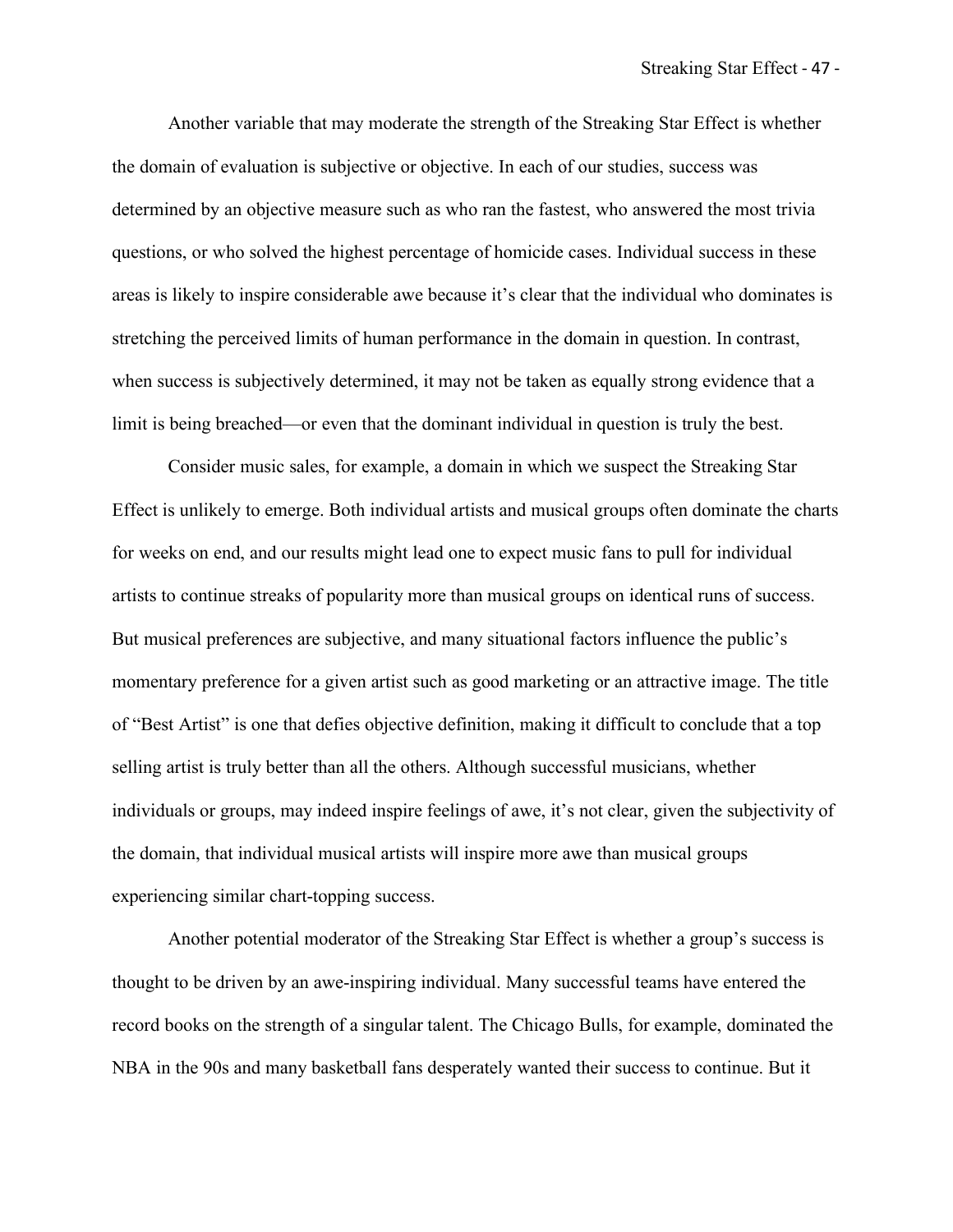Another variable that may moderate the strength of the Streaking Star Effect is whether the domain of evaluation is subjective or objective. In each of our studies, success was determined by an objective measure such as who ran the fastest, who answered the most trivia questions, or who solved the highest percentage of homicide cases. Individual success in these areas is likely to inspire considerable awe because it's clear that the individual who dominates is stretching the perceived limits of human performance in the domain in question. In contrast, when success is subjectively determined, it may not be taken as equally strong evidence that a limit is being breached—or even that the dominant individual in question is truly the best.

Consider music sales, for example, a domain in which we suspect the Streaking Star Effect is unlikely to emerge. Both individual artists and musical groups often dominate the charts for weeks on end, and our results might lead one to expect music fans to pull for individual artists to continue streaks of popularity more than musical groups on identical runs of success. But musical preferences are subjective, and many situational factors influence the public's momentary preference for a given artist such as good marketing or an attractive image. The title of "Best Artist" is one that defies objective definition, making it difficult to conclude that a top selling artist is truly better than all the others. Although successful musicians, whether individuals or groups, may indeed inspire feelings of awe, it's not clear, given the subjectivity of the domain, that individual musical artists will inspire more awe than musical groups experiencing similar chart-topping success.

Another potential moderator of the Streaking Star Effect is whether a group's success is thought to be driven by an awe-inspiring individual. Many successful teams have entered the record books on the strength of a singular talent. The Chicago Bulls, for example, dominated the NBA in the 90s and many basketball fans desperately wanted their success to continue. But it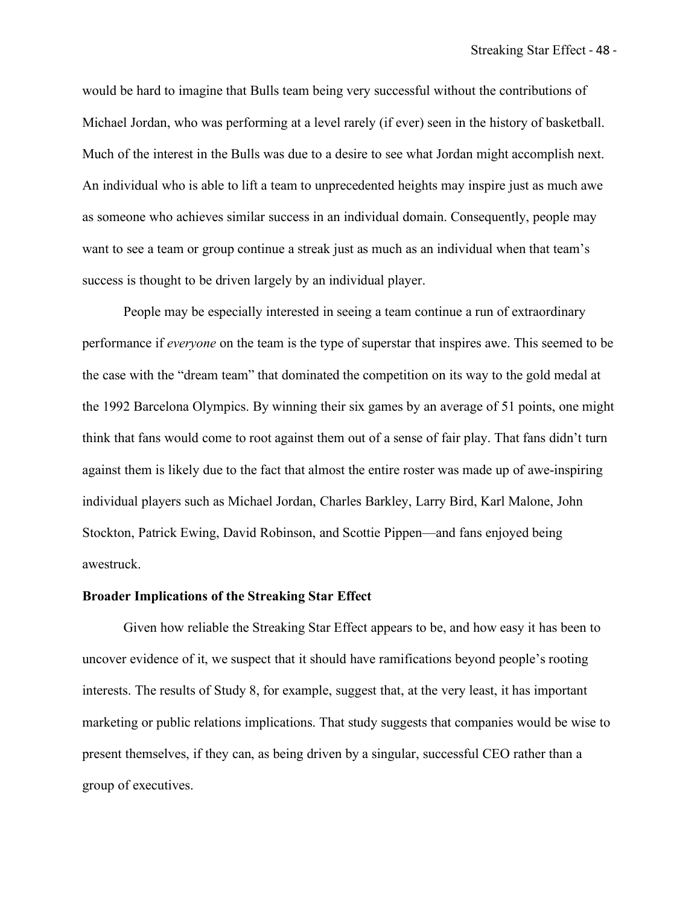would be hard to imagine that Bulls team being very successful without the contributions of Michael Jordan, who was performing at a level rarely (if ever) seen in the history of basketball. Much of the interest in the Bulls was due to a desire to see what Jordan might accomplish next. An individual who is able to lift a team to unprecedented heights may inspire just as much awe as someone who achieves similar success in an individual domain. Consequently, people may want to see a team or group continue a streak just as much as an individual when that team's success is thought to be driven largely by an individual player.

People may be especially interested in seeing a team continue a run of extraordinary performance if *everyone* on the team is the type of superstar that inspires awe. This seemed to be the case with the "dream team" that dominated the competition on its way to the gold medal at the 1992 Barcelona Olympics. By winning their six games by an average of 51 points, one might think that fans would come to root against them out of a sense of fair play. That fans didn't turn against them is likely due to the fact that almost the entire roster was made up of awe-inspiring individual players such as Michael Jordan, Charles Barkley, Larry Bird, Karl Malone, John Stockton, Patrick Ewing, David Robinson, and Scottie Pippen—and fans enjoyed being awestruck.

**Broader Implications of the Streaking Star Effect**

Given how reliable the Streaking Star Effect appears to be, and how easy it has been to uncover evidence of it, we suspect that it should have ramifications beyond people's rooting interests. The results of Study 8, for example, suggest that, at the very least, it has important marketing or public relations implications. That study suggests that companies would be wise to present themselves, if they can, as being driven by a singular, successful CEO rather than a group of executives.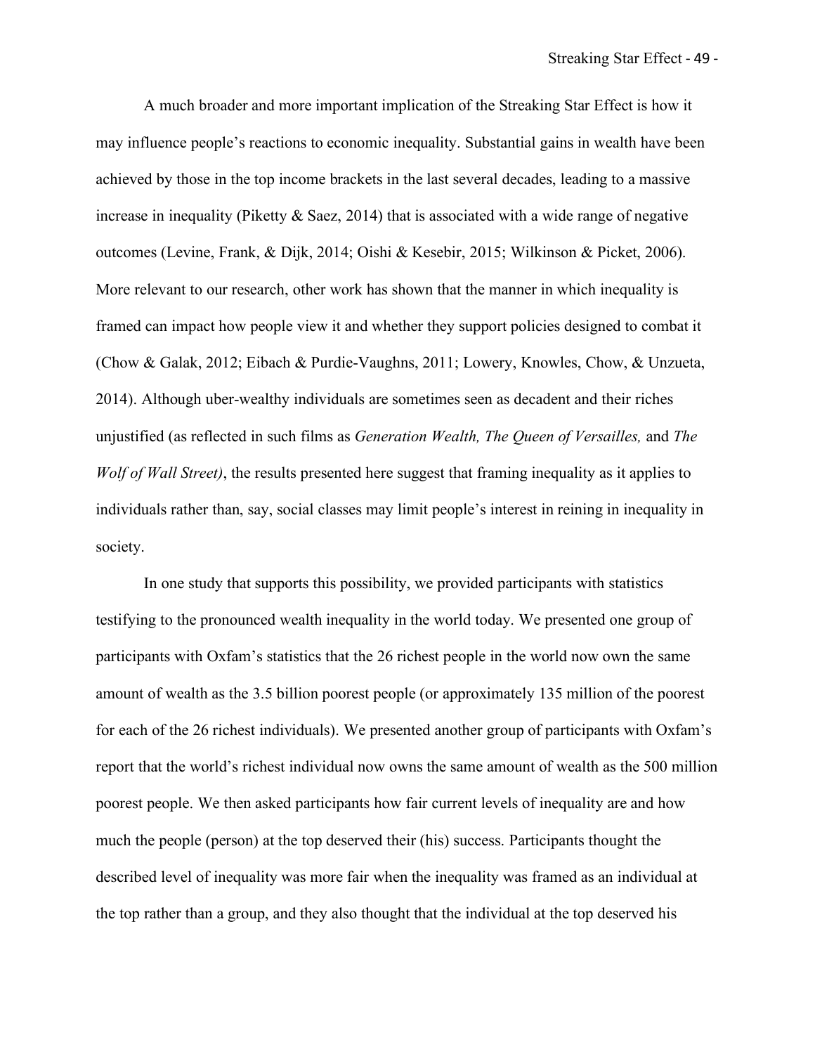A much broader and more important implication of the Streaking Star Effect is how it may influence people's reactions to economic inequality. Substantial gains in wealth have been achieved by those in the top income brackets in the last several decades, leading to a massive increase in inequality (Piketty & Saez, 2014) that is associated with a wide range of negative outcomes (Levine, Frank, & Dijk, 2014; Oishi & Kesebir, 2015; Wilkinson & Picket, 2006). More relevant to our research, other work has shown that the manner in which inequality is framed can impact how people view it and whether they support policies designed to combat it (Chow & Galak, 2012; Eibach & Purdie-Vaughns, 2011; Lowery, Knowles, Chow, & Unzueta, 2014). Although uber-wealthy individuals are sometimes seen as decadent and their riches unjustified (as reflected in such films as *Generation Wealth, The Queen of Versailles,* and *The Wolf of Wall Street)*, the results presented here suggest that framing inequality as it applies to individuals rather than, say, social classes may limit people's interest in reining in inequality in society.

In one study that supports this possibility, we provided participants with statistics testifying to the pronounced wealth inequality in the world today. We presented one group of participants with Oxfam's statistics that the 26 richest people in the world now own the same amount of wealth as the 3.5 billion poorest people (or approximately 135 million of the poorest for each of the 26 richest individuals). We presented another group of participants with Oxfam's report that the world's richest individual now owns the same amount of wealth as the 500 million poorest people. We then asked participants how fair current levels of inequality are and how much the people (person) at the top deserved their (his) success. Participants thought the described level of inequality was more fair when the inequality was framed as an individual at the top rather than a group, and they also thought that the individual at the top deserved his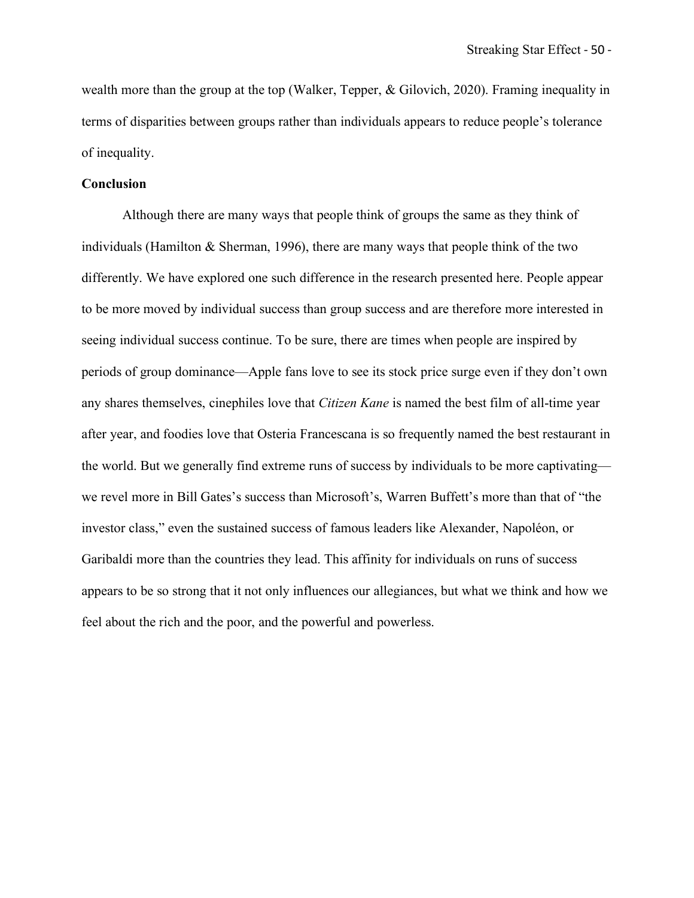wealth more than the group at the top (Walker, Tepper, & Gilovich, 2020). Framing inequality in terms of disparities between groups rather than individuals appears to reduce people's tolerance of inequality.

**Conclusion**

Although there are many ways that people think of groups the same as they think of individuals (Hamilton & Sherman, 1996), there are many ways that people think of the two differently. We have explored one such difference in the research presented here. People appear to be more moved by individual success than group success and are therefore more interested in seeing individual success continue. To be sure, there are times when people are inspired by periods of group dominance—Apple fans love to see its stock price surge even if they don't own any shares themselves, cinephiles love that *Citizen Kane* is named the best film of all-time year after year, and foodies love that Osteria Francescana is so frequently named the best restaurant in the world. But we generally find extreme runs of success by individuals to be more captivating—we revel more in Bill Gates's success than Microsoft's, Warren Buffett's more than that of "the investor class," even the sustained success of famous leaders like Alexander, Napoléon, or Garibaldi more than the countries they lead. This affinity for individuals on runs of success appears to be so strong that it not only influences our allegiances, but what we think and how we feel about the rich and the poor, and the powerful and powerless.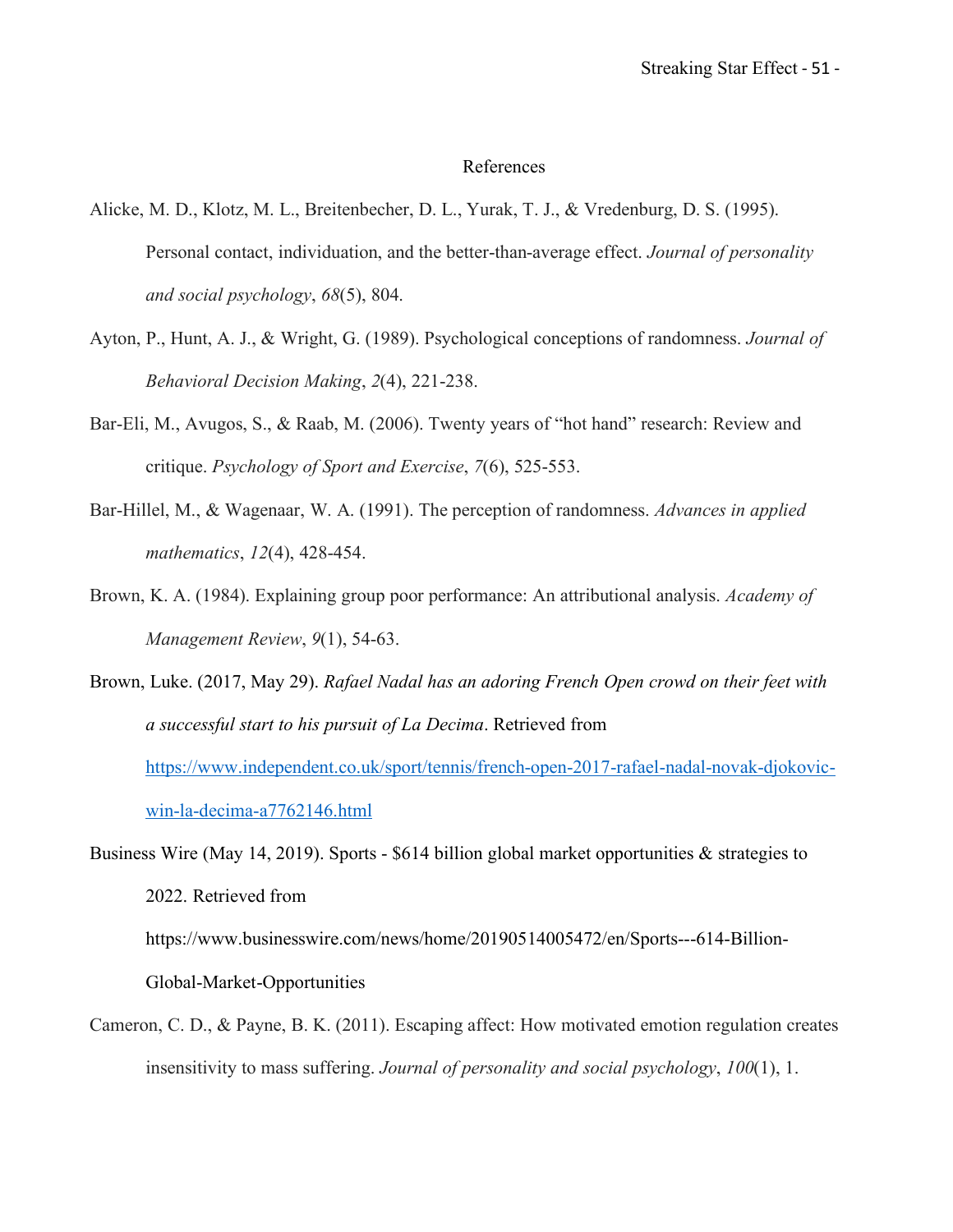# References

Alicke, M. D., Klotz, M. L., Breitenbecher, D. L., Yurak, T. J., & Vredenburg, D. S. (1995). Personal contact, individuation, and the better-than-average effect. *Journal of personality and social psychology*, *68*(5), 804.

Ayton, P., Hunt, A. J., & Wright, G. (1989). Psychological conceptions of randomness. *Journal of Behavioral Decision Making*, *2*(4), 221-238.

Bar-Eli, M., Avugos, S., & Raab, M. (2006). Twenty years of "hot hand" research: Review and critique. *Psychology of Sport and Exercise*, *7*(6), 525-553.

Bar-Hillel, M., & Wagenaar, W. A. (1991). The perception of randomness. *Advances in applied mathematics*, *12*(4), 428-454.

Brown, K. A. (1984). Explaining group poor performance: An attributional analysis. *Academy of Management Review*, *9*(1), 54-63.

Brown, Luke. (2017, May 29). *Rafael Nadal has an adoring French Open crowd on their feet with a successful start to his pursuit of La Decima*. Retrieved from [https://www.independent.co.uk/sport/tennis/french-open-2017-rafael-nadal-novak-djokovic-win-la-decima-a7762146.html](https://www.independent.co.uk/sport/tennis/french-open-2017-rafael-nadal-novak-djokovic-win-la-decima-a7762146.html)

Business Wire (May 14, 2019). Sports - $614 billion global market opportunities & strategies to 2022. Retrieved from https://www.businesswire.com/news/home/20190514005472/en/Sports---614-Billion-Global-Market-Opportunities

Cameron, C. D., & Payne, B. K. (2011). Escaping affect: How motivated emotion regulation creates insensitivity to mass suffering. *Journal of personality and social psychology*, *100*(1), 1.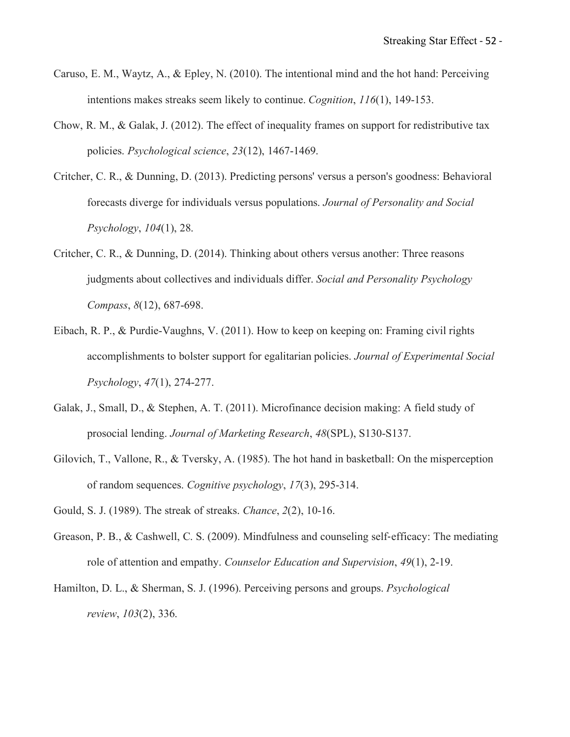Caruso, E. M., Waytz, A., & Epley, N. (2010). The intentional mind and the hot hand: Perceiving intentions makes streaks seem likely to continue. *Cognition*, *116*(1), 149-153.

Chow, R. M., & Galak, J. (2012). The effect of inequality frames on support for redistributive tax policies. *Psychological science*, *23*(12), 1467-1469.

Critcher, C. R., & Dunning, D. (2013). Predicting persons' versus a person's goodness: Behavioral forecasts diverge for individuals versus populations. *Journal of Personality and Social Psychology*, *104*(1), 28.

Critcher, C. R., & Dunning, D. (2014). Thinking about others versus another: Three reasons judgments about collectives and individuals differ. *Social and Personality Psychology Compass*, *8*(12), 687-698.

Eibach, R. P., & Purdie-Vaughns, V. (2011). How to keep on keeping on: Framing civil rights accomplishments to bolster support for egalitarian policies. *Journal of Experimental Social Psychology*, *47*(1), 274-277.

Galak, J., Small, D., & Stephen, A. T. (2011). Microfinance decision making: A field study of prosocial lending. *Journal of Marketing Research*, *48*(SPL), S130-S137.

Gilovich, T., Vallone, R., & Tversky, A. (1985). The hot hand in basketball: On the misperception of random sequences. *Cognitive psychology*, *17*(3), 295-314.

Gould, S. J. (1989). The streak of streaks. *Chance*, *2*(2), 10-16.

Greason, P. B., & Cashwell, C. S. (2009). Mindfulness and counseling self‐efficacy: The mediating role of attention and empathy. *Counselor Education and Supervision*, *49*(1), 2-19.

Hamilton, D. L., & Sherman, S. J. (1996). Perceiving persons and groups. *Psychological review*, *103*(2), 336.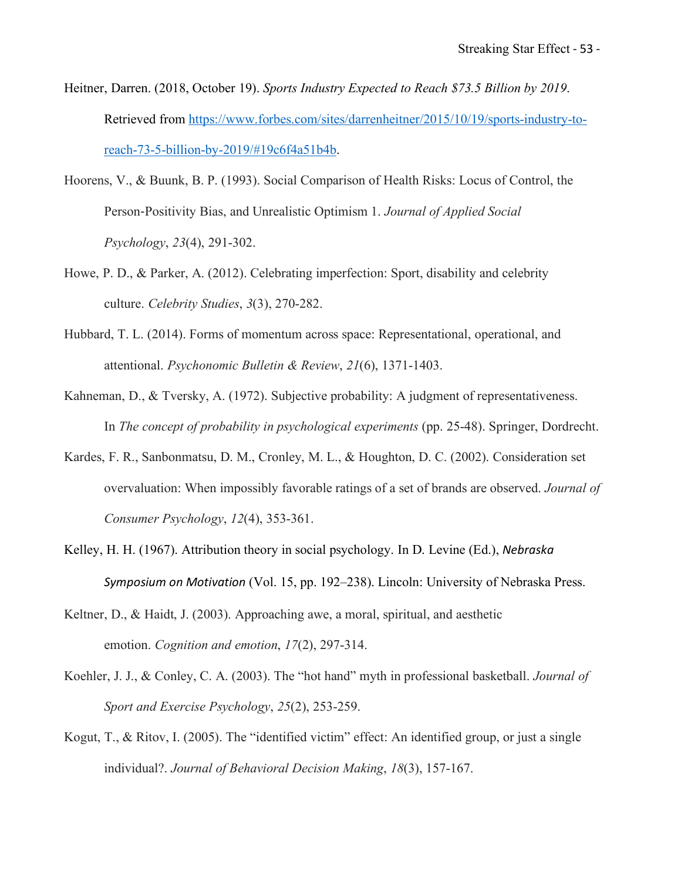Heitner, Darren. (2018, October 19). *Sports Industry Expected to Reach $73.5 Billion by 2019*. Retrieved from [https://www.forbes.com/sites/darrenheitner/2015/10/19/sports-industry-to-reach-73-5-billion-by-2019/#19c6f4a51b4b](https://www.forbes.com/sites/darrenheitner/2015/10/19/sports-industry-to-reach-73-5-billion-by-2019/#19c6f4a51b4b).

Hoorens, V., & Buunk, B. P. (1993). Social Comparison of Health Risks: Locus of Control, the Person-Positivity Bias, and Unrealistic Optimism 1. *Journal of Applied Social Psychology*, *23*(4), 291-302.

Howe, P. D., & Parker, A. (2012). Celebrating imperfection: Sport, disability and celebrity culture. *Celebrity Studies*, *3*(3), 270-282.

Hubbard, T. L. (2014). Forms of momentum across space: Representational, operational, and attentional. *Psychonomic Bulletin & Review*, *21*(6), 1371-1403.

Kahneman, D., & Tversky, A. (1972). Subjective probability: A judgment of representativeness. In *The concept of probability in psychological experiments* (pp. 25-48). Springer, Dordrecht.

Kardes, F. R., Sanbonmatsu, D. M., Cronley, M. L., & Houghton, D. C. (2002). Consideration set overvaluation: When impossibly favorable ratings of a set of brands are observed. *Journal of Consumer Psychology*, *12*(4), 353-361.

Kelley, H. H. (1967). Attribution theory in social psychology. In D. Levine (Ed.), *Nebraska Symposium on Motivation* (Vol. 15, pp. 192–238). Lincoln: University of Nebraska Press.

Keltner, D., & Haidt, J. (2003). Approaching awe, a moral, spiritual, and aesthetic emotion. *Cognition and emotion*, *17*(2), 297-314.

Koehler, J. J., & Conley, C. A. (2003). The "hot hand" myth in professional basketball. *Journal of Sport and Exercise Psychology*, *25*(2), 253-259.

Kogut, T., & Ritov, I. (2005). The "identified victim" effect: An identified group, or just a single individual?. *Journal of Behavioral Decision Making*, *18*(3), 157-167.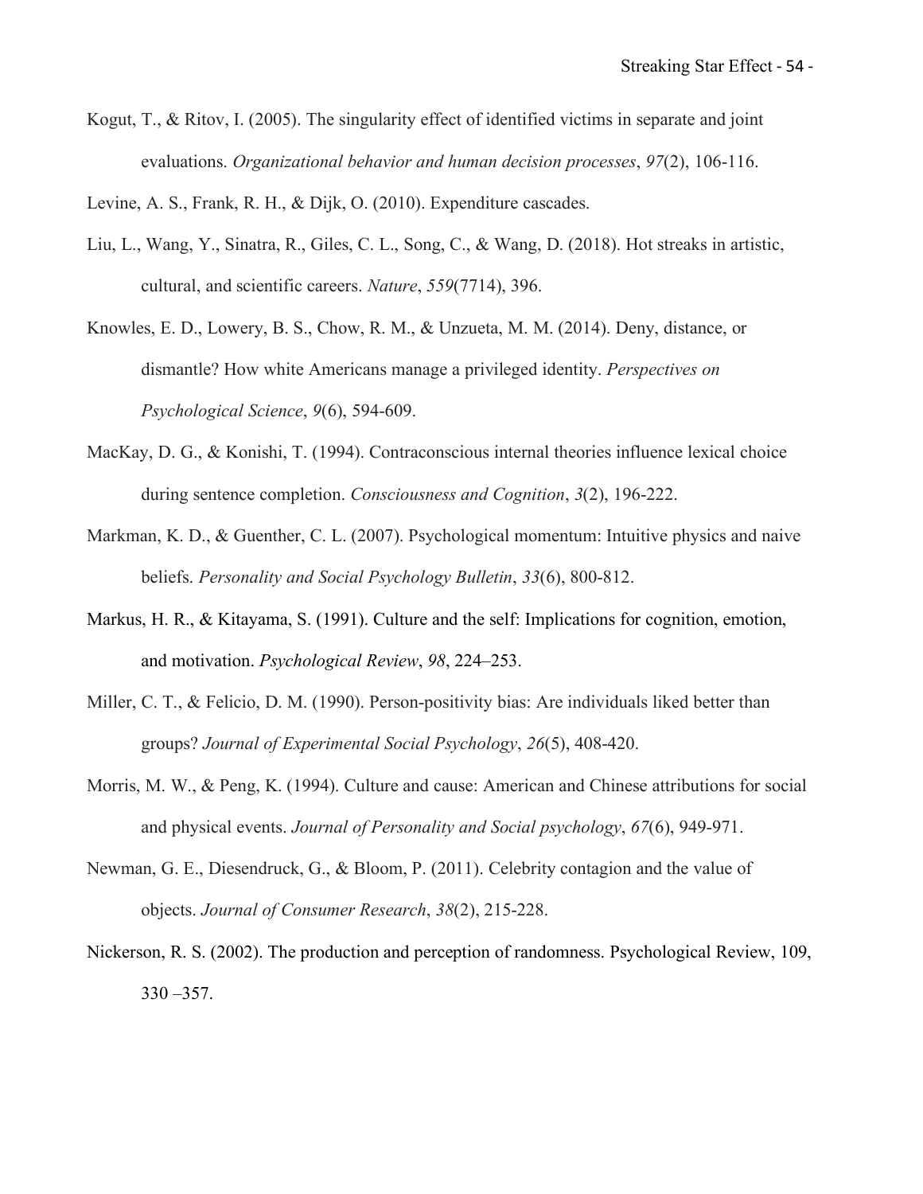Kogut, T., & Ritov, I. (2005). The singularity effect of identified victims in separate and joint evaluations. *Organizational behavior and human decision processes*, *97*(2), 106-116.

Levine, A. S., Frank, R. H., & Dijk, O. (2010). Expenditure cascades.

Liu, L., Wang, Y., Sinatra, R., Giles, C. L., Song, C., & Wang, D. (2018). Hot streaks in artistic, cultural, and scientific careers. *Nature*, *559*(7714), 396.

Knowles, E. D., Lowery, B. S., Chow, R. M., & Unzueta, M. M. (2014). Deny, distance, or dismantle? How white Americans manage a privileged identity. *Perspectives on Psychological Science*, *9*(6), 594-609.

MacKay, D. G., & Konishi, T. (1994). Contraconscious internal theories influence lexical choice during sentence completion. *Consciousness and Cognition*, *3*(2), 196-222.

Markman, K. D., & Guenther, C. L. (2007). Psychological momentum: Intuitive physics and naive beliefs. *Personality and Social Psychology Bulletin*, *33*(6), 800-812.

Markus, H. R., & Kitayama, S. (1991). Culture and the self: Implications for cognition, emotion, and motivation. *Psychological Review*, *98*, 224–253.

Miller, C. T., & Felicio, D. M. (1990). Person-positivity bias: Are individuals liked better than groups? *Journal of Experimental Social Psychology*, *26*(5), 408-420.

Morris, M. W., & Peng, K. (1994). Culture and cause: American and Chinese attributions for social and physical events. *Journal of Personality and Social psychology*, *67*(6), 949-971.

Newman, G. E., Diesendruck, G., & Bloom, P. (2011). Celebrity contagion and the value of objects. *Journal of Consumer Research*, *38*(2), 215-228.

Nickerson, R. S. (2002). The production and perception of randomness. Psychological Review, 109, 330 –357.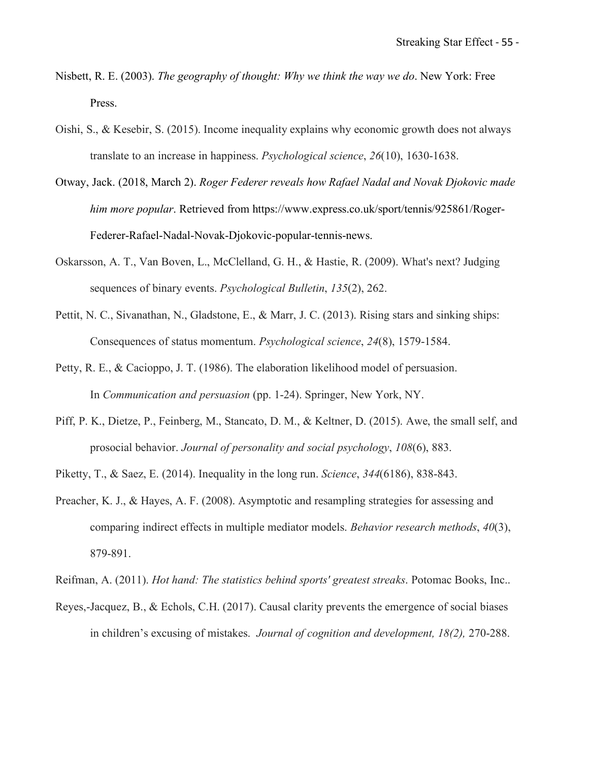Nisbett, R. E. (2003). *The geography of thought: Why we think the way we do*. New York: Free Press.

Oishi, S., & Kesebir, S. (2015). Income inequality explains why economic growth does not always translate to an increase in happiness. *Psychological science*, *26*(10), 1630-1638.

Otway, Jack. (2018, March 2). *Roger Federer reveals how Rafael Nadal and Novak Djokovic made him more popular*. Retrieved from https://www.express.co.uk/sport/tennis/925861/Roger-Federer-Rafael-Nadal-Novak-Djokovic-popular-tennis-news.

Oskarsson, A. T., Van Boven, L., McClelland, G. H., & Hastie, R. (2009). What's next? Judging sequences of binary events. *Psychological Bulletin*, *135*(2), 262.

Pettit, N. C., Sivanathan, N., Gladstone, E., & Marr, J. C. (2013). Rising stars and sinking ships: Consequences of status momentum. *Psychological science*, *24*(8), 1579-1584.

Petty, R. E., & Cacioppo, J. T. (1986). The elaboration likelihood model of persuasion. In *Communication and persuasion* (pp. 1-24). Springer, New York, NY.

Piff, P. K., Dietze, P., Feinberg, M., Stancato, D. M., & Keltner, D. (2015). Awe, the small self, and prosocial behavior. *Journal of personality and social psychology*, *108*(6), 883.

Piketty, T., & Saez, E. (2014). Inequality in the long run. *Science*, *344*(6186), 838-843.

Preacher, K. J., & Hayes, A. F. (2008). Asymptotic and resampling strategies for assessing and comparing indirect effects in multiple mediator models. *Behavior research methods*, *40*(3), 879-891.

Reifman, A. (2011). *Hot hand: The statistics behind sports' greatest streaks*. Potomac Books, Inc..

Reyes,-Jacquez, B., & Echols, C.H. (2017). Causal clarity prevents the emergence of social biases in children's excusing of mistakes. *Journal of cognition and development, 18(2),* 270-288.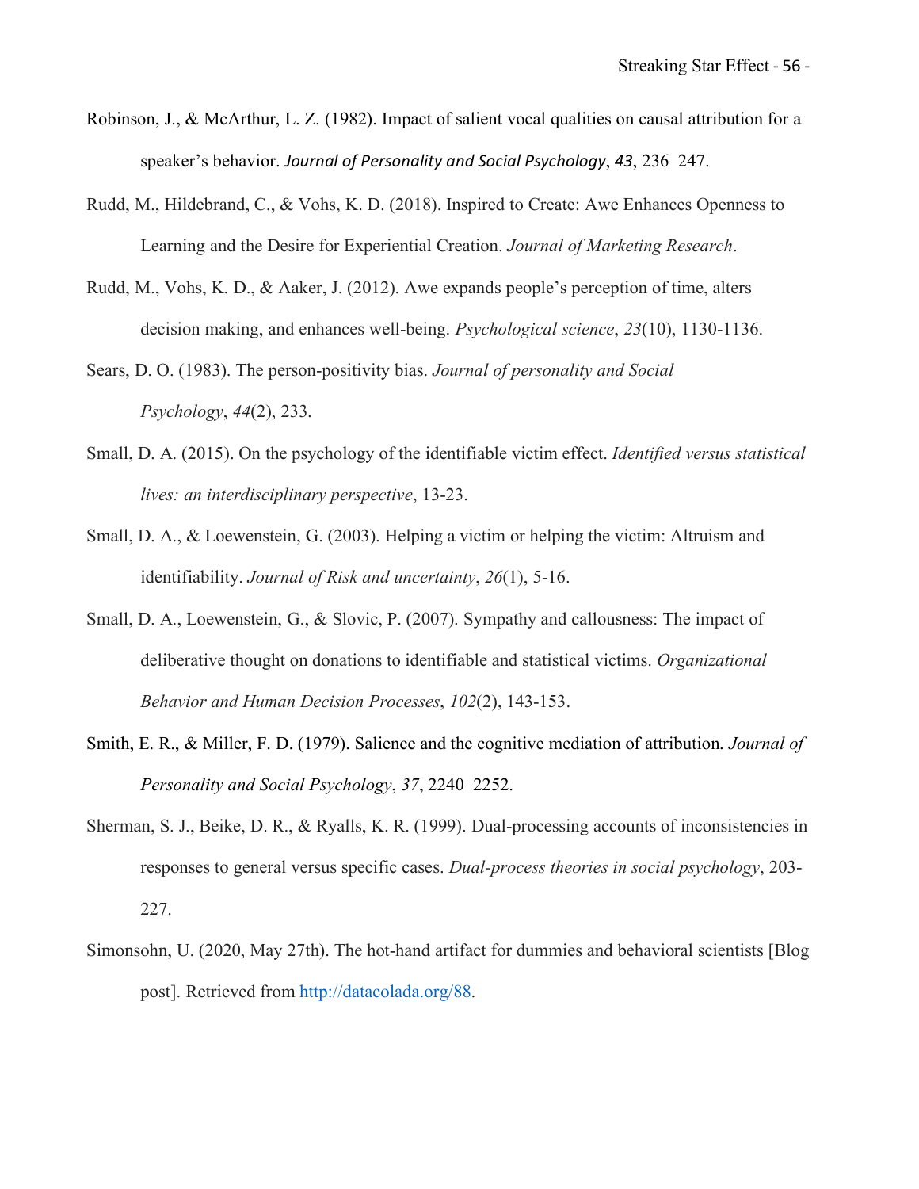Robinson, J., & McArthur, L. Z. (1982). Impact of salient vocal qualities on causal attribution for a speaker's behavior. *Journal of Personality and Social Psychology*, *43*, 236–247.

Rudd, M., Hildebrand, C., & Vohs, K. D. (2018). Inspired to Create: Awe Enhances Openness to Learning and the Desire for Experiential Creation. *Journal of Marketing Research*.

Rudd, M., Vohs, K. D., & Aaker, J. (2012). Awe expands people's perception of time, alters decision making, and enhances well-being. *Psychological science*, *23*(10), 1130-1136.

Sears, D. O. (1983). The person-positivity bias. *Journal of personality and Social Psychology*, *44*(2), 233.

Small, D. A. (2015). On the psychology of the identifiable victim effect. *Identified versus statistical lives: an interdisciplinary perspective*, 13-23.

Small, D. A., & Loewenstein, G. (2003). Helping a victim or helping the victim: Altruism and identifiability. *Journal of Risk and uncertainty*, *26*(1), 5-16.

Small, D. A., Loewenstein, G., & Slovic, P. (2007). Sympathy and callousness: The impact of deliberative thought on donations to identifiable and statistical victims. *Organizational Behavior and Human Decision Processes*, *102*(2), 143-153.

Smith, E. R., & Miller, F. D. (1979). Salience and the cognitive mediation of attribution. *Journal of Personality and Social Psychology*, *37*, 2240–2252.

Sherman, S. J., Beike, D. R., & Ryalls, K. R. (1999). Dual-processing accounts of inconsistencies in responses to general versus specific cases. *Dual-process theories in social psychology*, 203-227.

Simonsohn, U. (2020, May 27th). The hot-hand artifact for dummies and behavioral scientists [Blog post]. Retrieved from http://datacolada.org/88.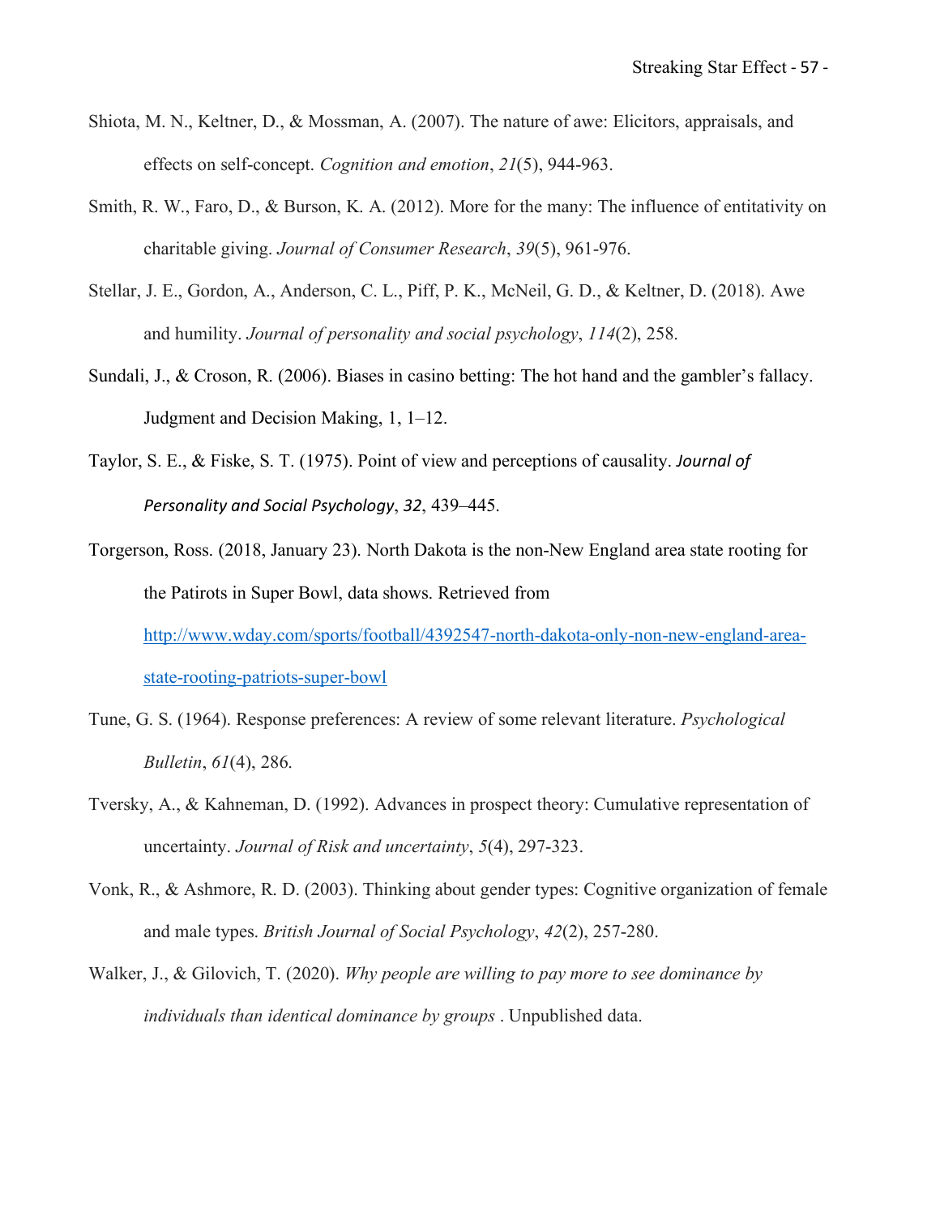Shiota, M. N., Keltner, D., & Mossman, A. (2007). The nature of awe: Elicitors, appraisals, and effects on self-concept. *Cognition and emotion*, *21*(5), 944-963.

Smith, R. W., Faro, D., & Burson, K. A. (2012). More for the many: The influence of entitativity on charitable giving. *Journal of Consumer Research*, *39*(5), 961-976.

Stellar, J. E., Gordon, A., Anderson, C. L., Piff, P. K., McNeil, G. D., & Keltner, D. (2018). Awe and humility. *Journal of personality and social psychology*, *114*(2), 258.

Sundali, J., & Croson, R. (2006). Biases in casino betting: The hot hand and the gambler's fallacy. Judgment and Decision Making, 1, 1–12.

Taylor, S. E., & Fiske, S. T. (1975). Point of view and perceptions of causality. *Journal of Personality and Social Psychology*, *32*, 439–445.

Torgerson, Ross. (2018, January 23). North Dakota is the non-New England area state rooting for the Patirots in Super Bowl, data shows. Retrieved from [http://www.wday.com/sports/football/4392547-north-dakota-only-non-new-england-area-state-rooting-patriots-super-bowl](http://www.wday.com/sports/football/4392547-north-dakota-only-non-new-england-area-state-rooting-patriots-super-bowl)

Tune, G. S. (1964). Response preferences: A review of some relevant literature. *Psychological Bulletin*, *61*(4), 286.

Tversky, A., & Kahneman, D. (1992). Advances in prospect theory: Cumulative representation of uncertainty. *Journal of Risk and uncertainty*, *5*(4), 297-323.

Vonk, R., & Ashmore, R. D. (2003). Thinking about gender types: Cognitive organization of female and male types. *British Journal of Social Psychology*, *42*(2), 257-280.

Walker, J., & Gilovich, T. (2020). *Why people are willing to pay more to see dominance by individuals than identical dominance by groups* . Unpublished data.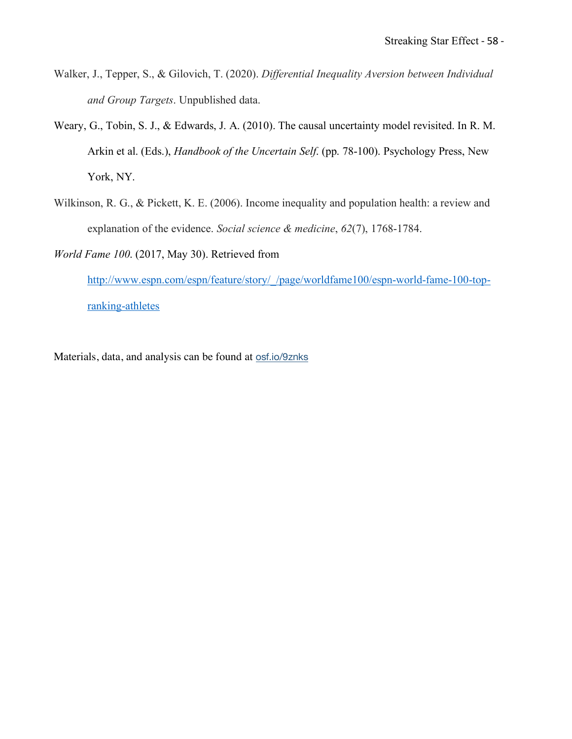Walker, J., Tepper, S., & Gilovich, T. (2020). *Differential Inequality Aversion between Individual and Group Targets*. Unpublished data.

Weary, G., Tobin, S. J., & Edwards, J. A. (2010). The causal uncertainty model revisited. In R. M. Arkin et al. (Eds.), *Handbook of the Uncertain Self*. (pp. 78-100). Psychology Press, New York, NY.

Wilkinson, R. G., & Pickett, K. E. (2006). Income inequality and population health: a review and explanation of the evidence. *Social science & medicine*, *62*(7), 1768-1784.

*World Fame 100*. (2017, May 30). Retrieved from http://www.espn.com/espn/feature/story/_/page/worldfame100/espn-world-fame-100-top-ranking-athletes

Materials, data, and analysis can be found at osf.io/9znks